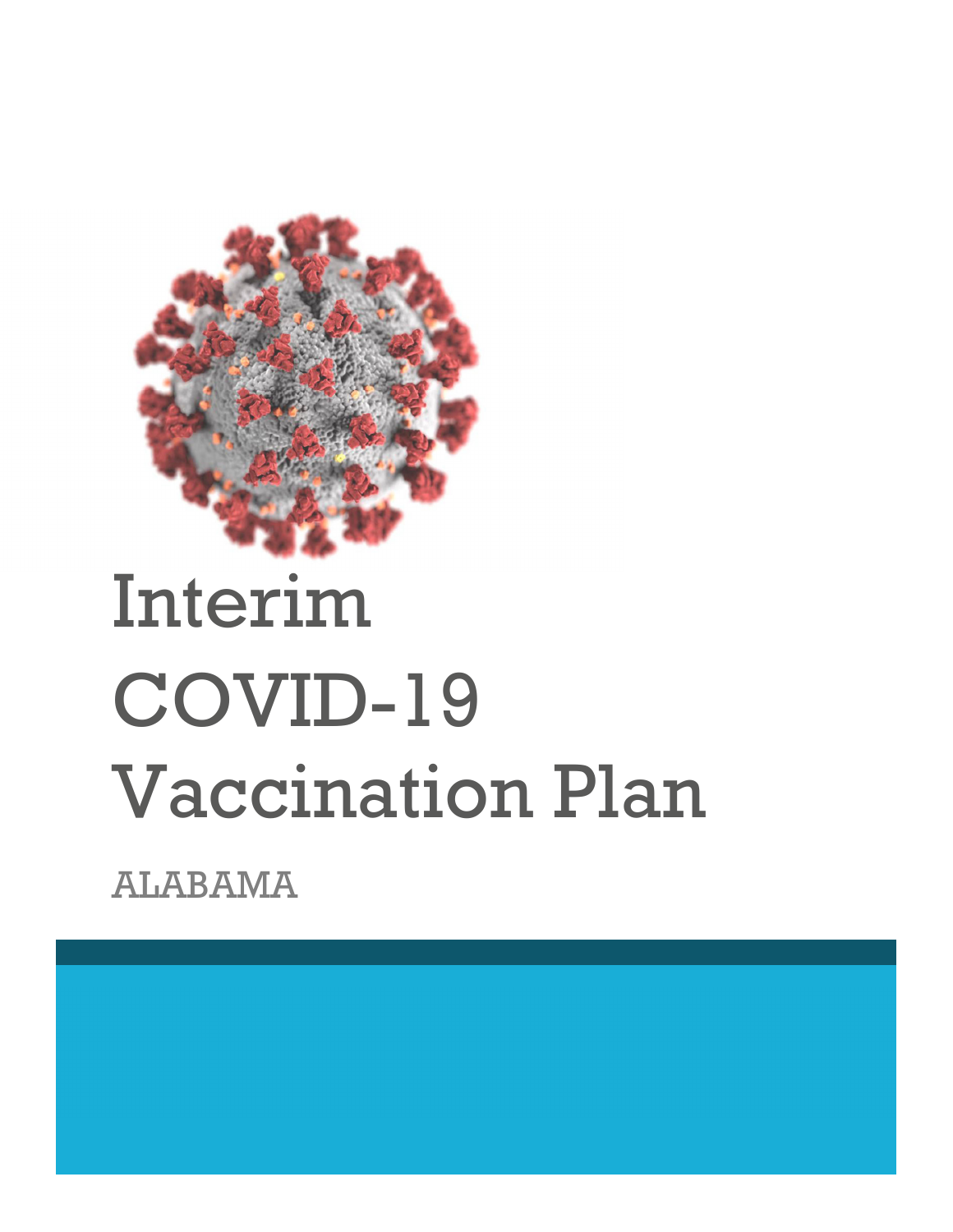# Interim COVID-19 Vaccination Plan

ALABAMA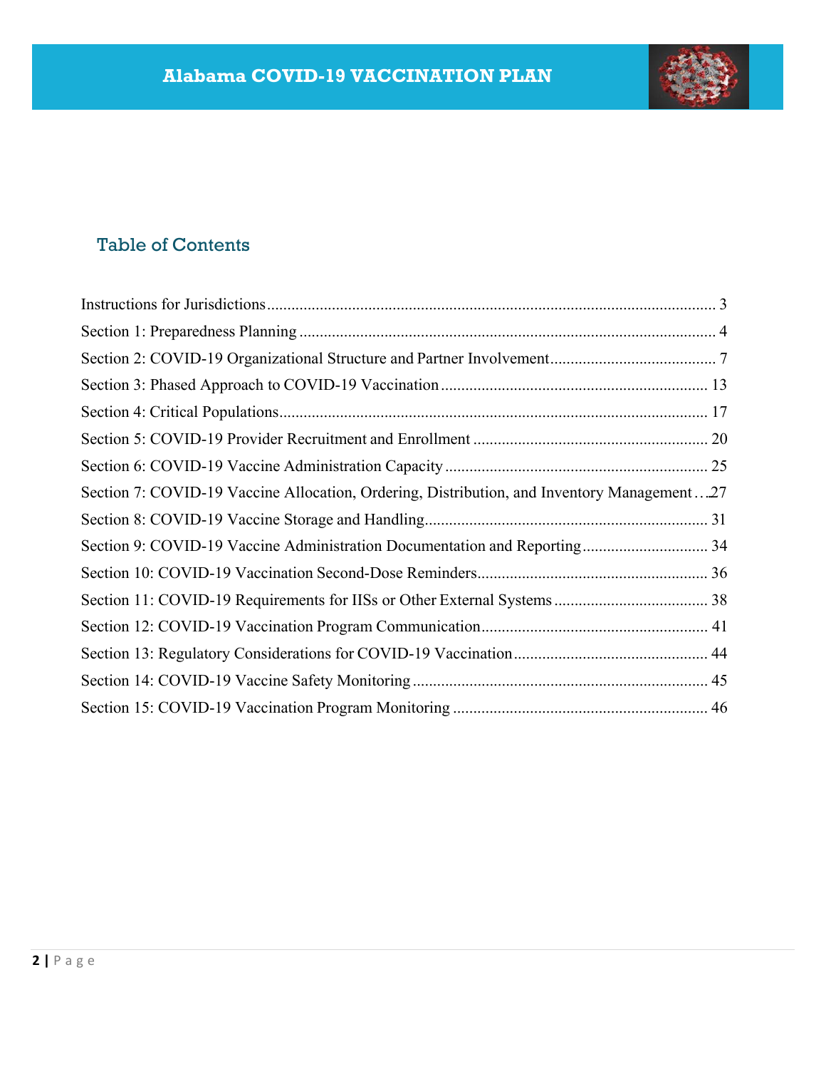## Table of Contents

Instructions for Jurisdictions ... 3

Section 1: Preparedness Planning ... 4

Section 2: COVID-19 Organizational Structure and Partner Involvement ... 7

Section 3: Phased Approach to COVID-19 Vaccination ... 13

Section 4: Critical Populations ... 17

Section 5: COVID-19 Provider Recruitment and Enrollment ... 20

Section 6: COVID-19 Vaccine Administration Capacity ... 25

Section 7: COVID-19 Vaccine Allocation, Ordering, Distribution, and Inventory Management ... 27

Section 8: COVID-19 Vaccine Storage and Handling ... 31

Section 9: COVID-19 Vaccine Administration Documentation and Reporting ... 34

Section 10: COVID-19 Vaccination Second-Dose Reminders ... 36

Section 11: COVID-19 Requirements for IISs or Other External Systems ... 38

Section 12: COVID-19 Vaccination Program Communication ... 41

Section 13: Regulatory Considerations for COVID-19 Vaccination ... 44

Section 14: COVID-19 Vaccine Safety Monitoring ... 45

Section 15: COVID-19 Vaccination Program Monitoring ... 46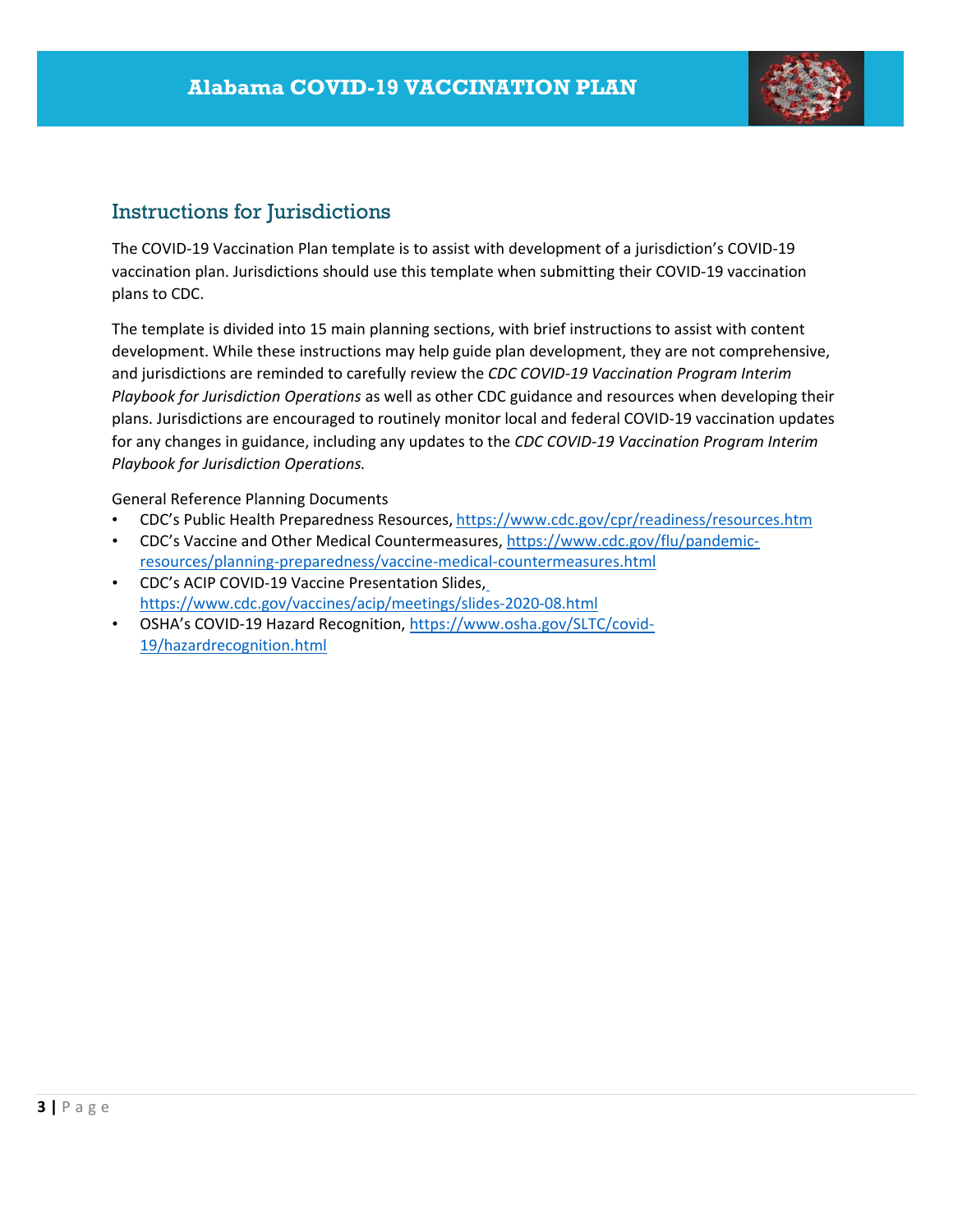## Instructions for Jurisdictions

The COVID-19 Vaccination Plan template is to assist with development of a jurisdiction's COVID-19 vaccination plan. Jurisdictions should use this template when submitting their COVID-19 vaccination plans to CDC.

The template is divided into 15 main planning sections, with brief instructions to assist with content development. While these instructions may help guide plan development, they are not comprehensive, and jurisdictions are reminded to carefully review the *CDC COVID-19 Vaccination Program Interim Playbook for Jurisdiction Operations* as well as other CDC guidance and resources when developing their plans. Jurisdictions are encouraged to routinely monitor local and federal COVID-19 vaccination updates for any changes in guidance, including any updates to the *CDC COVID-19 Vaccination Program Interim Playbook for Jurisdiction Operations.*

General Reference Planning Documents

- CDC's Public Health Preparedness Resources, https://www.cdc.gov/cpr/readiness/resources.htm
- CDC's Vaccine and Other Medical Countermeasures, https://www.cdc.gov/flu/pandemic-resources/planning-preparedness/vaccine-medical-countermeasures.html
- CDC's ACIP COVID-19 Vaccine Presentation Slides, https://www.cdc.gov/vaccines/acip/meetings/slides-2020-08.html
- OSHA's COVID-19 Hazard Recognition, https://www.osha.gov/SLTC/covid-19/hazardrecognition.html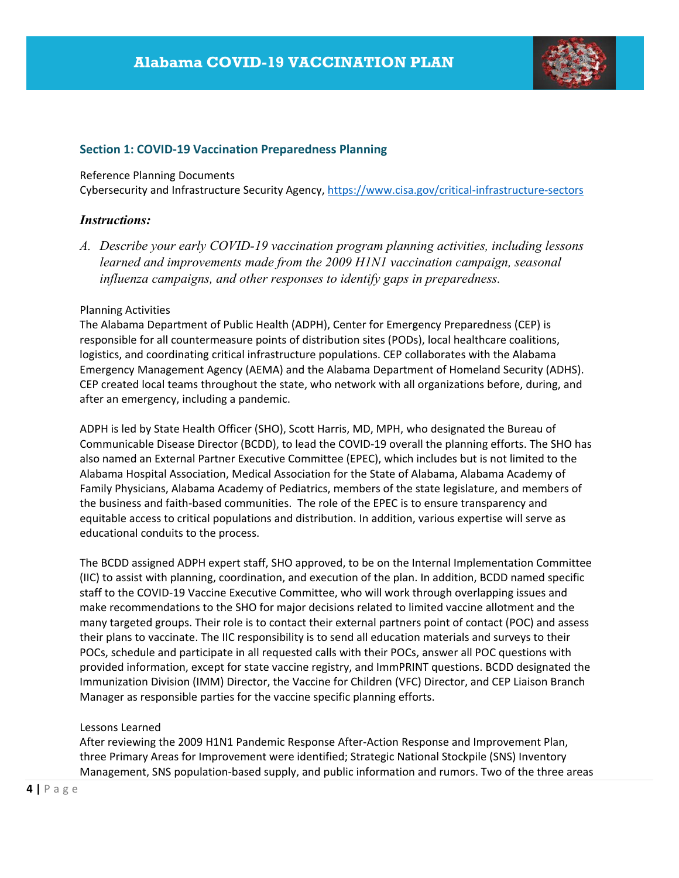## Section 1: COVID-19 Vaccination Preparedness Planning

Reference Planning Documents
Cybersecurity and Infrastructure Security Agency, https://www.cisa.gov/critical-infrastructure-sectors

### *Instructions:*

*A. Describe your early COVID-19 vaccination program planning activities, including lessons learned and improvements made from the 2009 H1N1 vaccination campaign, seasonal influenza campaigns, and other responses to identify gaps in preparedness.*

Planning Activities
The Alabama Department of Public Health (ADPH), Center for Emergency Preparedness (CEP) is responsible for all countermeasure points of distribution sites (PODs), local healthcare coalitions, logistics, and coordinating critical infrastructure populations. CEP collaborates with the Alabama Emergency Management Agency (AEMA) and the Alabama Department of Homeland Security (ADHS). CEP created local teams throughout the state, who network with all organizations before, during, and after an emergency, including a pandemic.

ADPH is led by State Health Officer (SHO), Scott Harris, MD, MPH, who designated the Bureau of Communicable Disease Director (BCDD), to lead the COVID-19 overall the planning efforts. The SHO has also named an External Partner Executive Committee (EPEC), which includes but is not limited to the Alabama Hospital Association, Medical Association for the State of Alabama, Alabama Academy of Family Physicians, Alabama Academy of Pediatrics, members of the state legislature, and members of the business and faith-based communities. The role of the EPEC is to ensure transparency and equitable access to critical populations and distribution. In addition, various expertise will serve as educational conduits to the process.

The BCDD assigned ADPH expert staff, SHO approved, to be on the Internal Implementation Committee (IIC) to assist with planning, coordination, and execution of the plan. In addition, BCDD named specific staff to the COVID-19 Vaccine Executive Committee, who will work through overlapping issues and make recommendations to the SHO for major decisions related to limited vaccine allotment and the many targeted groups. Their role is to contact their external partners point of contact (POC) and assess their plans to vaccinate. The IIC responsibility is to send all education materials and surveys to their POCs, schedule and participate in all requested calls with their POCs, answer all POC questions with provided information, except for state vaccine registry, and ImmPRINT questions. BCDD designated the Immunization Division (IMM) Director, the Vaccine for Children (VFC) Director, and CEP Liaison Branch Manager as responsible parties for the vaccine specific planning efforts.

Lessons Learned
After reviewing the 2009 H1N1 Pandemic Response After-Action Response and Improvement Plan, three Primary Areas for Improvement were identified; Strategic National Stockpile (SNS) Inventory Management, SNS population-based supply, and public information and rumors. Two of the three areas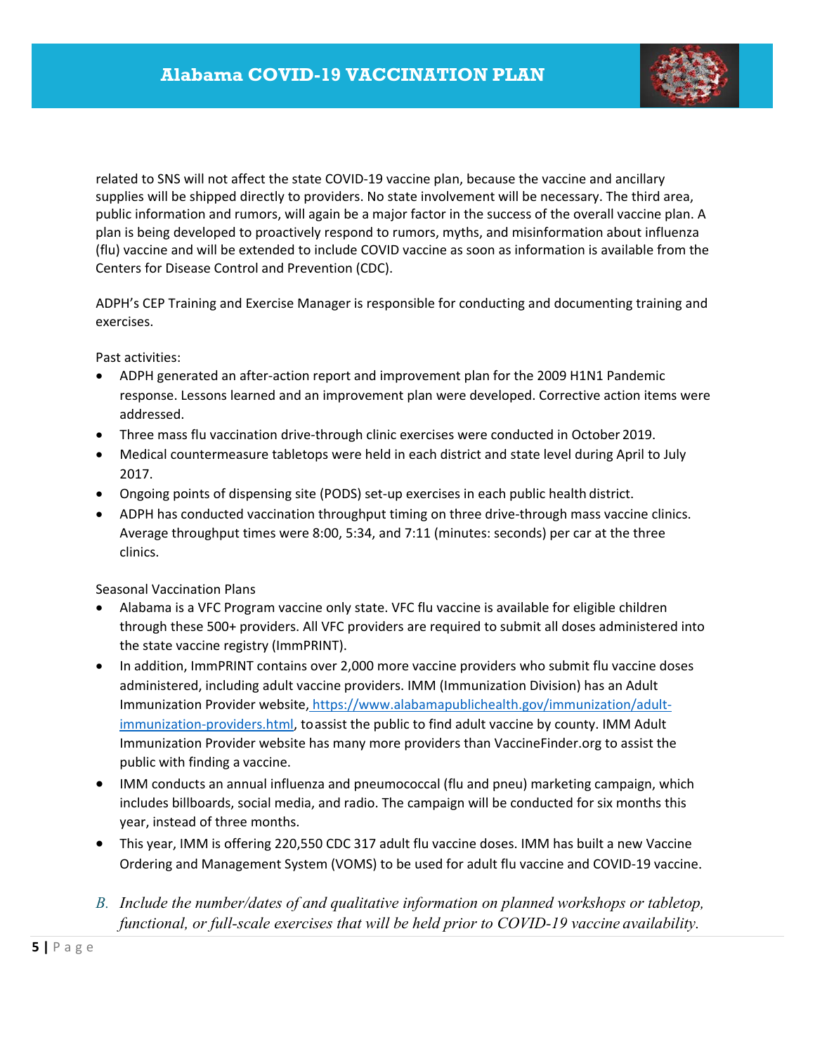related to SNS will not affect the state COVID-19 vaccine plan, because the vaccine and ancillary supplies will be shipped directly to providers. No state involvement will be necessary. The third area, public information and rumors, will again be a major factor in the success of the overall vaccine plan. A plan is being developed to proactively respond to rumors, myths, and misinformation about influenza (flu) vaccine and will be extended to include COVID vaccine as soon as information is available from the Centers for Disease Control and Prevention (CDC).

ADPH's CEP Training and Exercise Manager is responsible for conducting and documenting training and exercises.

Past activities:

- ADPH generated an after-action report and improvement plan for the 2009 H1N1 Pandemic response. Lessons learned and an improvement plan were developed. Corrective action items were addressed.
- Three mass flu vaccination drive-through clinic exercises were conducted in October 2019.
- Medical countermeasure tabletops were held in each district and state level during April to July 2017.
- Ongoing points of dispensing site (PODS) set-up exercises in each public health district.
- ADPH has conducted vaccination throughput timing on three drive-through mass vaccine clinics. Average throughput times were 8:00, 5:34, and 7:11 (minutes: seconds) per car at the three clinics.

Seasonal Vaccination Plans

- Alabama is a VFC Program vaccine only state. VFC flu vaccine is available for eligible children through these 500+ providers. All VFC providers are required to submit all doses administered into the state vaccine registry (ImmPRINT).
- In addition, ImmPRINT contains over 2,000 more vaccine providers who submit flu vaccine doses administered, including adult vaccine providers. IMM (Immunization Division) has an Adult Immunization Provider website, https://www.alabamapublichealth.gov/immunization/adult-immunization-providers.html, to assist the public to find adult vaccine by county. IMM Adult Immunization Provider website has many more providers than VaccineFinder.org to assist the public with finding a vaccine.
- IMM conducts an annual influenza and pneumococcal (flu and pneu) marketing campaign, which includes billboards, social media, and radio. The campaign will be conducted for six months this year, instead of three months.
- This year, IMM is offering 220,550 CDC 317 adult flu vaccine doses. IMM has built a new Vaccine Ordering and Management System (VOMS) to be used for adult flu vaccine and COVID-19 vaccine.

*B. Include the number/dates of and qualitative information on planned workshops or tabletop, functional, or full-scale exercises that will be held prior to COVID-19 vaccine availability.*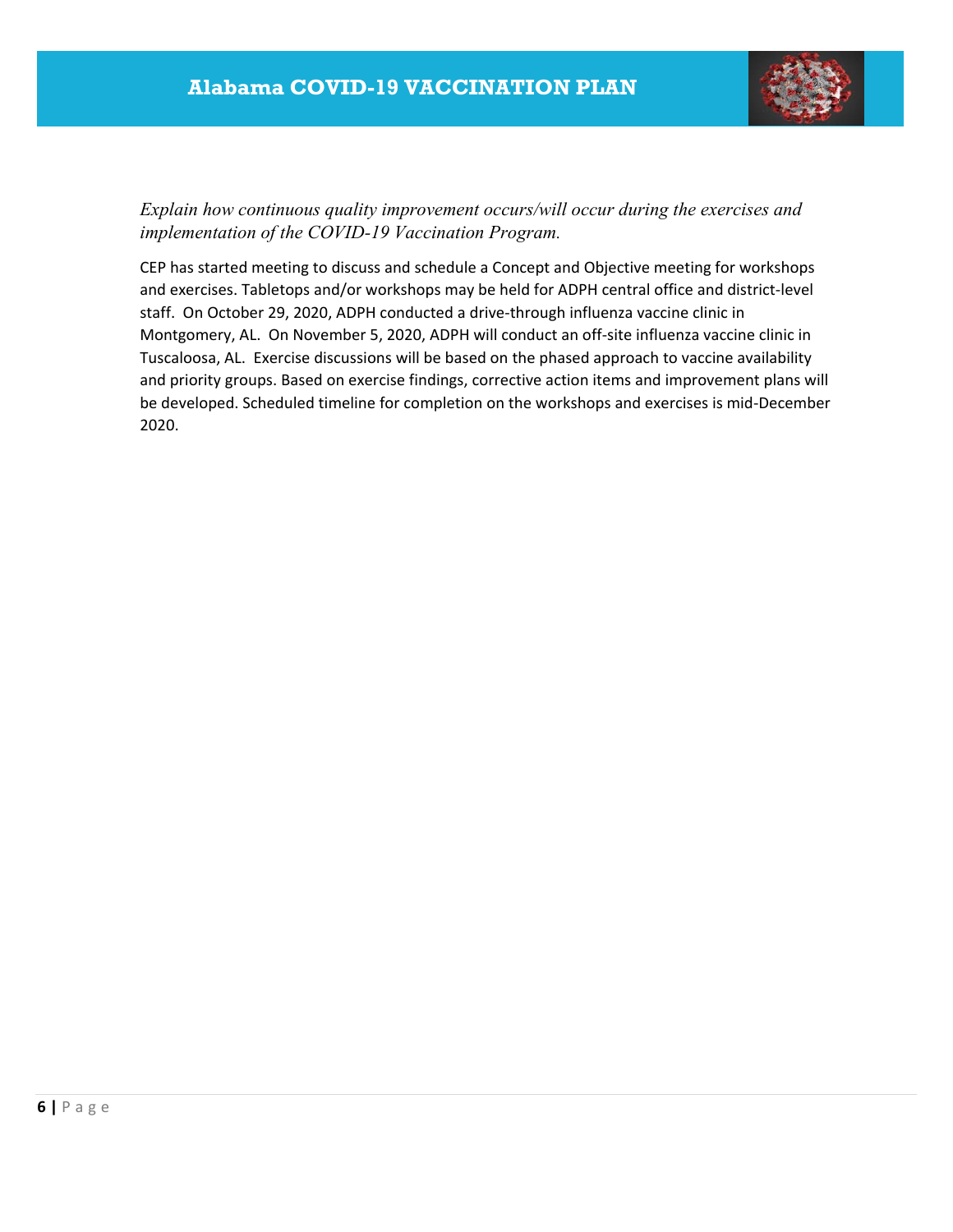*Explain how continuous quality improvement occurs/will occur during the exercises and implementation of the COVID-19 Vaccination Program.*

CEP has started meeting to discuss and schedule a Concept and Objective meeting for workshops and exercises. Tabletops and/or workshops may be held for ADPH central office and district-level staff. On October 29, 2020, ADPH conducted a drive-through influenza vaccine clinic in Montgomery, AL. On November 5, 2020, ADPH will conduct an off-site influenza vaccine clinic in Tuscaloosa, AL. Exercise discussions will be based on the phased approach to vaccine availability and priority groups. Based on exercise findings, corrective action items and improvement plans will be developed. Scheduled timeline for completion on the workshops and exercises is mid-December 2020.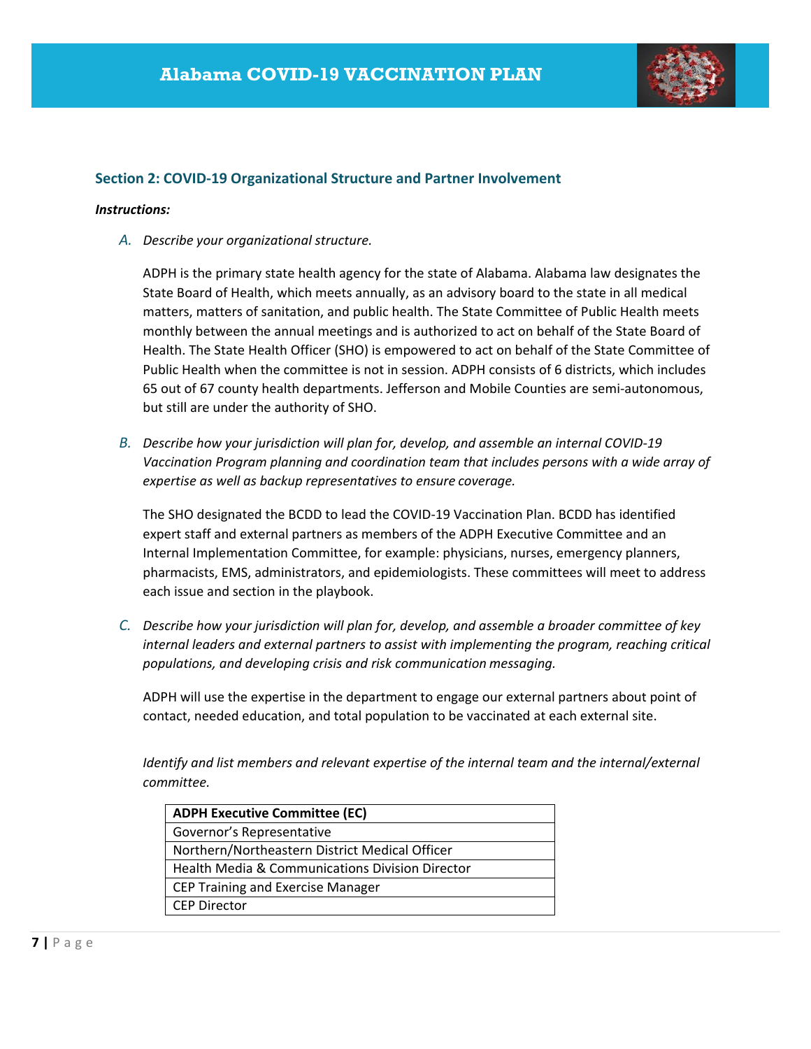## Section 2: COVID-19 Organizational Structure and Partner Involvement

***Instructions:***

*A. Describe your organizational structure.*

ADPH is the primary state health agency for the state of Alabama. Alabama law designates the State Board of Health, which meets annually, as an advisory board to the state in all medical matters, matters of sanitation, and public health. The State Committee of Public Health meets monthly between the annual meetings and is authorized to act on behalf of the State Board of Health. The State Health Officer (SHO) is empowered to act on behalf of the State Committee of Public Health when the committee is not in session. ADPH consists of 6 districts, which includes 65 out of 67 county health departments. Jefferson and Mobile Counties are semi-autonomous, but still are under the authority of SHO.

*B. Describe how your jurisdiction will plan for, develop, and assemble an internal COVID-19 Vaccination Program planning and coordination team that includes persons with a wide array of expertise as well as backup representatives to ensure coverage.*

The SHO designated the BCDD to lead the COVID-19 Vaccination Plan. BCDD has identified expert staff and external partners as members of the ADPH Executive Committee and an Internal Implementation Committee, for example: physicians, nurses, emergency planners, pharmacists, EMS, administrators, and epidemiologists. These committees will meet to address each issue and section in the playbook.

*C. Describe how your jurisdiction will plan for, develop, and assemble a broader committee of key internal leaders and external partners to assist with implementing the program, reaching critical populations, and developing crisis and risk communication messaging.*

ADPH will use the expertise in the department to engage our external partners about point of contact, needed education, and total population to be vaccinated at each external site.

*Identify and list members and relevant expertise of the internal team and the internal/external committee.*

| **ADPH Executive Committee (EC)** |
|---|
| Governor's Representative |
| Northern/Northeastern District Medical Officer |
| Health Media & Communications Division Director |
| CEP Training and Exercise Manager |
| CEP Director |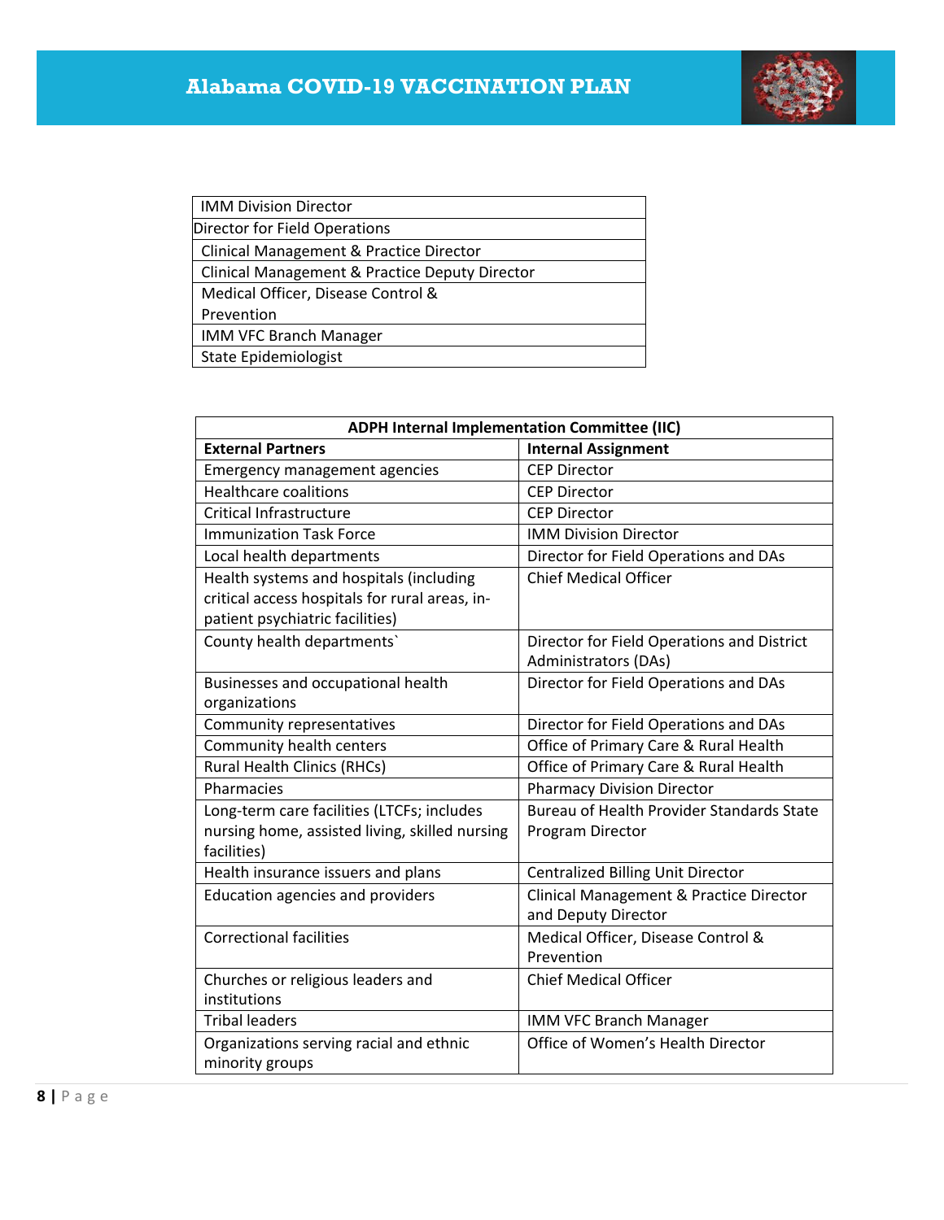| IMM Division Director |
|---|
| Director for Field Operations |
| Clinical Management & Practice Director |
| Clinical Management & Practice Deputy Director |
| Medical Officer, Disease Control & Prevention |
| IMM VFC Branch Manager |
| State Epidemiologist |

| ADPH Internal Implementation Committee (IIC) | |
|---|---|
| **External Partners** | **Internal Assignment** |
| Emergency management agencies | CEP Director |
| Healthcare coalitions | CEP Director |
| Critical Infrastructure | CEP Director |
| Immunization Task Force | IMM Division Director |
| Local health departments | Director for Field Operations and DAs |
| Health systems and hospitals (including critical access hospitals for rural areas, in-patient psychiatric facilities) | Chief Medical Officer |
| County health departments` | Director for Field Operations and District Administrators (DAs) |
| Businesses and occupational health organizations | Director for Field Operations and DAs |
| Community representatives | Director for Field Operations and DAs |
| Community health centers | Office of Primary Care & Rural Health |
| Rural Health Clinics (RHCs) | Office of Primary Care & Rural Health |
| Pharmacies | Pharmacy Division Director |
| Long-term care facilities (LTCFs; includes nursing home, assisted living, skilled nursing facilities) | Bureau of Health Provider Standards State Program Director |
| Health insurance issuers and plans | Centralized Billing Unit Director |
| Education agencies and providers | Clinical Management & Practice Director and Deputy Director |
| Correctional facilities | Medical Officer, Disease Control & Prevention |
| Churches or religious leaders and institutions | Chief Medical Officer |
| Tribal leaders | IMM VFC Branch Manager |
| Organizations serving racial and ethnic minority groups | Office of Women's Health Director |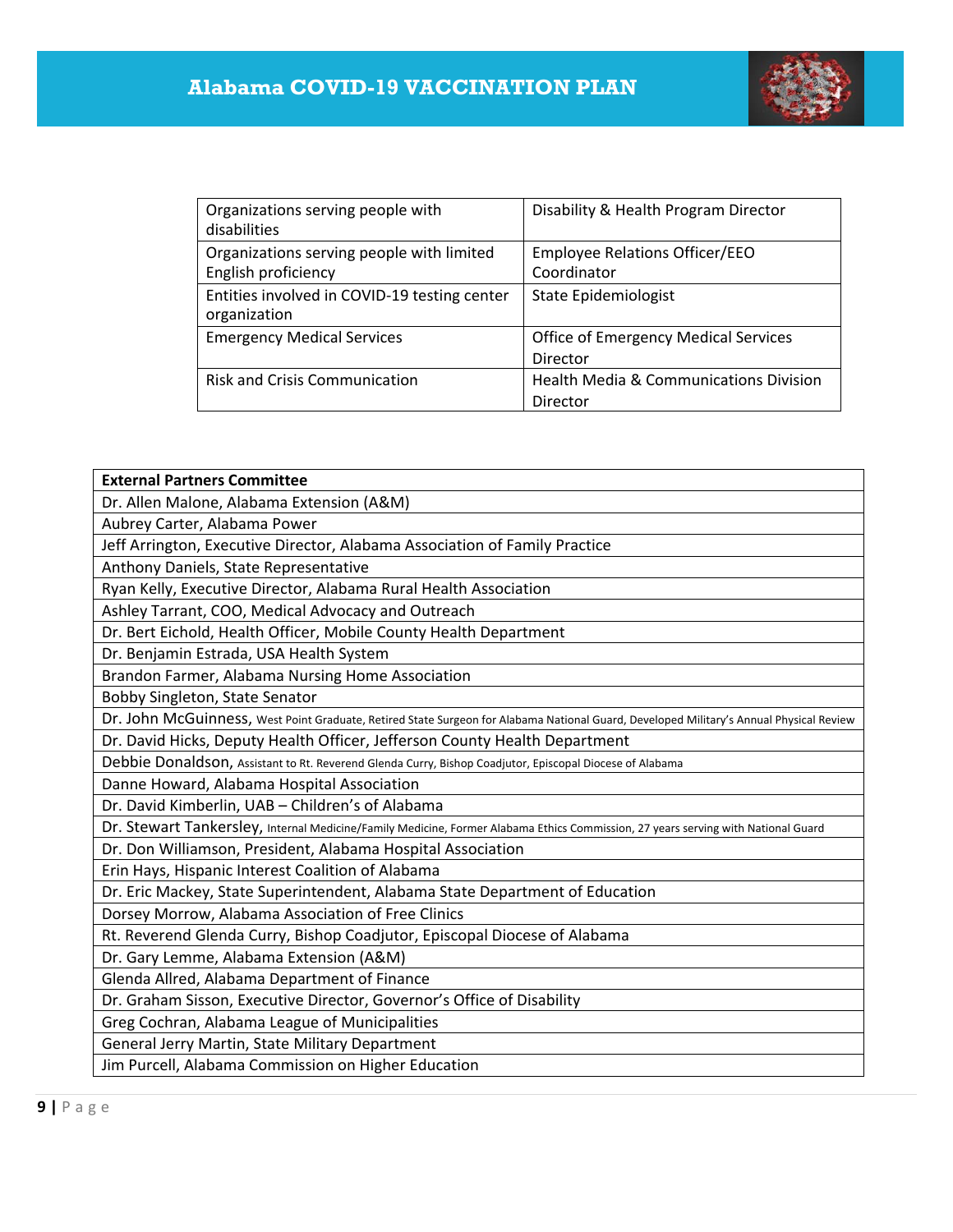| | |
|---|---|
| Organizations serving people with disabilities | Disability & Health Program Director |
| Organizations serving people with limited English proficiency | Employee Relations Officer/EEO Coordinator |
| Entities involved in COVID-19 testing center organization | State Epidemiologist |
| Emergency Medical Services | Office of Emergency Medical Services Director |
| Risk and Crisis Communication | Health Media & Communications Division Director |

| **External Partners Committee** |
|---|
| Dr. Allen Malone, Alabama Extension (A&M) |
| Aubrey Carter, Alabama Power |
| Jeff Arrington, Executive Director, Alabama Association of Family Practice |
| Anthony Daniels, State Representative |
| Ryan Kelly, Executive Director, Alabama Rural Health Association |
| Ashley Tarrant, COO, Medical Advocacy and Outreach |
| Dr. Bert Eichold, Health Officer, Mobile County Health Department |
| Dr. Benjamin Estrada, USA Health System |
| Brandon Farmer, Alabama Nursing Home Association |
| Bobby Singleton, State Senator |
| Dr. John McGuinness, West Point Graduate, Retired State Surgeon for Alabama National Guard, Developed Military's Annual Physical Review |
| Dr. David Hicks, Deputy Health Officer, Jefferson County Health Department |
| Debbie Donaldson, Assistant to Rt. Reverend Glenda Curry, Bishop Coadjutor, Episcopal Diocese of Alabama |
| Danne Howard, Alabama Hospital Association |
| Dr. David Kimberlin, UAB – Children's of Alabama |
| Dr. Stewart Tankersley, Internal Medicine/Family Medicine, Former Alabama Ethics Commission, 27 years serving with National Guard |
| Dr. Don Williamson, President, Alabama Hospital Association |
| Erin Hays, Hispanic Interest Coalition of Alabama |
| Dr. Eric Mackey, State Superintendent, Alabama State Department of Education |
| Dorsey Morrow, Alabama Association of Free Clinics |
| Rt. Reverend Glenda Curry, Bishop Coadjutor, Episcopal Diocese of Alabama |
| Dr. Gary Lemme, Alabama Extension (A&M) |
| Glenda Allred, Alabama Department of Finance |
| Dr. Graham Sisson, Executive Director, Governor's Office of Disability |
| Greg Cochran, Alabama League of Municipalities |
| General Jerry Martin, State Military Department |
| Jim Purcell, Alabama Commission on Higher Education |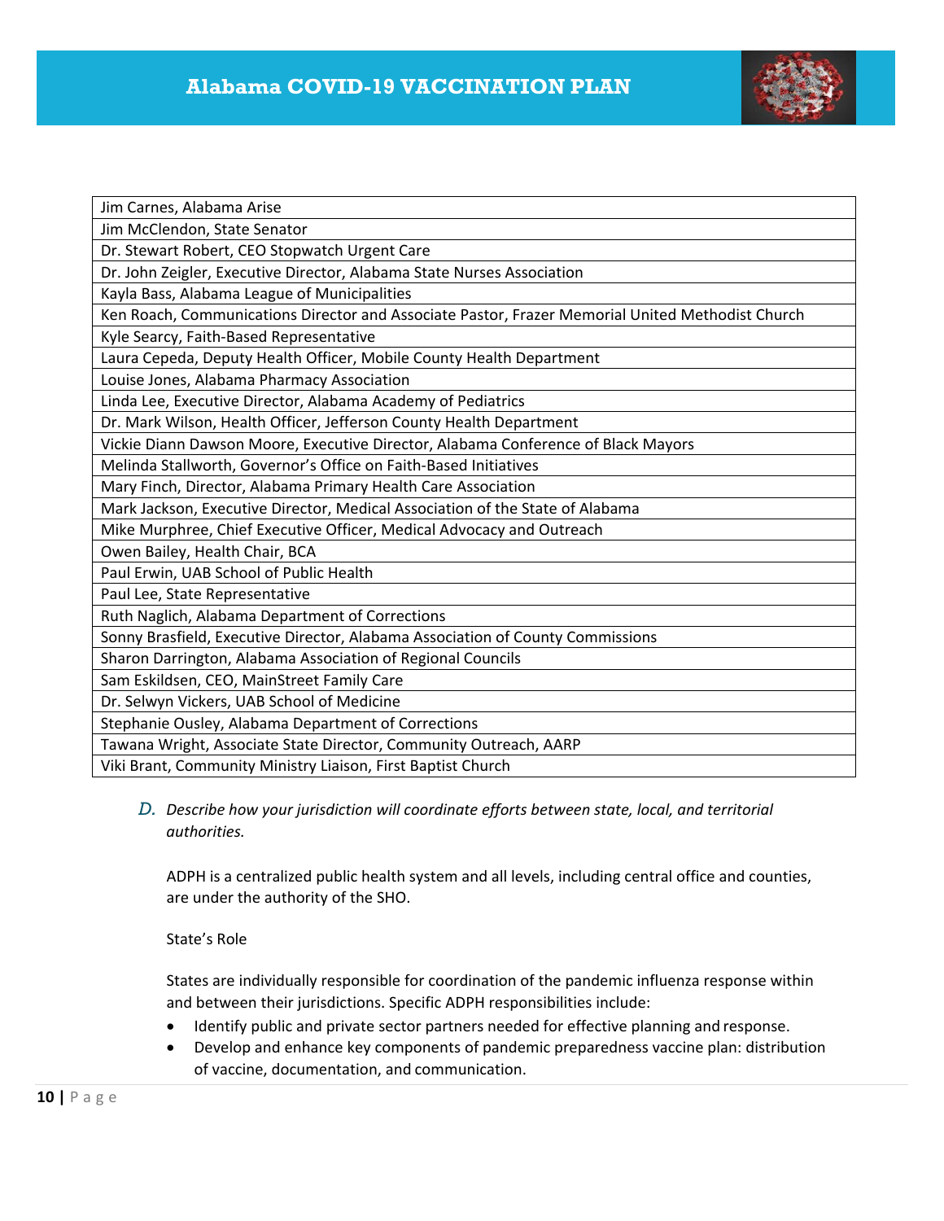| Jim Carnes, Alabama Arise |
| --- |
| Jim McClendon, State Senator |
| Dr. Stewart Robert, CEO Stopwatch Urgent Care |
| Dr. John Zeigler, Executive Director, Alabama State Nurses Association |
| Kayla Bass, Alabama League of Municipalities |
| Ken Roach, Communications Director and Associate Pastor, Frazer Memorial United Methodist Church |
| Kyle Searcy, Faith-Based Representative |
| Laura Cepeda, Deputy Health Officer, Mobile County Health Department |
| Louise Jones, Alabama Pharmacy Association |
| Linda Lee, Executive Director, Alabama Academy of Pediatrics |
| Dr. Mark Wilson, Health Officer, Jefferson County Health Department |
| Vickie Diann Dawson Moore, Executive Director, Alabama Conference of Black Mayors |
| Melinda Stallworth, Governor's Office on Faith-Based Initiatives |
| Mary Finch, Director, Alabama Primary Health Care Association |
| Mark Jackson, Executive Director, Medical Association of the State of Alabama |
| Mike Murphree, Chief Executive Officer, Medical Advocacy and Outreach |
| Owen Bailey, Health Chair, BCA |
| Paul Erwin, UAB School of Public Health |
| Paul Lee, State Representative |
| Ruth Naglich, Alabama Department of Corrections |
| Sonny Brasfield, Executive Director, Alabama Association of County Commissions |
| Sharon Darrington, Alabama Association of Regional Councils |
| Sam Eskildsen, CEO, MainStreet Family Care |
| Dr. Selwyn Vickers, UAB School of Medicine |
| Stephanie Ousley, Alabama Department of Corrections |
| Tawana Wright, Associate State Director, Community Outreach, AARP |
| Viki Brant, Community Ministry Liaison, First Baptist Church |

*D. Describe how your jurisdiction will coordinate efforts between state, local, and territorial authorities.*

ADPH is a centralized public health system and all levels, including central office and counties, are under the authority of the SHO.

State's Role

States are individually responsible for coordination of the pandemic influenza response within and between their jurisdictions. Specific ADPH responsibilities include:

- Identify public and private sector partners needed for effective planning and response.
- Develop and enhance key components of pandemic preparedness vaccine plan: distribution of vaccine, documentation, and communication.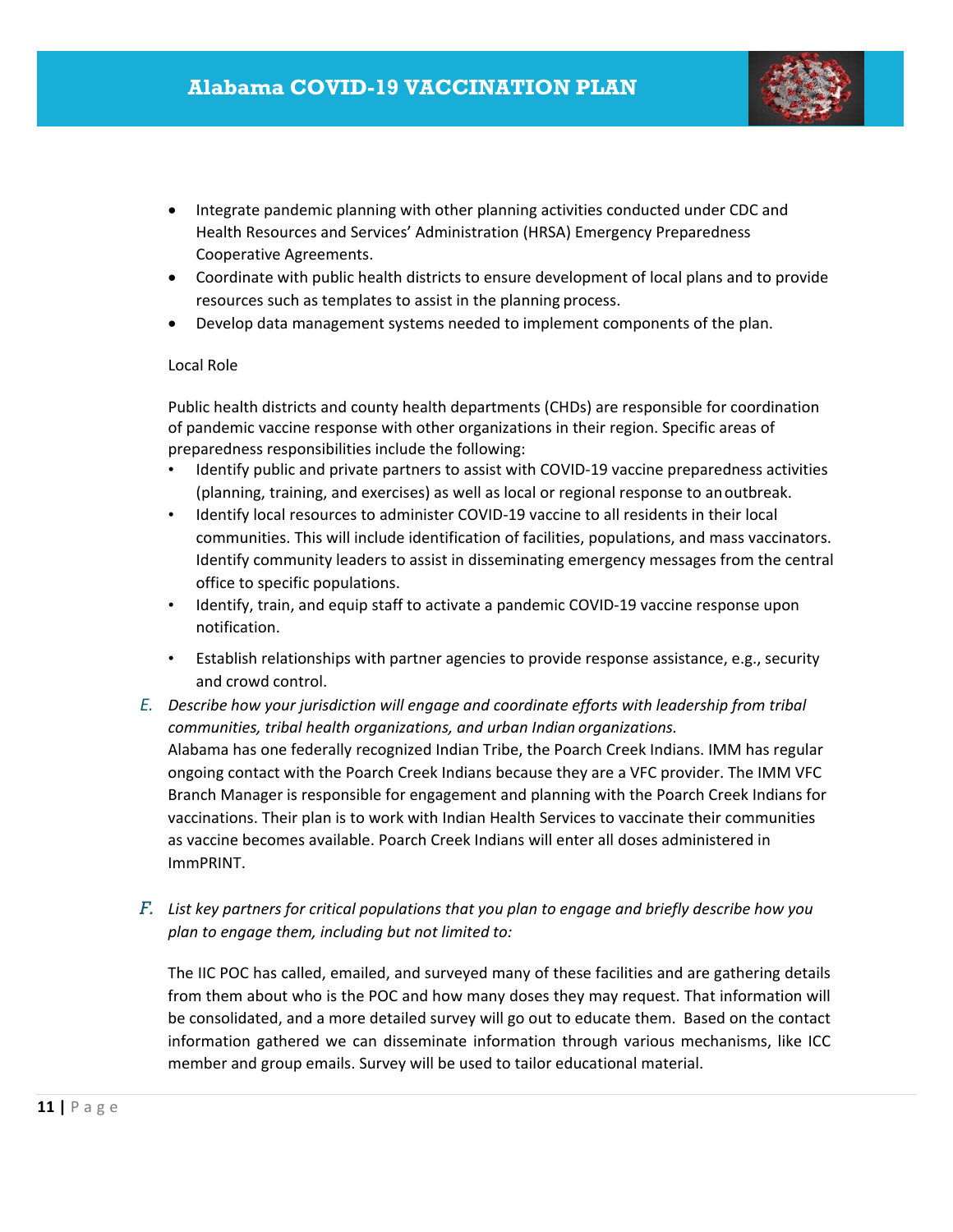- Integrate pandemic planning with other planning activities conducted under CDC and Health Resources and Services' Administration (HRSA) Emergency Preparedness Cooperative Agreements.
- Coordinate with public health districts to ensure development of local plans and to provide resources such as templates to assist in the planning process.
- Develop data management systems needed to implement components of the plan.

Local Role

Public health districts and county health departments (CHDs) are responsible for coordination of pandemic vaccine response with other organizations in their region. Specific areas of preparedness responsibilities include the following:

- Identify public and private partners to assist with COVID-19 vaccine preparedness activities (planning, training, and exercises) as well as local or regional response to an outbreak.
- Identify local resources to administer COVID-19 vaccine to all residents in their local communities. This will include identification of facilities, populations, and mass vaccinators. Identify community leaders to assist in disseminating emergency messages from the central office to specific populations.
- Identify, train, and equip staff to activate a pandemic COVID-19 vaccine response upon notification.
- Establish relationships with partner agencies to provide response assistance, e.g., security and crowd control.

E. *Describe how your jurisdiction will engage and coordinate efforts with leadership from tribal communities, tribal health organizations, and urban Indian organizations.*
Alabama has one federally recognized Indian Tribe, the Poarch Creek Indians. IMM has regular ongoing contact with the Poarch Creek Indians because they are a VFC provider. The IMM VFC Branch Manager is responsible for engagement and planning with the Poarch Creek Indians for vaccinations. Their plan is to work with Indian Health Services to vaccinate their communities as vaccine becomes available. Poarch Creek Indians will enter all doses administered in ImmPRINT.

F. *List key partners for critical populations that you plan to engage and briefly describe how you plan to engage them, including but not limited to:*

The IIC POC has called, emailed, and surveyed many of these facilities and are gathering details from them about who is the POC and how many doses they may request. That information will be consolidated, and a more detailed survey will go out to educate them. Based on the contact information gathered we can disseminate information through various mechanisms, like ICC member and group emails. Survey will be used to tailor educational material.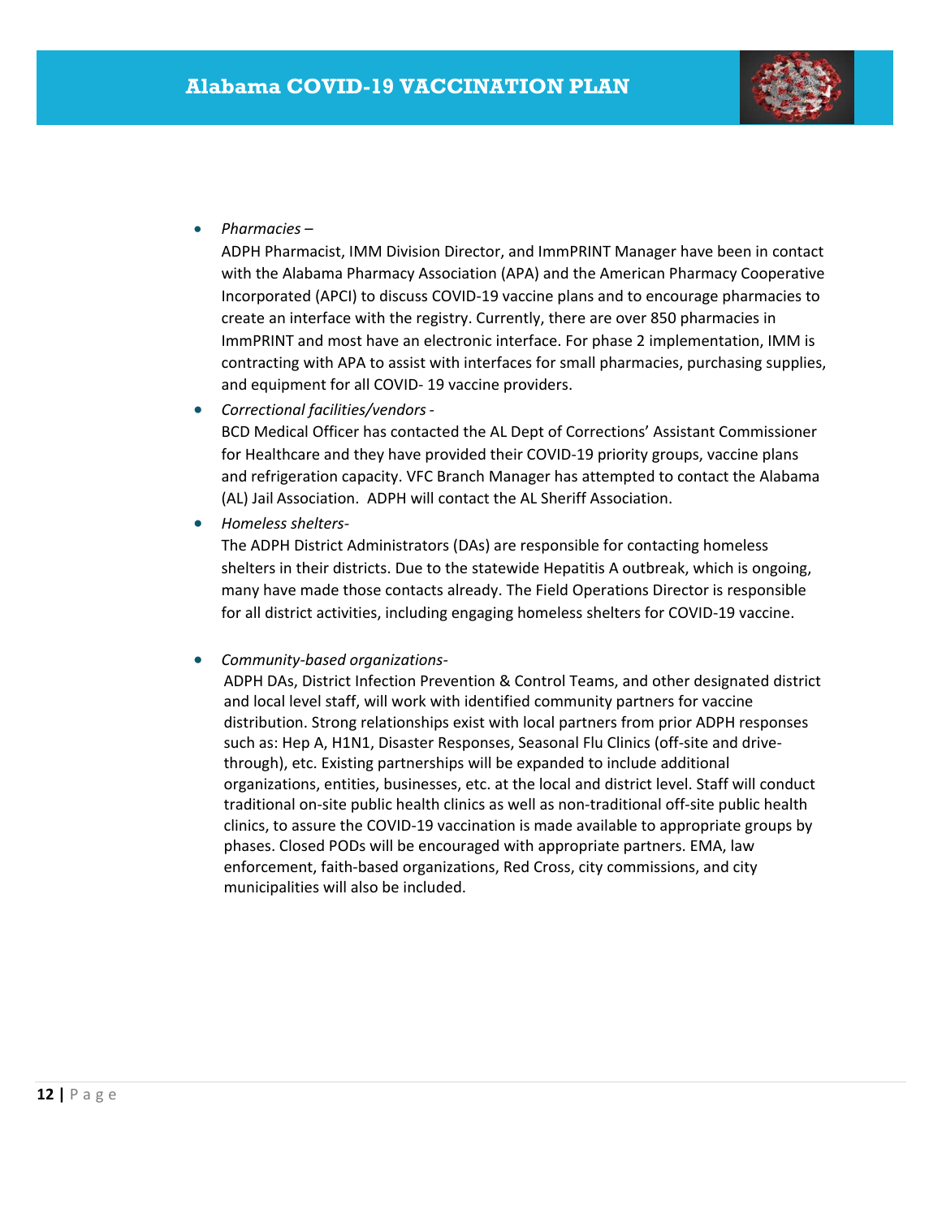- *Pharmacies* –
  ADPH Pharmacist, IMM Division Director, and ImmPRINT Manager have been in contact with the Alabama Pharmacy Association (APA) and the American Pharmacy Cooperative Incorporated (APCI) to discuss COVID-19 vaccine plans and to encourage pharmacies to create an interface with the registry. Currently, there are over 850 pharmacies in ImmPRINT and most have an electronic interface. For phase 2 implementation, IMM is contracting with APA to assist with interfaces for small pharmacies, purchasing supplies, and equipment for all COVID- 19 vaccine providers.
- *Correctional facilities/vendors* -
  BCD Medical Officer has contacted the AL Dept of Corrections' Assistant Commissioner for Healthcare and they have provided their COVID-19 priority groups, vaccine plans and refrigeration capacity. VFC Branch Manager has attempted to contact the Alabama (AL) Jail Association. ADPH will contact the AL Sheriff Association.
- *Homeless shelters-*
  The ADPH District Administrators (DAs) are responsible for contacting homeless shelters in their districts. Due to the statewide Hepatitis A outbreak, which is ongoing, many have made those contacts already. The Field Operations Director is responsible for all district activities, including engaging homeless shelters for COVID-19 vaccine.
- *Community-based organizations-*
  ADPH DAs, District Infection Prevention & Control Teams, and other designated district and local level staff, will work with identified community partners for vaccine distribution. Strong relationships exist with local partners from prior ADPH responses such as: Hep A, H1N1, Disaster Responses, Seasonal Flu Clinics (off-site and drive-through), etc. Existing partnerships will be expanded to include additional organizations, entities, businesses, etc. at the local and district level. Staff will conduct traditional on-site public health clinics as well as non-traditional off-site public health clinics, to assure the COVID-19 vaccination is made available to appropriate groups by phases. Closed PODs will be encouraged with appropriate partners. EMA, law enforcement, faith-based organizations, Red Cross, city commissions, and city municipalities will also be included.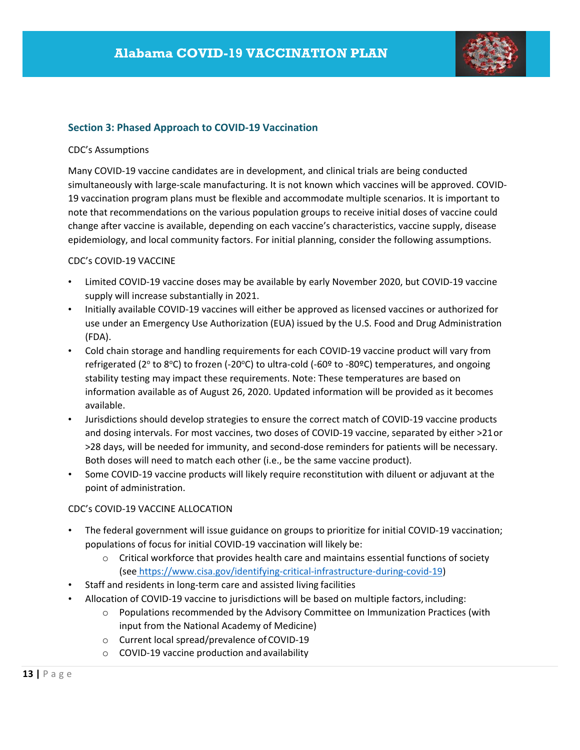## Section 3: Phased Approach to COVID-19 Vaccination

CDC's Assumptions

Many COVID-19 vaccine candidates are in development, and clinical trials are being conducted simultaneously with large-scale manufacturing. It is not known which vaccines will be approved. COVID-19 vaccination program plans must be flexible and accommodate multiple scenarios. It is important to note that recommendations on the various population groups to receive initial doses of vaccine could change after vaccine is available, depending on each vaccine's characteristics, vaccine supply, disease epidemiology, and local community factors. For initial planning, consider the following assumptions.

CDC's COVID-19 VACCINE

- Limited COVID-19 vaccine doses may be available by early November 2020, but COVID-19 vaccine supply will increase substantially in 2021.
- Initially available COVID-19 vaccines will either be approved as licensed vaccines or authorized for use under an Emergency Use Authorization (EUA) issued by the U.S. Food and Drug Administration (FDA).
- Cold chain storage and handling requirements for each COVID-19 vaccine product will vary from refrigerated (2° to 8°C) to frozen (-20°C) to ultra-cold (-60º to -80ºC) temperatures, and ongoing stability testing may impact these requirements. Note: These temperatures are based on information available as of August 26, 2020. Updated information will be provided as it becomes available.
- Jurisdictions should develop strategies to ensure the correct match of COVID-19 vaccine products and dosing intervals. For most vaccines, two doses of COVID-19 vaccine, separated by either >21 or >28 days, will be needed for immunity, and second-dose reminders for patients will be necessary. Both doses will need to match each other (i.e., be the same vaccine product).
- Some COVID-19 vaccine products will likely require reconstitution with diluent or adjuvant at the point of administration.

CDC's COVID-19 VACCINE ALLOCATION

- The federal government will issue guidance on groups to prioritize for initial COVID-19 vaccination; populations of focus for initial COVID-19 vaccination will likely be:
  - Critical workforce that provides health care and maintains essential functions of society (see https://www.cisa.gov/identifying-critical-infrastructure-during-covid-19)
- Staff and residents in long-term care and assisted living facilities
- Allocation of COVID-19 vaccine to jurisdictions will be based on multiple factors, including:
  - Populations recommended by the Advisory Committee on Immunization Practices (with input from the National Academy of Medicine)
  - Current local spread/prevalence of COVID-19
  - COVID-19 vaccine production and availability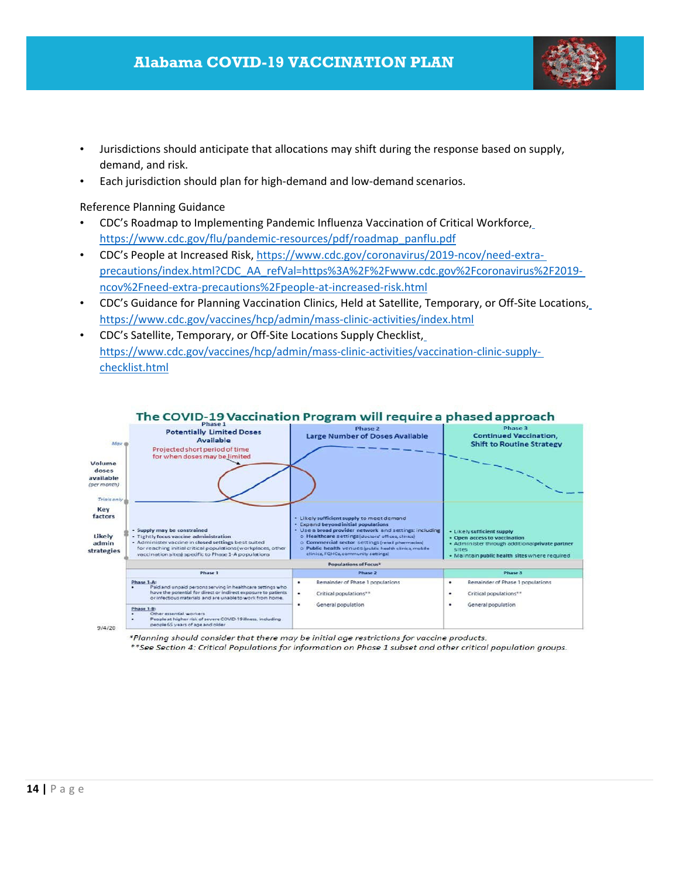- Jurisdictions should anticipate that allocations may shift during the response based on supply, demand, and risk.
- Each jurisdiction should plan for high-demand and low-demand scenarios.

Reference Planning Guidance

- CDC's Roadmap to Implementing Pandemic Influenza Vaccination of Critical Workforce, https://www.cdc.gov/flu/pandemic-resources/pdf/roadmap_panflu.pdf
- CDC's People at Increased Risk, https://www.cdc.gov/coronavirus/2019-ncov/need-extra-precautions/index.html?CDC_AA_refVal=https%3A%2F%2Fwww.cdc.gov%2Fcoronavirus%2F2019-ncov%2Fneed-extra-precautions%2Fpeople-at-increased-risk.html
- CDC's Guidance for Planning Vaccination Clinics, Held at Satellite, Temporary, or Off-Site Locations, https://www.cdc.gov/vaccines/hcp/admin/mass-clinic-activities/index.html
- CDC's Satellite, Temporary, or Off-Site Locations Supply Checklist, https://www.cdc.gov/vaccines/hcp/admin/mass-clinic-activities/vaccination-clinic-supply-checklist.html

**The COVID-19 Vaccination Program will require a phased approach**

| | Phase 1<br>Potentially Limited Doses Available | Phase 2<br>Large Number of Doses Available | Phase 3<br>Continued Vaccination, Shift to Routine Strategy |
|---|---|---|---|
| Volume doses available (per month) | Projected short period of time for when doses may be limited | | |
| Key factors | | | |
| Likely admin strategies | - Supply may be constrained<br>- Tightly focus vaccine administration<br>- Administer vaccine in closed settings best suited for reaching initial critical populations (workplaces, other vaccination sites) specific to Phase 1-A populations | - Likely sufficient supply to meet demand<br>- Expand beyond initial populations<br>- Use a broad provider network and settings including<br>  - Healthcare settings (doctors' offices, clinics)<br>  - Commercial sector settings (retail pharmacies)<br>  - Public health venues (public health clinics, mobile clinics, FQHCs, community settings) | - Likely sufficient supply<br>- Open access to vaccination<br>- Administer through additional private partner sites<br>- Maintain public health sites where required |

**Populations of Focus***

| Phase 1 | Phase 2 | Phase 3 |
|---|---|---|
| Phase 1-A:<br>- Paid and unpaid persons serving in healthcare settings who have the potential for direct or indirect exposure to patients or infectious materials and are unable to work from home.<br><br>Phase 1-B:<br>- Other essential workers<br>- People at higher risk of severe COVID-19 illness, including people 65 years of age and older | - Remainder of Phase 1 populations<br>- Critical populations**<br>- General population | - Remainder of Phase 1 populations<br>- Critical populations**<br>- General population |

9/4/20

*Planning should consider that there may be initial age restrictions for vaccine products.
**See Section 4: Critical Populations for information on Phase 1 subset and other critical population groups.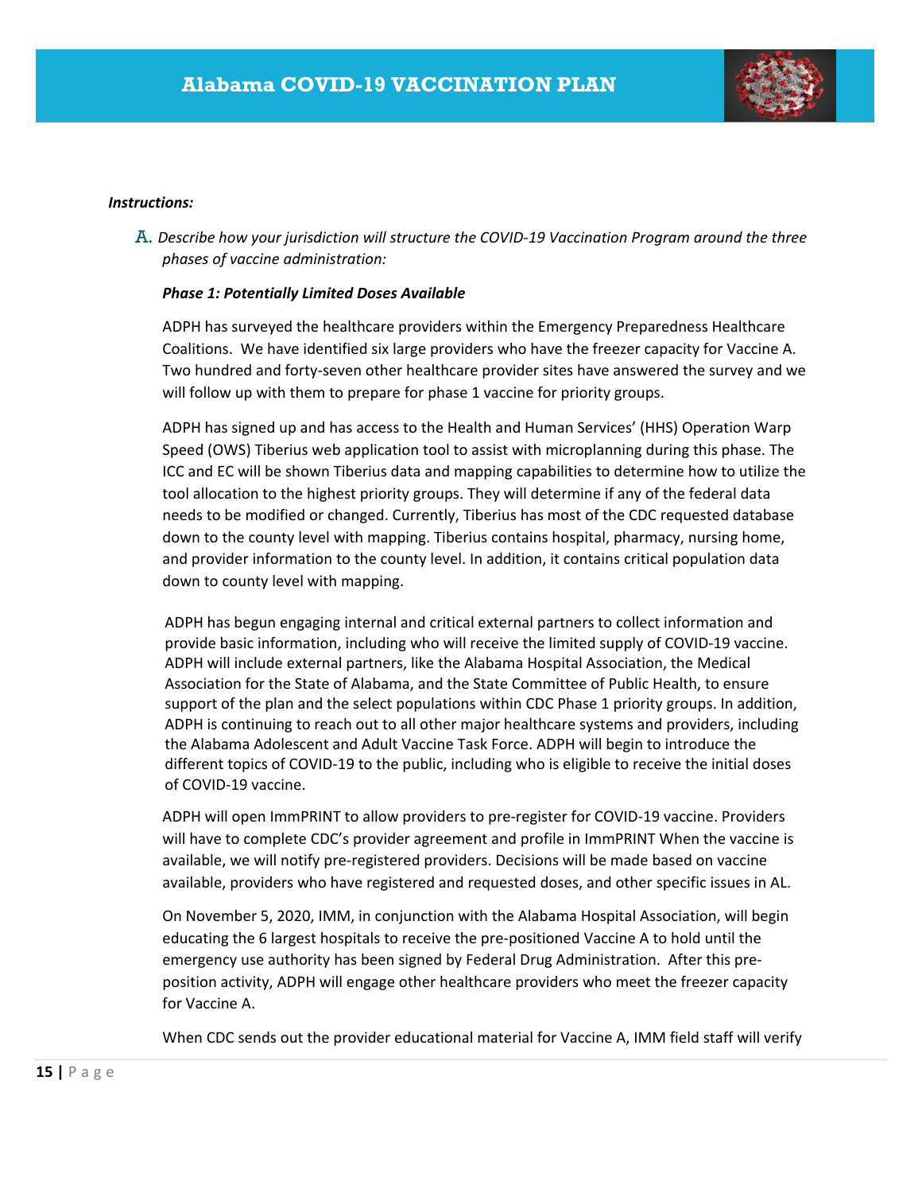***Instructions:***

A. *Describe how your jurisdiction will structure the COVID-19 Vaccination Program around the three phases of vaccine administration:*

***Phase 1: Potentially Limited Doses Available***

ADPH has surveyed the healthcare providers within the Emergency Preparedness Healthcare Coalitions. We have identified six large providers who have the freezer capacity for Vaccine A. Two hundred and forty-seven other healthcare provider sites have answered the survey and we will follow up with them to prepare for phase 1 vaccine for priority groups.

ADPH has signed up and has access to the Health and Human Services' (HHS) Operation Warp Speed (OWS) Tiberius web application tool to assist with microplanning during this phase. The ICC and EC will be shown Tiberius data and mapping capabilities to determine how to utilize the tool allocation to the highest priority groups. They will determine if any of the federal data needs to be modified or changed. Currently, Tiberius has most of the CDC requested database down to the county level with mapping. Tiberius contains hospital, pharmacy, nursing home, and provider information to the county level. In addition, it contains critical population data down to county level with mapping.

ADPH has begun engaging internal and critical external partners to collect information and provide basic information, including who will receive the limited supply of COVID-19 vaccine. ADPH will include external partners, like the Alabama Hospital Association, the Medical Association for the State of Alabama, and the State Committee of Public Health, to ensure support of the plan and the select populations within CDC Phase 1 priority groups. In addition, ADPH is continuing to reach out to all other major healthcare systems and providers, including the Alabama Adolescent and Adult Vaccine Task Force. ADPH will begin to introduce the different topics of COVID-19 to the public, including who is eligible to receive the initial doses of COVID-19 vaccine.

ADPH will open ImmPRINT to allow providers to pre-register for COVID-19 vaccine. Providers will have to complete CDC's provider agreement and profile in ImmPRINT When the vaccine is available, we will notify pre-registered providers. Decisions will be made based on vaccine available, providers who have registered and requested doses, and other specific issues in AL.

On November 5, 2020, IMM, in conjunction with the Alabama Hospital Association, will begin educating the 6 largest hospitals to receive the pre-positioned Vaccine A to hold until the emergency use authority has been signed by Federal Drug Administration. After this pre-position activity, ADPH will engage other healthcare providers who meet the freezer capacity for Vaccine A.

When CDC sends out the provider educational material for Vaccine A, IMM field staff will verify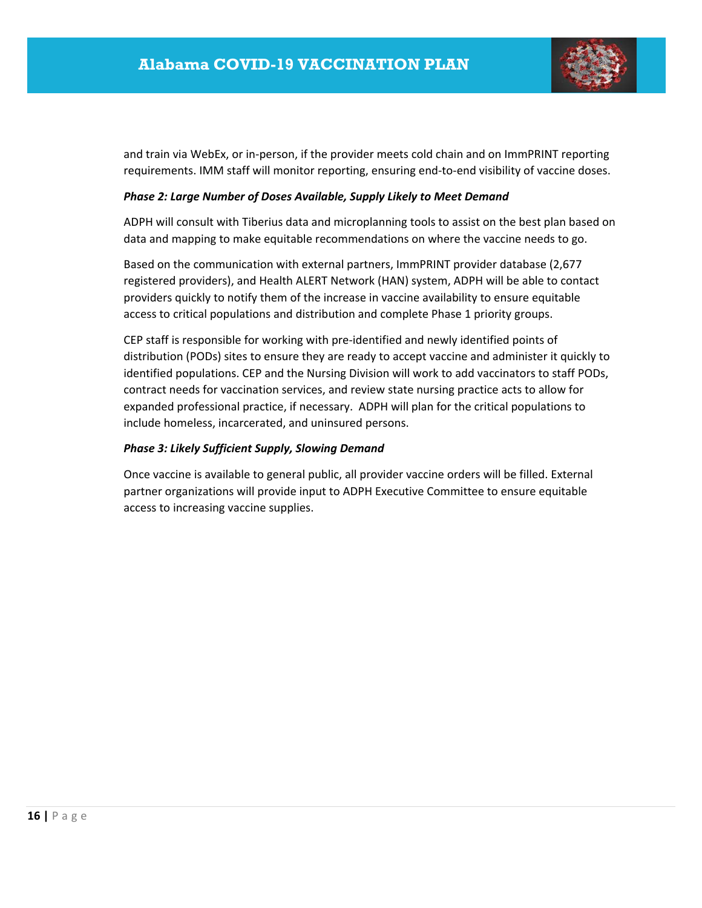and train via WebEx, or in-person, if the provider meets cold chain and on ImmPRINT reporting requirements. IMM staff will monitor reporting, ensuring end-to-end visibility of vaccine doses.

***Phase 2: Large Number of Doses Available, Supply Likely to Meet Demand***

ADPH will consult with Tiberius data and microplanning tools to assist on the best plan based on data and mapping to make equitable recommendations on where the vaccine needs to go.

Based on the communication with external partners, ImmPRINT provider database (2,677 registered providers), and Health ALERT Network (HAN) system, ADPH will be able to contact providers quickly to notify them of the increase in vaccine availability to ensure equitable access to critical populations and distribution and complete Phase 1 priority groups.

CEP staff is responsible for working with pre-identified and newly identified points of distribution (PODs) sites to ensure they are ready to accept vaccine and administer it quickly to identified populations. CEP and the Nursing Division will work to add vaccinators to staff PODs, contract needs for vaccination services, and review state nursing practice acts to allow for expanded professional practice, if necessary. ADPH will plan for the critical populations to include homeless, incarcerated, and uninsured persons.

***Phase 3: Likely Sufficient Supply, Slowing Demand***

Once vaccine is available to general public, all provider vaccine orders will be filled. External partner organizations will provide input to ADPH Executive Committee to ensure equitable access to increasing vaccine supplies.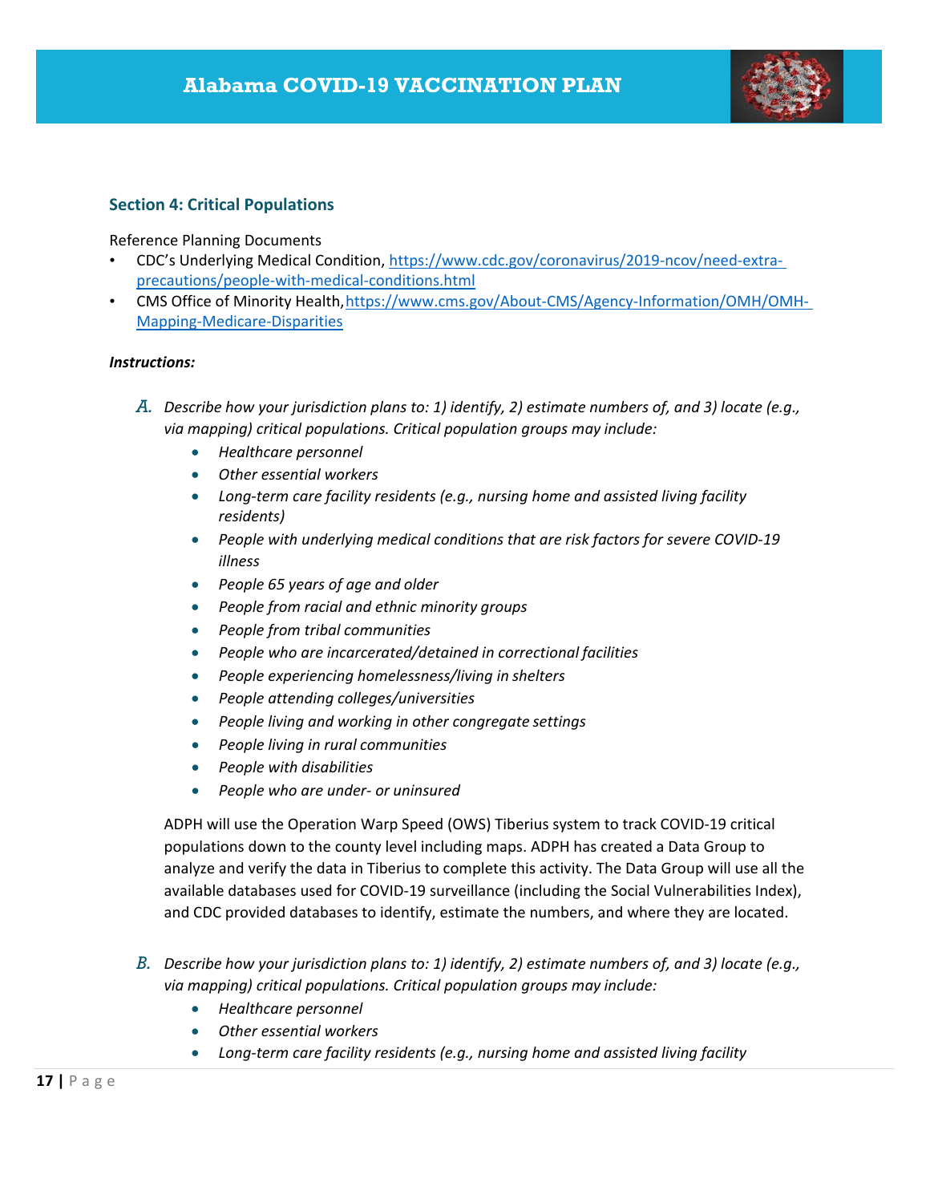## Section 4: Critical Populations

Reference Planning Documents

- CDC's Underlying Medical Condition, https://www.cdc.gov/coronavirus/2019-ncov/need-extra-precautions/people-with-medical-conditions.html
- CMS Office of Minority Health, https://www.cms.gov/About-CMS/Agency-Information/OMH/OMH-Mapping-Medicare-Disparities

***Instructions:***

*A. Describe how your jurisdiction plans to: 1) identify, 2) estimate numbers of, and 3) locate (e.g., via mapping) critical populations. Critical population groups may include:*

- *Healthcare personnel*
- *Other essential workers*
- *Long-term care facility residents (e.g., nursing home and assisted living facility residents)*
- *People with underlying medical conditions that are risk factors for severe COVID-19 illness*
- *People 65 years of age and older*
- *People from racial and ethnic minority groups*
- *People from tribal communities*
- *People who are incarcerated/detained in correctional facilities*
- *People experiencing homelessness/living in shelters*
- *People attending colleges/universities*
- *People living and working in other congregate settings*
- *People living in rural communities*
- *People with disabilities*
- *People who are under- or uninsured*

ADPH will use the Operation Warp Speed (OWS) Tiberius system to track COVID-19 critical populations down to the county level including maps. ADPH has created a Data Group to analyze and verify the data in Tiberius to complete this activity. The Data Group will use all the available databases used for COVID-19 surveillance (including the Social Vulnerabilities Index), and CDC provided databases to identify, estimate the numbers, and where they are located.

*B. Describe how your jurisdiction plans to: 1) identify, 2) estimate numbers of, and 3) locate (e.g., via mapping) critical populations. Critical population groups may include:*

- *Healthcare personnel*
- *Other essential workers*
- *Long-term care facility residents (e.g., nursing home and assisted living facility*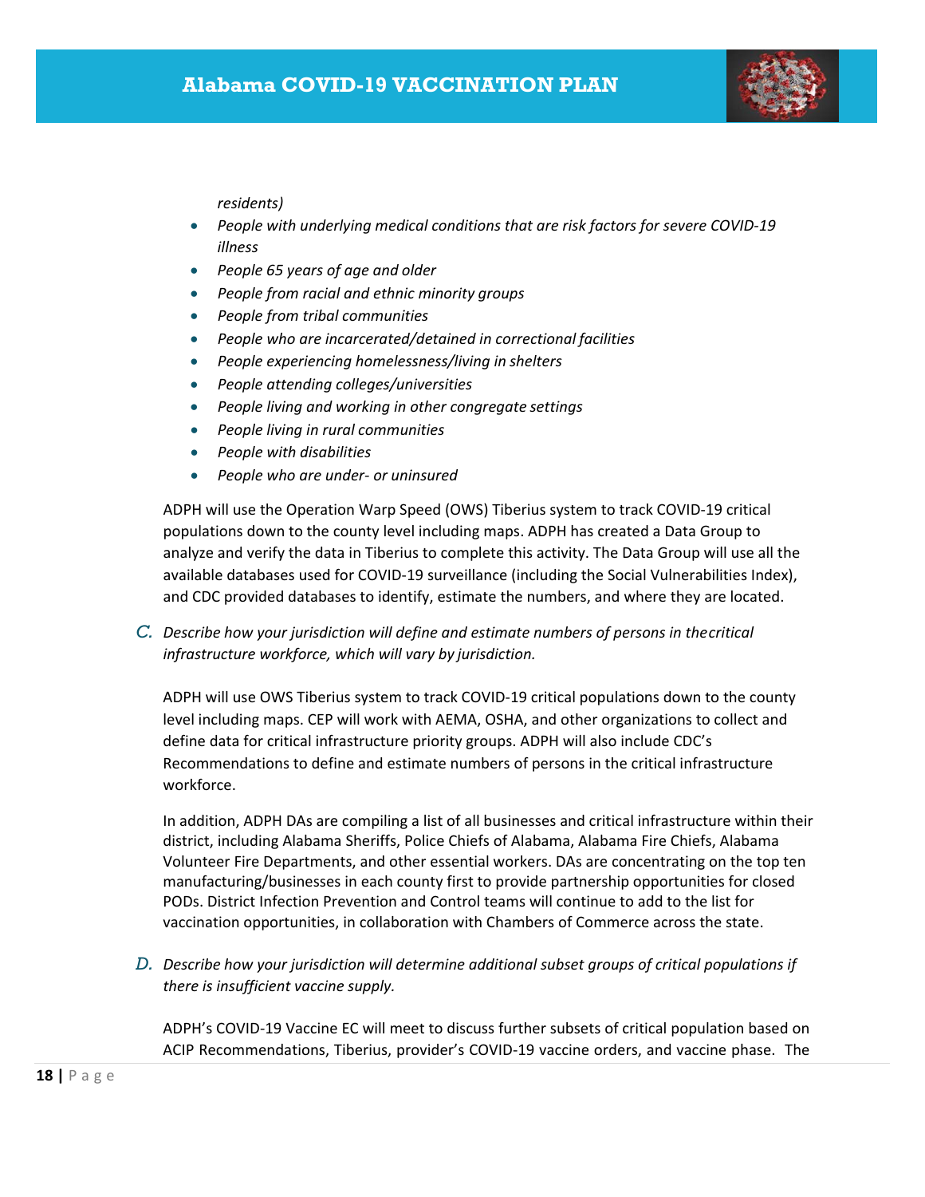*residents)*

- *People with underlying medical conditions that are risk factors for severe COVID-19 illness*
- *People 65 years of age and older*
- *People from racial and ethnic minority groups*
- *People from tribal communities*
- *People who are incarcerated/detained in correctional facilities*
- *People experiencing homelessness/living in shelters*
- *People attending colleges/universities*
- *People living and working in other congregate settings*
- *People living in rural communities*
- *People with disabilities*
- *People who are under- or uninsured*

ADPH will use the Operation Warp Speed (OWS) Tiberius system to track COVID-19 critical populations down to the county level including maps. ADPH has created a Data Group to analyze and verify the data in Tiberius to complete this activity. The Data Group will use all the available databases used for COVID-19 surveillance (including the Social Vulnerabilities Index), and CDC provided databases to identify, estimate the numbers, and where they are located.

*C. Describe how your jurisdiction will define and estimate numbers of persons in the critical infrastructure workforce, which will vary by jurisdiction.*

ADPH will use OWS Tiberius system to track COVID-19 critical populations down to the county level including maps. CEP will work with AEMA, OSHA, and other organizations to collect and define data for critical infrastructure priority groups. ADPH will also include CDC's Recommendations to define and estimate numbers of persons in the critical infrastructure workforce.

In addition, ADPH DAs are compiling a list of all businesses and critical infrastructure within their district, including Alabama Sheriffs, Police Chiefs of Alabama, Alabama Fire Chiefs, Alabama Volunteer Fire Departments, and other essential workers. DAs are concentrating on the top ten manufacturing/businesses in each county first to provide partnership opportunities for closed PODs. District Infection Prevention and Control teams will continue to add to the list for vaccination opportunities, in collaboration with Chambers of Commerce across the state.

*D. Describe how your jurisdiction will determine additional subset groups of critical populations if there is insufficient vaccine supply.*

ADPH's COVID-19 Vaccine EC will meet to discuss further subsets of critical population based on ACIP Recommendations, Tiberius, provider's COVID-19 vaccine orders, and vaccine phase. The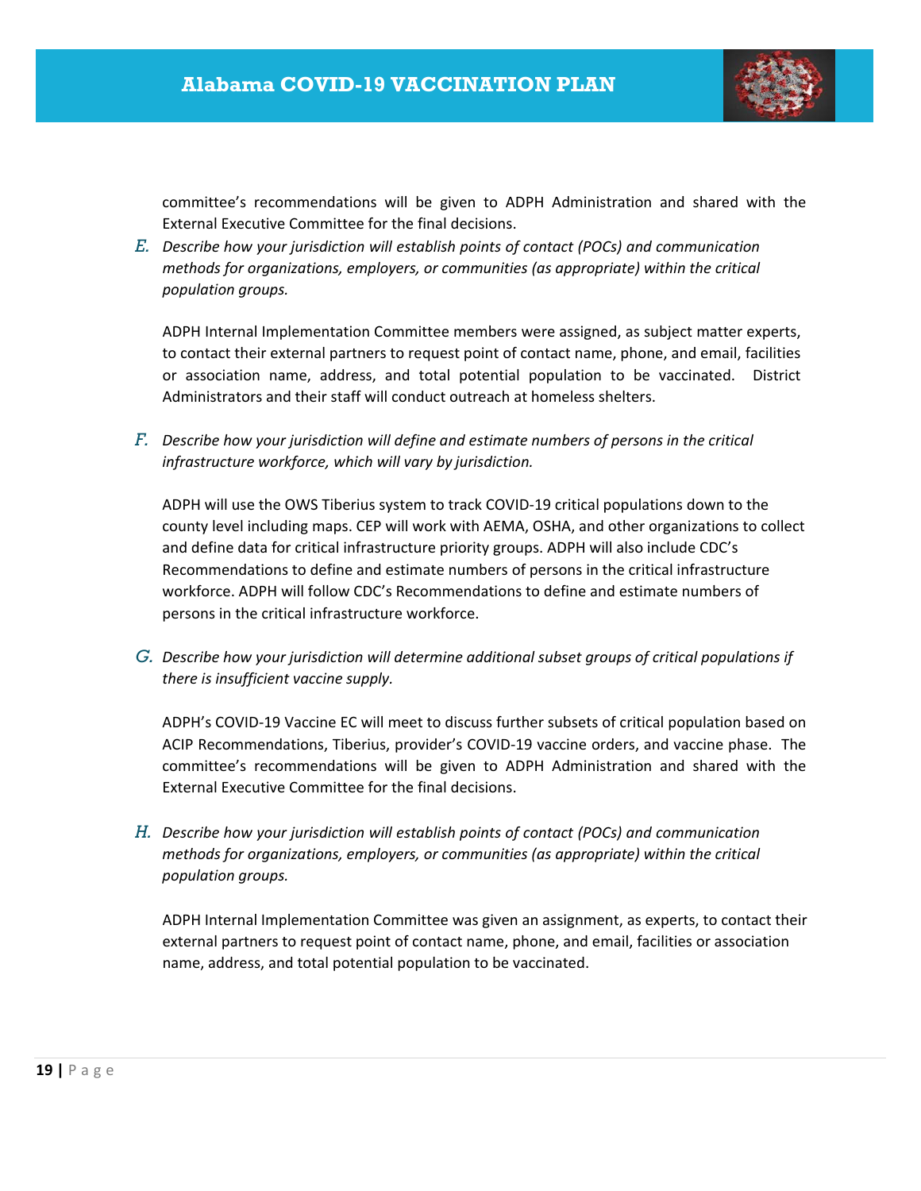committee's recommendations will be given to ADPH Administration and shared with the External Executive Committee for the final decisions.

*E. Describe how your jurisdiction will establish points of contact (POCs) and communication methods for organizations, employers, or communities (as appropriate) within the critical population groups.*

ADPH Internal Implementation Committee members were assigned, as subject matter experts, to contact their external partners to request point of contact name, phone, and email, facilities or association name, address, and total potential population to be vaccinated. District Administrators and their staff will conduct outreach at homeless shelters.

*F. Describe how your jurisdiction will define and estimate numbers of persons in the critical infrastructure workforce, which will vary by jurisdiction.*

ADPH will use the OWS Tiberius system to track COVID-19 critical populations down to the county level including maps. CEP will work with AEMA, OSHA, and other organizations to collect and define data for critical infrastructure priority groups. ADPH will also include CDC's Recommendations to define and estimate numbers of persons in the critical infrastructure workforce. ADPH will follow CDC's Recommendations to define and estimate numbers of persons in the critical infrastructure workforce.

*G. Describe how your jurisdiction will determine additional subset groups of critical populations if there is insufficient vaccine supply.*

ADPH's COVID-19 Vaccine EC will meet to discuss further subsets of critical population based on ACIP Recommendations, Tiberius, provider's COVID-19 vaccine orders, and vaccine phase. The committee's recommendations will be given to ADPH Administration and shared with the External Executive Committee for the final decisions.

*H. Describe how your jurisdiction will establish points of contact (POCs) and communication methods for organizations, employers, or communities (as appropriate) within the critical population groups.*

ADPH Internal Implementation Committee was given an assignment, as experts, to contact their external partners to request point of contact name, phone, and email, facilities or association name, address, and total potential population to be vaccinated.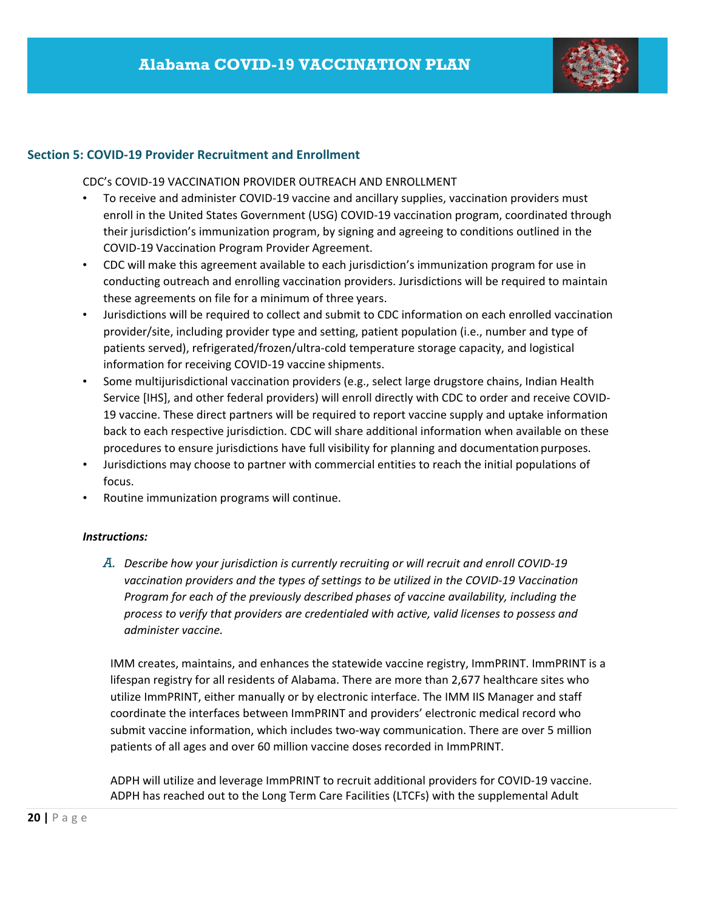## Section 5: COVID-19 Provider Recruitment and Enrollment

CDC's COVID-19 VACCINATION PROVIDER OUTREACH AND ENROLLMENT

- To receive and administer COVID-19 vaccine and ancillary supplies, vaccination providers must enroll in the United States Government (USG) COVID-19 vaccination program, coordinated through their jurisdiction's immunization program, by signing and agreeing to conditions outlined in the COVID-19 Vaccination Program Provider Agreement.
- CDC will make this agreement available to each jurisdiction's immunization program for use in conducting outreach and enrolling vaccination providers. Jurisdictions will be required to maintain these agreements on file for a minimum of three years.
- Jurisdictions will be required to collect and submit to CDC information on each enrolled vaccination provider/site, including provider type and setting, patient population (i.e., number and type of patients served), refrigerated/frozen/ultra-cold temperature storage capacity, and logistical information for receiving COVID-19 vaccine shipments.
- Some multijurisdictional vaccination providers (e.g., select large drugstore chains, Indian Health Service [IHS], and other federal providers) will enroll directly with CDC to order and receive COVID-19 vaccine. These direct partners will be required to report vaccine supply and uptake information back to each respective jurisdiction. CDC will share additional information when available on these procedures to ensure jurisdictions have full visibility for planning and documentation purposes.
- Jurisdictions may choose to partner with commercial entities to reach the initial populations of focus.
- Routine immunization programs will continue.

***Instructions:***

*A. Describe how your jurisdiction is currently recruiting or will recruit and enroll COVID-19 vaccination providers and the types of settings to be utilized in the COVID-19 Vaccination Program for each of the previously described phases of vaccine availability, including the process to verify that providers are credentialed with active, valid licenses to possess and administer vaccine.*

IMM creates, maintains, and enhances the statewide vaccine registry, ImmPRINT. ImmPRINT is a lifespan registry for all residents of Alabama. There are more than 2,677 healthcare sites who utilize ImmPRINT, either manually or by electronic interface. The IMM IIS Manager and staff coordinate the interfaces between ImmPRINT and providers' electronic medical record who submit vaccine information, which includes two-way communication. There are over 5 million patients of all ages and over 60 million vaccine doses recorded in ImmPRINT.

ADPH will utilize and leverage ImmPRINT to recruit additional providers for COVID-19 vaccine. ADPH has reached out to the Long Term Care Facilities (LTCFs) with the supplemental Adult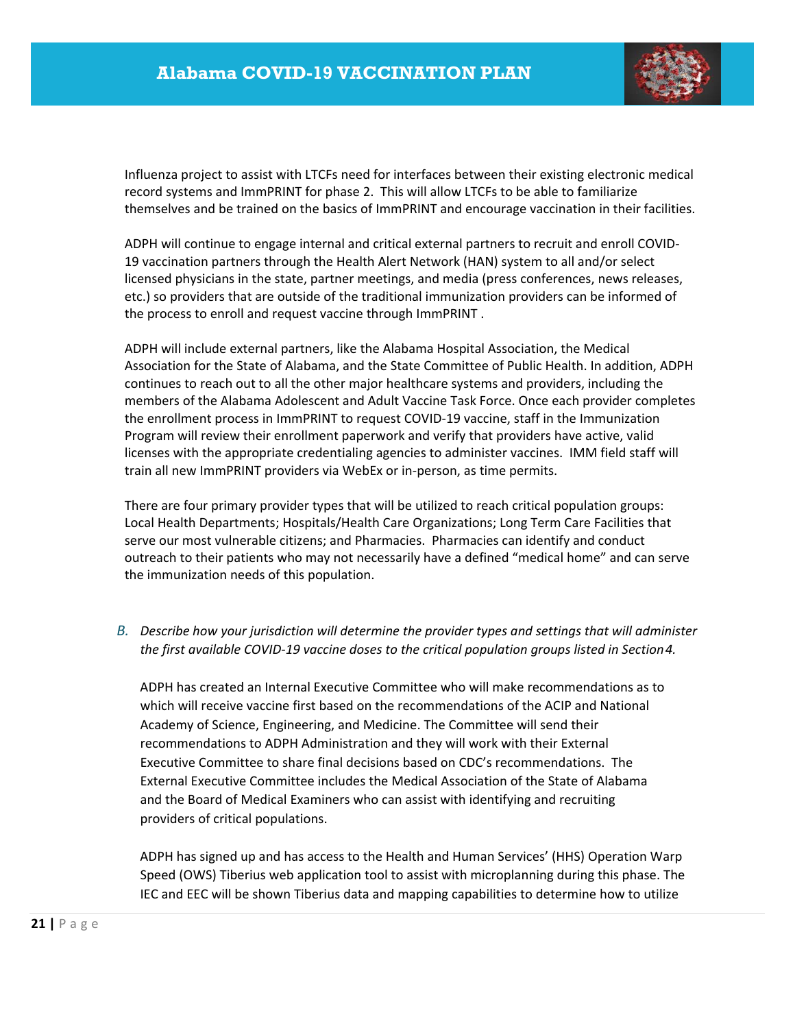Influenza project to assist with LTCFs need for interfaces between their existing electronic medical record systems and ImmPRINT for phase 2. This will allow LTCFs to be able to familiarize themselves and be trained on the basics of ImmPRINT and encourage vaccination in their facilities.

ADPH will continue to engage internal and critical external partners to recruit and enroll COVID-19 vaccination partners through the Health Alert Network (HAN) system to all and/or select licensed physicians in the state, partner meetings, and media (press conferences, news releases, etc.) so providers that are outside of the traditional immunization providers can be informed of the process to enroll and request vaccine through ImmPRINT .

ADPH will include external partners, like the Alabama Hospital Association, the Medical Association for the State of Alabama, and the State Committee of Public Health. In addition, ADPH continues to reach out to all the other major healthcare systems and providers, including the members of the Alabama Adolescent and Adult Vaccine Task Force. Once each provider completes the enrollment process in ImmPRINT to request COVID-19 vaccine, staff in the Immunization Program will review their enrollment paperwork and verify that providers have active, valid licenses with the appropriate credentialing agencies to administer vaccines. IMM field staff will train all new ImmPRINT providers via WebEx or in-person, as time permits.

There are four primary provider types that will be utilized to reach critical population groups: Local Health Departments; Hospitals/Health Care Organizations; Long Term Care Facilities that serve our most vulnerable citizens; and Pharmacies. Pharmacies can identify and conduct outreach to their patients who may not necessarily have a defined "medical home" and can serve the immunization needs of this population.

*B. Describe how your jurisdiction will determine the provider types and settings that will administer the first available COVID-19 vaccine doses to the critical population groups listed in Section 4.*

ADPH has created an Internal Executive Committee who will make recommendations as to which will receive vaccine first based on the recommendations of the ACIP and National Academy of Science, Engineering, and Medicine. The Committee will send their recommendations to ADPH Administration and they will work with their External Executive Committee to share final decisions based on CDC's recommendations. The External Executive Committee includes the Medical Association of the State of Alabama and the Board of Medical Examiners who can assist with identifying and recruiting providers of critical populations.

ADPH has signed up and has access to the Health and Human Services' (HHS) Operation Warp Speed (OWS) Tiberius web application tool to assist with microplanning during this phase. The IEC and EEC will be shown Tiberius data and mapping capabilities to determine how to utilize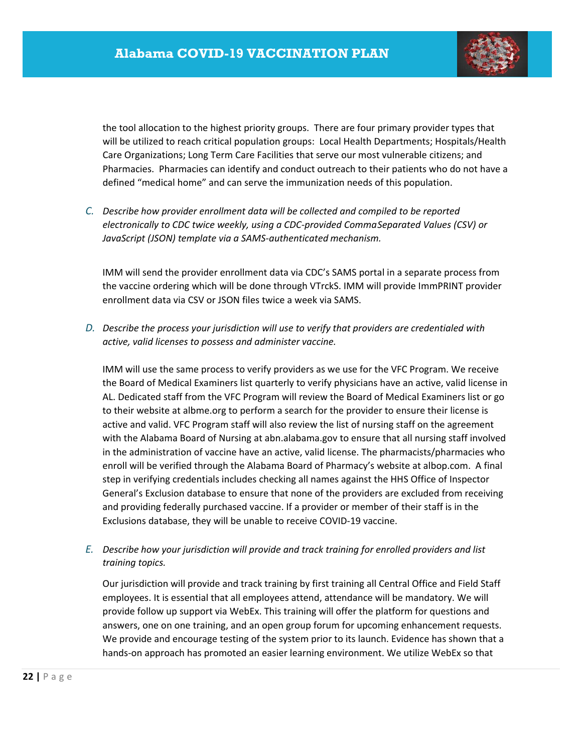the tool allocation to the highest priority groups. There are four primary provider types that will be utilized to reach critical population groups: Local Health Departments; Hospitals/Health Care Organizations; Long Term Care Facilities that serve our most vulnerable citizens; and Pharmacies. Pharmacies can identify and conduct outreach to their patients who do not have a defined "medical home" and can serve the immunization needs of this population.

C. *Describe how provider enrollment data will be collected and compiled to be reported electronically to CDC twice weekly, using a CDC-provided CommaSeparated Values (CSV) or JavaScript (JSON) template via a SAMS-authenticated mechanism.*

IMM will send the provider enrollment data via CDC's SAMS portal in a separate process from the vaccine ordering which will be done through VTrckS. IMM will provide ImmPRINT provider enrollment data via CSV or JSON files twice a week via SAMS.

D. *Describe the process your jurisdiction will use to verify that providers are credentialed with active, valid licenses to possess and administer vaccine.*

IMM will use the same process to verify providers as we use for the VFC Program. We receive the Board of Medical Examiners list quarterly to verify physicians have an active, valid license in AL. Dedicated staff from the VFC Program will review the Board of Medical Examiners list or go to their website at albme.org to perform a search for the provider to ensure their license is active and valid. VFC Program staff will also review the list of nursing staff on the agreement with the Alabama Board of Nursing at abn.alabama.gov to ensure that all nursing staff involved in the administration of vaccine have an active, valid license. The pharmacists/pharmacies who enroll will be verified through the Alabama Board of Pharmacy's website at albop.com. A final step in verifying credentials includes checking all names against the HHS Office of Inspector General's Exclusion database to ensure that none of the providers are excluded from receiving and providing federally purchased vaccine. If a provider or member of their staff is in the Exclusions database, they will be unable to receive COVID-19 vaccine.

E. *Describe how your jurisdiction will provide and track training for enrolled providers and list training topics.*

Our jurisdiction will provide and track training by first training all Central Office and Field Staff employees. It is essential that all employees attend, attendance will be mandatory. We will provide follow up support via WebEx. This training will offer the platform for questions and answers, one on one training, and an open group forum for upcoming enhancement requests. We provide and encourage testing of the system prior to its launch. Evidence has shown that a hands-on approach has promoted an easier learning environment. We utilize WebEx so that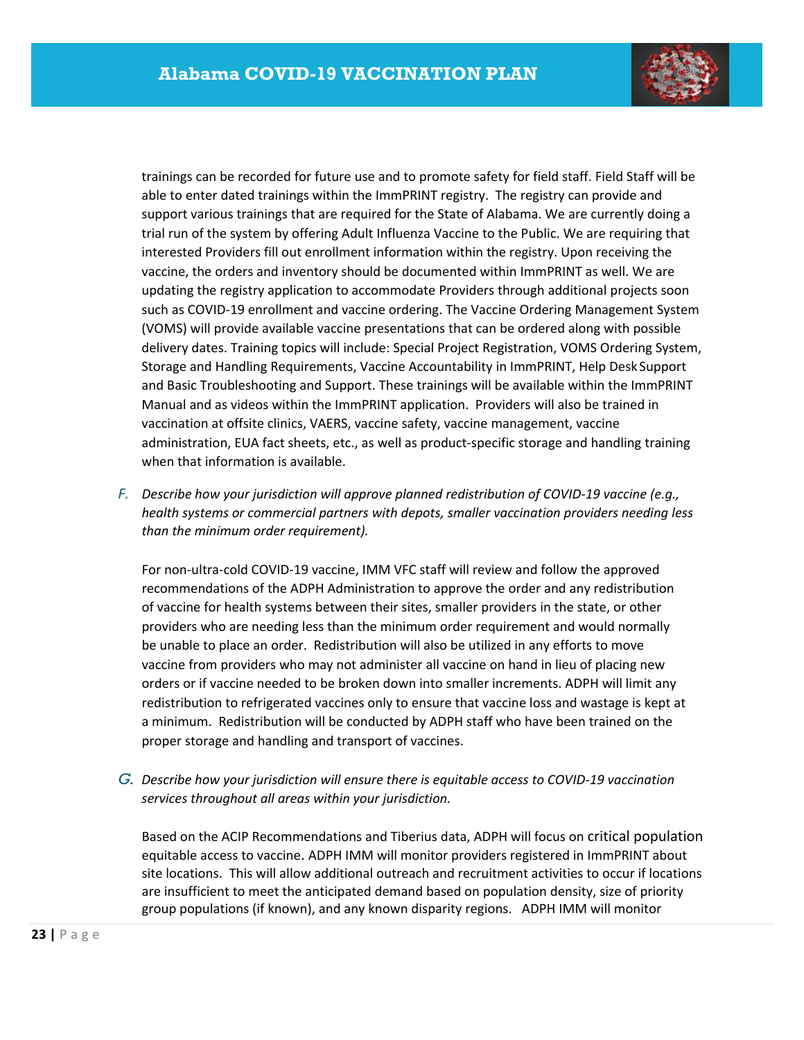trainings can be recorded for future use and to promote safety for field staff. Field Staff will be able to enter dated trainings within the ImmPRINT registry. The registry can provide and support various trainings that are required for the State of Alabama. We are currently doing a trial run of the system by offering Adult Influenza Vaccine to the Public. We are requiring that interested Providers fill out enrollment information within the registry. Upon receiving the vaccine, the orders and inventory should be documented within ImmPRINT as well. We are updating the registry application to accommodate Providers through additional projects soon such as COVID-19 enrollment and vaccine ordering. The Vaccine Ordering Management System (VOMS) will provide available vaccine presentations that can be ordered along with possible delivery dates. Training topics will include: Special Project Registration, VOMS Ordering System, Storage and Handling Requirements, Vaccine Accountability in ImmPRINT, Help Desk Support and Basic Troubleshooting and Support. These trainings will be available within the ImmPRINT Manual and as videos within the ImmPRINT application. Providers will also be trained in vaccination at offsite clinics, VAERS, vaccine safety, vaccine management, vaccine administration, EUA fact sheets, etc., as well as product-specific storage and handling training when that information is available.

F. *Describe how your jurisdiction will approve planned redistribution of COVID-19 vaccine (e.g., health systems or commercial partners with depots, smaller vaccination providers needing less than the minimum order requirement).*

For non-ultra-cold COVID-19 vaccine, IMM VFC staff will review and follow the approved recommendations of the ADPH Administration to approve the order and any redistribution of vaccine for health systems between their sites, smaller providers in the state, or other providers who are needing less than the minimum order requirement and would normally be unable to place an order. Redistribution will also be utilized in any efforts to move vaccine from providers who may not administer all vaccine on hand in lieu of placing new orders or if vaccine needed to be broken down into smaller increments. ADPH will limit any redistribution to refrigerated vaccines only to ensure that vaccine loss and wastage is kept at a minimum. Redistribution will be conducted by ADPH staff who have been trained on the proper storage and handling and transport of vaccines.

G. *Describe how your jurisdiction will ensure there is equitable access to COVID-19 vaccination services throughout all areas within your jurisdiction.*

Based on the ACIP Recommendations and Tiberius data, ADPH will focus on critical population equitable access to vaccine. ADPH IMM will monitor providers registered in ImmPRINT about site locations. This will allow additional outreach and recruitment activities to occur if locations are insufficient to meet the anticipated demand based on population density, size of priority group populations (if known), and any known disparity regions. ADPH IMM will monitor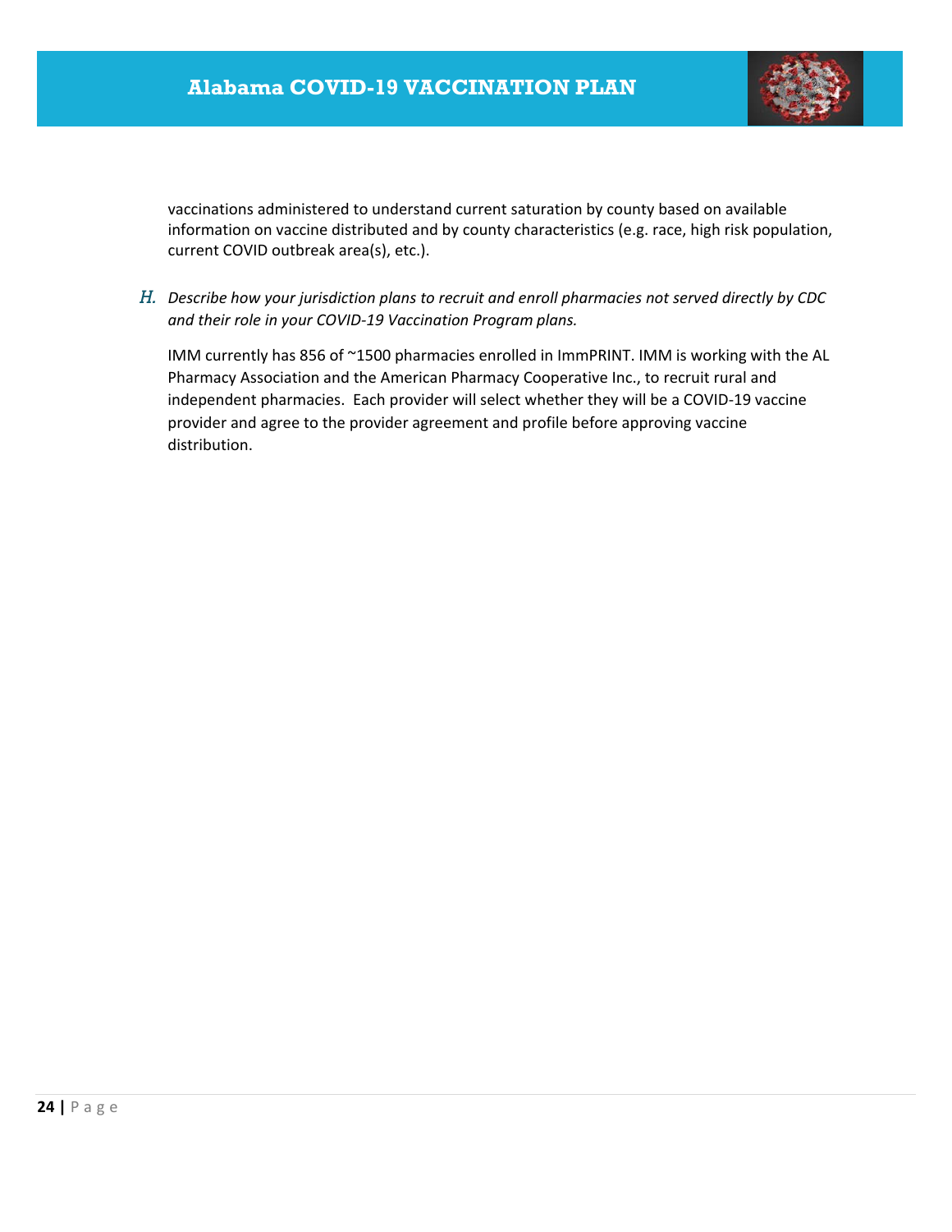vaccinations administered to understand current saturation by county based on available information on vaccine distributed and by county characteristics (e.g. race, high risk population, current COVID outbreak area(s), etc.).

*H. Describe how your jurisdiction plans to recruit and enroll pharmacies not served directly by CDC and their role in your COVID-19 Vaccination Program plans.*

IMM currently has 856 of ~1500 pharmacies enrolled in ImmPRINT. IMM is working with the AL Pharmacy Association and the American Pharmacy Cooperative Inc., to recruit rural and independent pharmacies. Each provider will select whether they will be a COVID-19 vaccine provider and agree to the provider agreement and profile before approving vaccine distribution.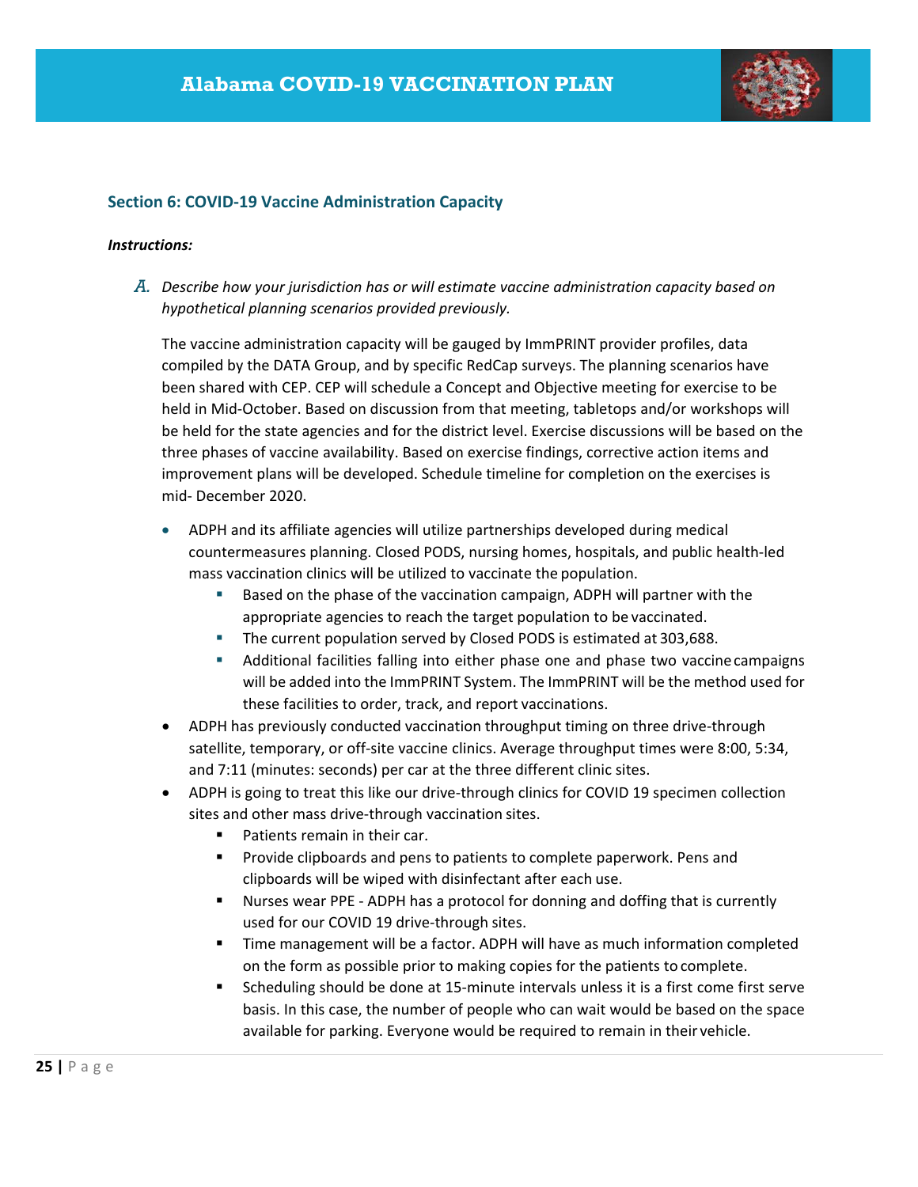## Section 6: COVID-19 Vaccine Administration Capacity

***Instructions:***

*A. Describe how your jurisdiction has or will estimate vaccine administration capacity based on hypothetical planning scenarios provided previously.*

The vaccine administration capacity will be gauged by ImmPRINT provider profiles, data compiled by the DATA Group, and by specific RedCap surveys. The planning scenarios have been shared with CEP. CEP will schedule a Concept and Objective meeting for exercise to be held in Mid-October. Based on discussion from that meeting, tabletops and/or workshops will be held for the state agencies and for the district level. Exercise discussions will be based on the three phases of vaccine availability. Based on exercise findings, corrective action items and improvement plans will be developed. Schedule timeline for completion on the exercises is mid- December 2020.

- ADPH and its affiliate agencies will utilize partnerships developed during medical countermeasures planning. Closed PODS, nursing homes, hospitals, and public health-led mass vaccination clinics will be utilized to vaccinate the population.
  - Based on the phase of the vaccination campaign, ADPH will partner with the appropriate agencies to reach the target population to be vaccinated.
  - The current population served by Closed PODS is estimated at 303,688.
  - Additional facilities falling into either phase one and phase two vaccine campaigns will be added into the ImmPRINT System. The ImmPRINT will be the method used for these facilities to order, track, and report vaccinations.
- ADPH has previously conducted vaccination throughput timing on three drive-through satellite, temporary, or off-site vaccine clinics. Average throughput times were 8:00, 5:34, and 7:11 (minutes: seconds) per car at the three different clinic sites.
- ADPH is going to treat this like our drive-through clinics for COVID 19 specimen collection sites and other mass drive-through vaccination sites.
  - Patients remain in their car.
  - Provide clipboards and pens to patients to complete paperwork. Pens and clipboards will be wiped with disinfectant after each use.
  - Nurses wear PPE - ADPH has a protocol for donning and doffing that is currently used for our COVID 19 drive-through sites.
  - Time management will be a factor. ADPH will have as much information completed on the form as possible prior to making copies for the patients to complete.
  - Scheduling should be done at 15-minute intervals unless it is a first come first serve basis. In this case, the number of people who can wait would be based on the space available for parking. Everyone would be required to remain in their vehicle.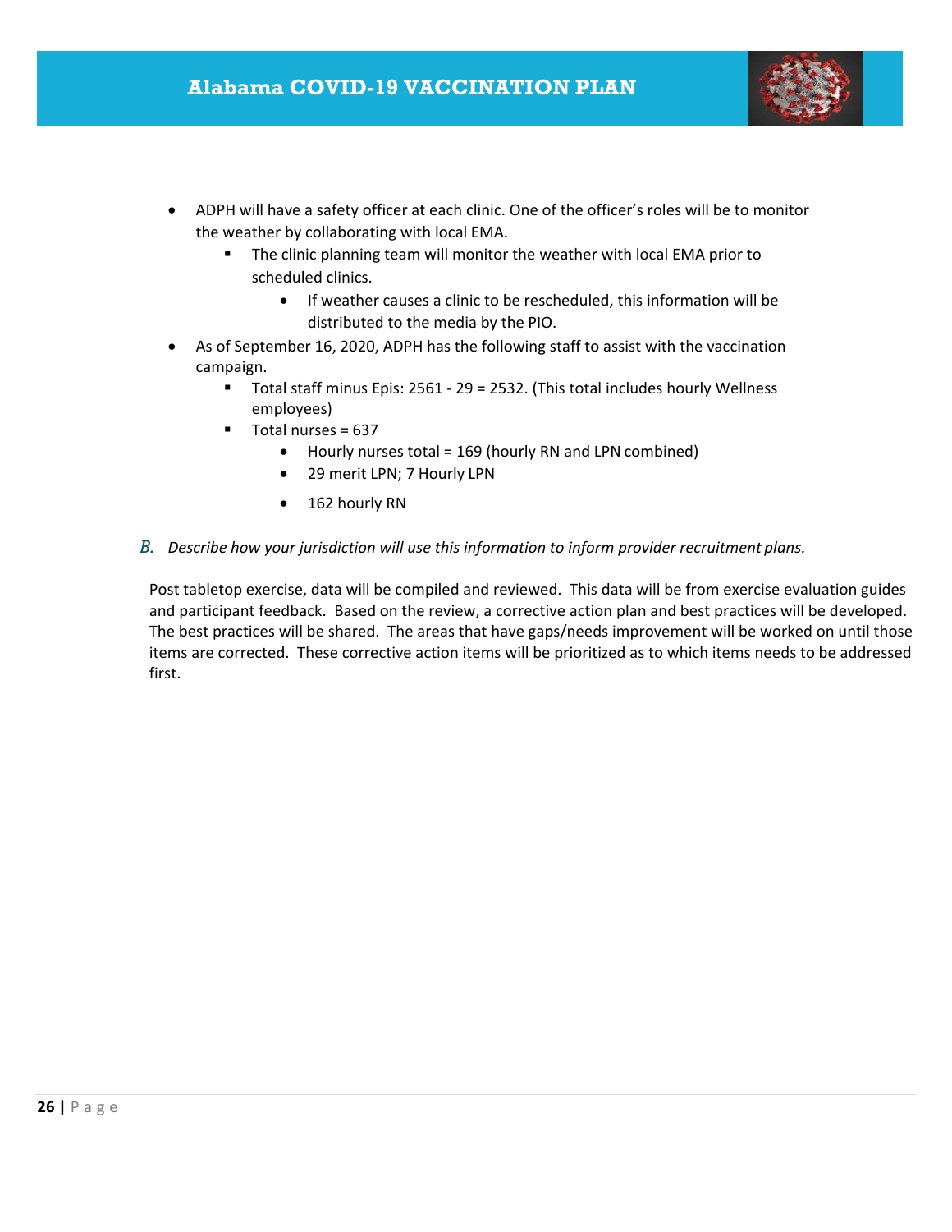- ADPH will have a safety officer at each clinic. One of the officer's roles will be to monitor the weather by collaborating with local EMA.
  - The clinic planning team will monitor the weather with local EMA prior to scheduled clinics.
    - If weather causes a clinic to be rescheduled, this information will be distributed to the media by the PIO.
- As of September 16, 2020, ADPH has the following staff to assist with the vaccination campaign.
  - Total staff minus Epis: 2561 - 29 = 2532. (This total includes hourly Wellness employees)
  - Total nurses = 637
    - Hourly nurses total = 169 (hourly RN and LPN combined)
    - 29 merit LPN; 7 Hourly LPN
    - 162 hourly RN

*B. Describe how your jurisdiction will use this information to inform provider recruitment plans.*

Post tabletop exercise, data will be compiled and reviewed. This data will be from exercise evaluation guides and participant feedback. Based on the review, a corrective action plan and best practices will be developed. The best practices will be shared. The areas that have gaps/needs improvement will be worked on until those items are corrected. These corrective action items will be prioritized as to which items needs to be addressed first.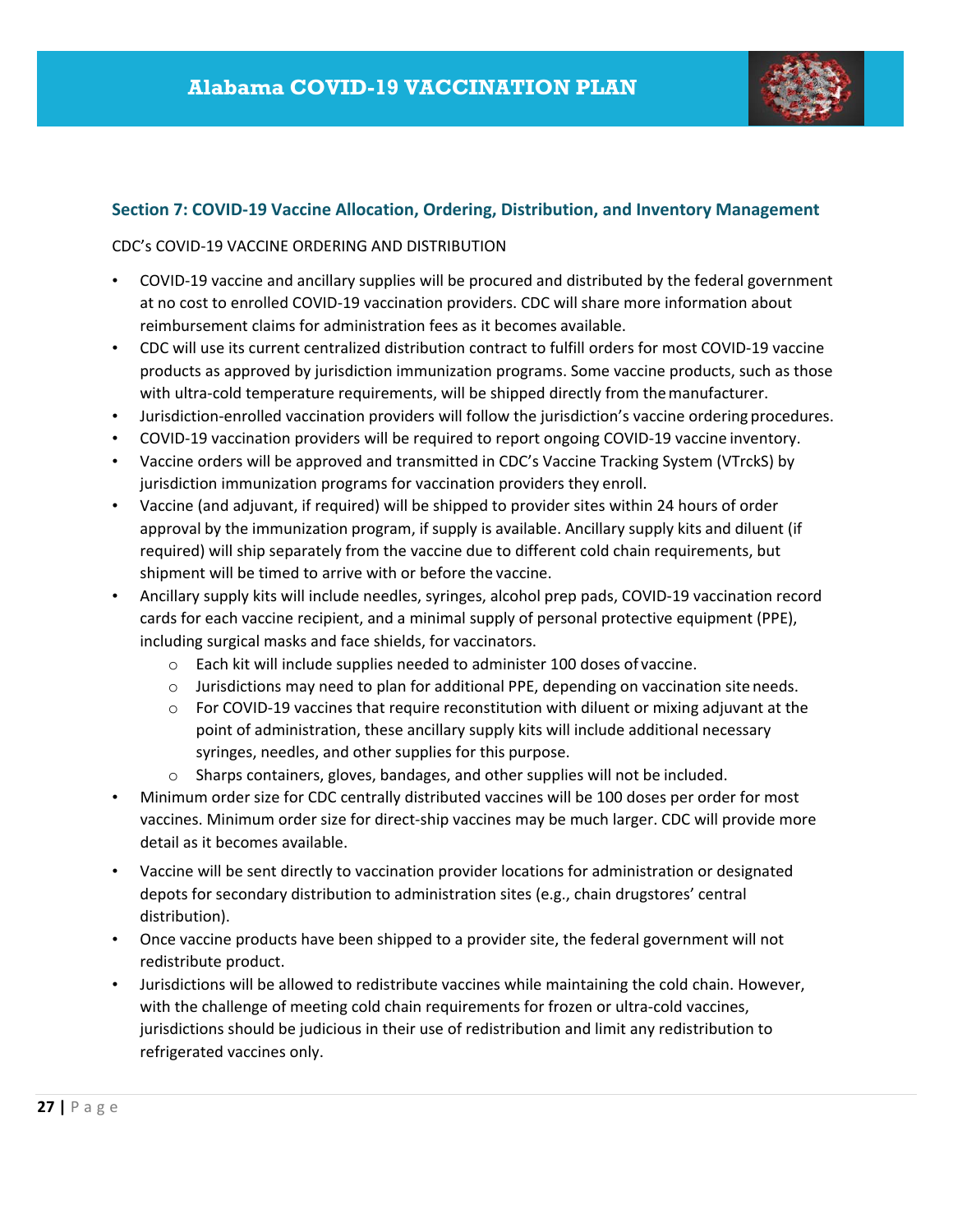## Section 7: COVID-19 Vaccine Allocation, Ordering, Distribution, and Inventory Management

CDC's COVID-19 VACCINE ORDERING AND DISTRIBUTION

- COVID-19 vaccine and ancillary supplies will be procured and distributed by the federal government at no cost to enrolled COVID-19 vaccination providers. CDC will share more information about reimbursement claims for administration fees as it becomes available.
- CDC will use its current centralized distribution contract to fulfill orders for most COVID-19 vaccine products as approved by jurisdiction immunization programs. Some vaccine products, such as those with ultra-cold temperature requirements, will be shipped directly from the manufacturer.
- Jurisdiction-enrolled vaccination providers will follow the jurisdiction's vaccine ordering procedures.
- COVID-19 vaccination providers will be required to report ongoing COVID-19 vaccine inventory.
- Vaccine orders will be approved and transmitted in CDC's Vaccine Tracking System (VTrckS) by jurisdiction immunization programs for vaccination providers they enroll.
- Vaccine (and adjuvant, if required) will be shipped to provider sites within 24 hours of order approval by the immunization program, if supply is available. Ancillary supply kits and diluent (if required) will ship separately from the vaccine due to different cold chain requirements, but shipment will be timed to arrive with or before the vaccine.
- Ancillary supply kits will include needles, syringes, alcohol prep pads, COVID-19 vaccination record cards for each vaccine recipient, and a minimal supply of personal protective equipment (PPE), including surgical masks and face shields, for vaccinators.
  - Each kit will include supplies needed to administer 100 doses of vaccine.
  - Jurisdictions may need to plan for additional PPE, depending on vaccination site needs.
  - For COVID-19 vaccines that require reconstitution with diluent or mixing adjuvant at the point of administration, these ancillary supply kits will include additional necessary syringes, needles, and other supplies for this purpose.
  - Sharps containers, gloves, bandages, and other supplies will not be included.
- Minimum order size for CDC centrally distributed vaccines will be 100 doses per order for most vaccines. Minimum order size for direct-ship vaccines may be much larger. CDC will provide more detail as it becomes available.
- Vaccine will be sent directly to vaccination provider locations for administration or designated depots for secondary distribution to administration sites (e.g., chain drugstores' central distribution).
- Once vaccine products have been shipped to a provider site, the federal government will not redistribute product.
- Jurisdictions will be allowed to redistribute vaccines while maintaining the cold chain. However, with the challenge of meeting cold chain requirements for frozen or ultra-cold vaccines, jurisdictions should be judicious in their use of redistribution and limit any redistribution to refrigerated vaccines only.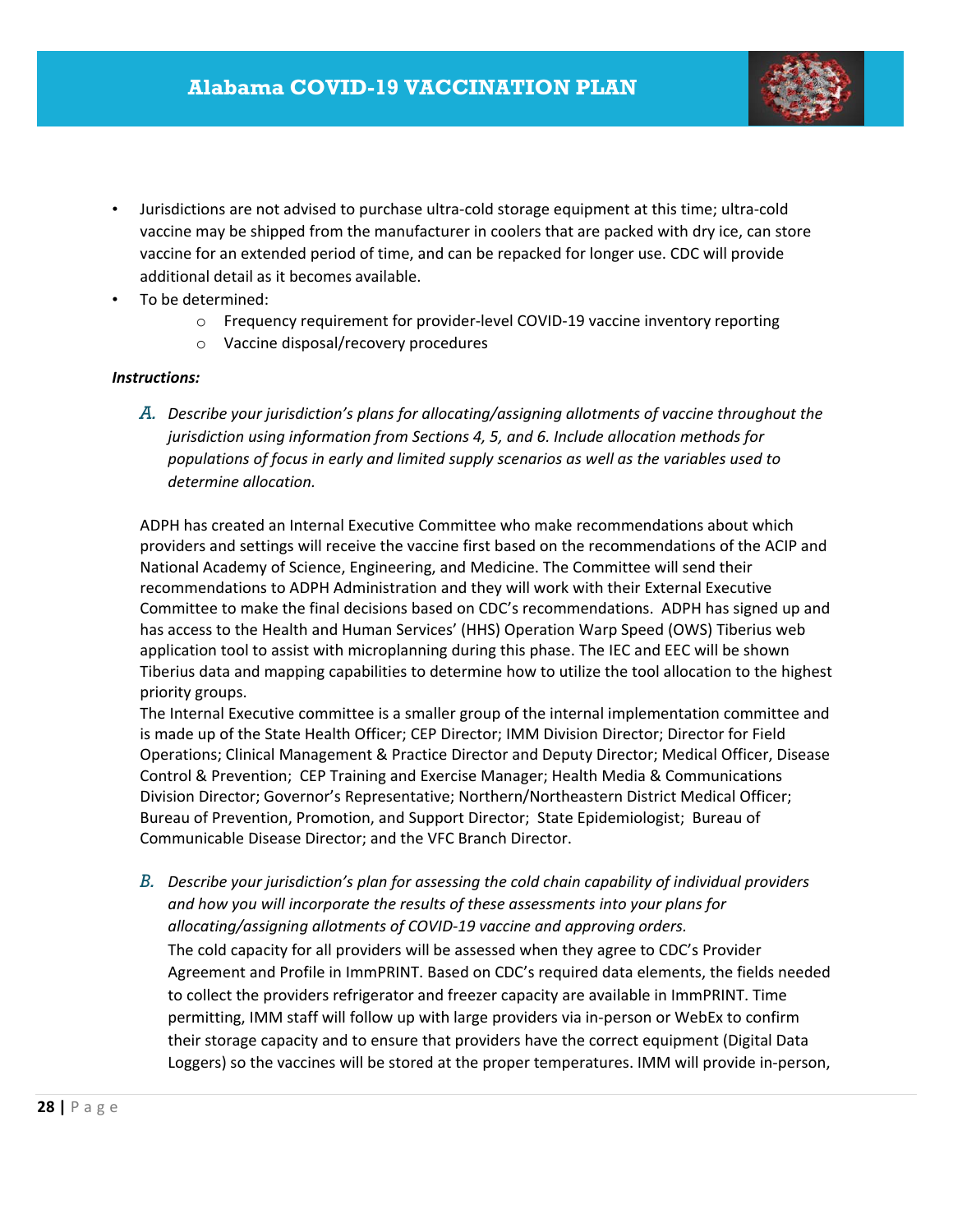- Jurisdictions are not advised to purchase ultra-cold storage equipment at this time; ultra-cold vaccine may be shipped from the manufacturer in coolers that are packed with dry ice, can store vaccine for an extended period of time, and can be repacked for longer use. CDC will provide additional detail as it becomes available.
- To be determined:
  - Frequency requirement for provider-level COVID-19 vaccine inventory reporting
  - Vaccine disposal/recovery procedures

***Instructions:***

*A. Describe your jurisdiction's plans for allocating/assigning allotments of vaccine throughout the jurisdiction using information from Sections 4, 5, and 6. Include allocation methods for populations of focus in early and limited supply scenarios as well as the variables used to determine allocation.*

ADPH has created an Internal Executive Committee who make recommendations about which providers and settings will receive the vaccine first based on the recommendations of the ACIP and National Academy of Science, Engineering, and Medicine. The Committee will send their recommendations to ADPH Administration and they will work with their External Executive Committee to make the final decisions based on CDC's recommendations. ADPH has signed up and has access to the Health and Human Services' (HHS) Operation Warp Speed (OWS) Tiberius web application tool to assist with microplanning during this phase. The IEC and EEC will be shown Tiberius data and mapping capabilities to determine how to utilize the tool allocation to the highest priority groups.

The Internal Executive committee is a smaller group of the internal implementation committee and is made up of the State Health Officer; CEP Director; IMM Division Director; Director for Field Operations; Clinical Management & Practice Director and Deputy Director; Medical Officer, Disease Control & Prevention; CEP Training and Exercise Manager; Health Media & Communications Division Director; Governor's Representative; Northern/Northeastern District Medical Officer; Bureau of Prevention, Promotion, and Support Director; State Epidemiologist; Bureau of Communicable Disease Director; and the VFC Branch Director.

*B. Describe your jurisdiction's plan for assessing the cold chain capability of individual providers and how you will incorporate the results of these assessments into your plans for allocating/assigning allotments of COVID-19 vaccine and approving orders.*

The cold capacity for all providers will be assessed when they agree to CDC's Provider Agreement and Profile in ImmPRINT. Based on CDC's required data elements, the fields needed to collect the providers refrigerator and freezer capacity are available in ImmPRINT. Time permitting, IMM staff will follow up with large providers via in-person or WebEx to confirm their storage capacity and to ensure that providers have the correct equipment (Digital Data Loggers) so the vaccines will be stored at the proper temperatures. IMM will provide in-person,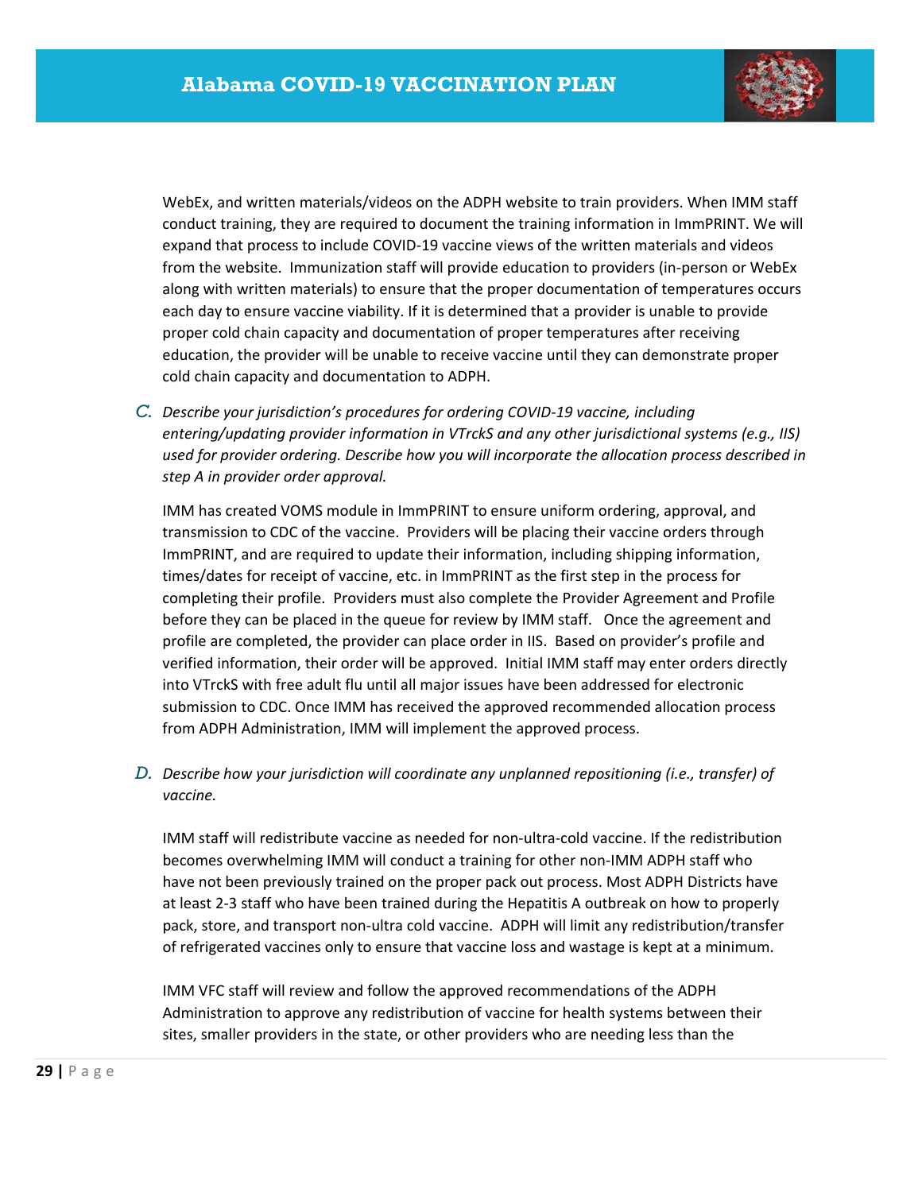WebEx, and written materials/videos on the ADPH website to train providers. When IMM staff conduct training, they are required to document the training information in ImmPRINT. We will expand that process to include COVID-19 vaccine views of the written materials and videos from the website. Immunization staff will provide education to providers (in-person or WebEx along with written materials) to ensure that the proper documentation of temperatures occurs each day to ensure vaccine viability. If it is determined that a provider is unable to provide proper cold chain capacity and documentation of proper temperatures after receiving education, the provider will be unable to receive vaccine until they can demonstrate proper cold chain capacity and documentation to ADPH.

C. *Describe your jurisdiction's procedures for ordering COVID-19 vaccine, including entering/updating provider information in VTrckS and any other jurisdictional systems (e.g., IIS) used for provider ordering. Describe how you will incorporate the allocation process described in step A in provider order approval.*

IMM has created VOMS module in ImmPRINT to ensure uniform ordering, approval, and transmission to CDC of the vaccine. Providers will be placing their vaccine orders through ImmPRINT, and are required to update their information, including shipping information, times/dates for receipt of vaccine, etc. in ImmPRINT as the first step in the process for completing their profile. Providers must also complete the Provider Agreement and Profile before they can be placed in the queue for review by IMM staff. Once the agreement and profile are completed, the provider can place order in IIS. Based on provider's profile and verified information, their order will be approved. Initial IMM staff may enter orders directly into VTrckS with free adult flu until all major issues have been addressed for electronic submission to CDC. Once IMM has received the approved recommended allocation process from ADPH Administration, IMM will implement the approved process.

D. *Describe how your jurisdiction will coordinate any unplanned repositioning (i.e., transfer) of vaccine.*

IMM staff will redistribute vaccine as needed for non-ultra-cold vaccine. If the redistribution becomes overwhelming IMM will conduct a training for other non-IMM ADPH staff who have not been previously trained on the proper pack out process. Most ADPH Districts have at least 2-3 staff who have been trained during the Hepatitis A outbreak on how to properly pack, store, and transport non-ultra cold vaccine. ADPH will limit any redistribution/transfer of refrigerated vaccines only to ensure that vaccine loss and wastage is kept at a minimum.

IMM VFC staff will review and follow the approved recommendations of the ADPH Administration to approve any redistribution of vaccine for health systems between their sites, smaller providers in the state, or other providers who are needing less than the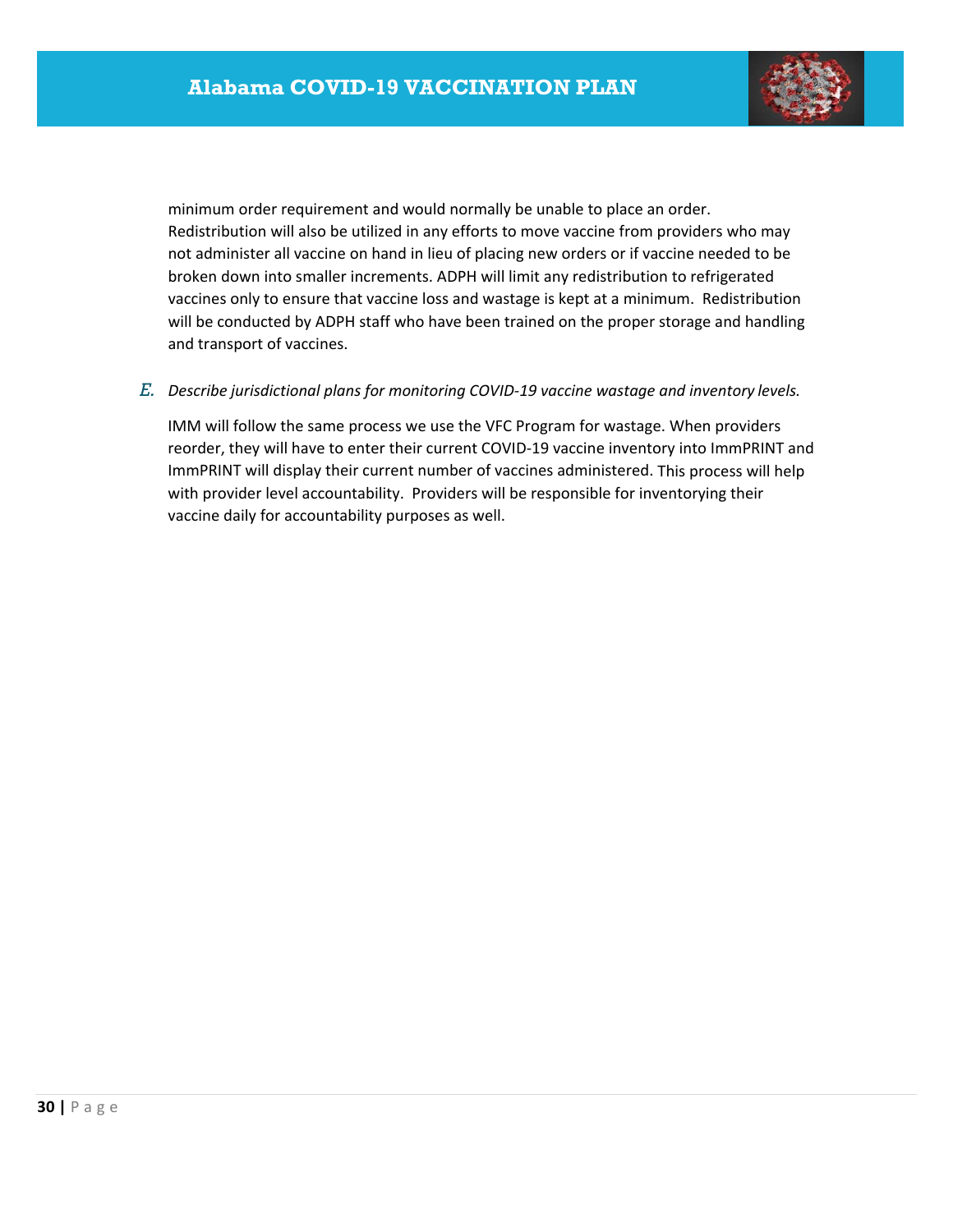minimum order requirement and would normally be unable to place an order. Redistribution will also be utilized in any efforts to move vaccine from providers who may not administer all vaccine on hand in lieu of placing new orders or if vaccine needed to be broken down into smaller increments. ADPH will limit any redistribution to refrigerated vaccines only to ensure that vaccine loss and wastage is kept at a minimum. Redistribution will be conducted by ADPH staff who have been trained on the proper storage and handling and transport of vaccines.

*E. Describe jurisdictional plans for monitoring COVID-19 vaccine wastage and inventory levels.*

IMM will follow the same process we use the VFC Program for wastage. When providers reorder, they will have to enter their current COVID-19 vaccine inventory into ImmPRINT and ImmPRINT will display their current number of vaccines administered. This process will help with provider level accountability. Providers will be responsible for inventorying their vaccine daily for accountability purposes as well.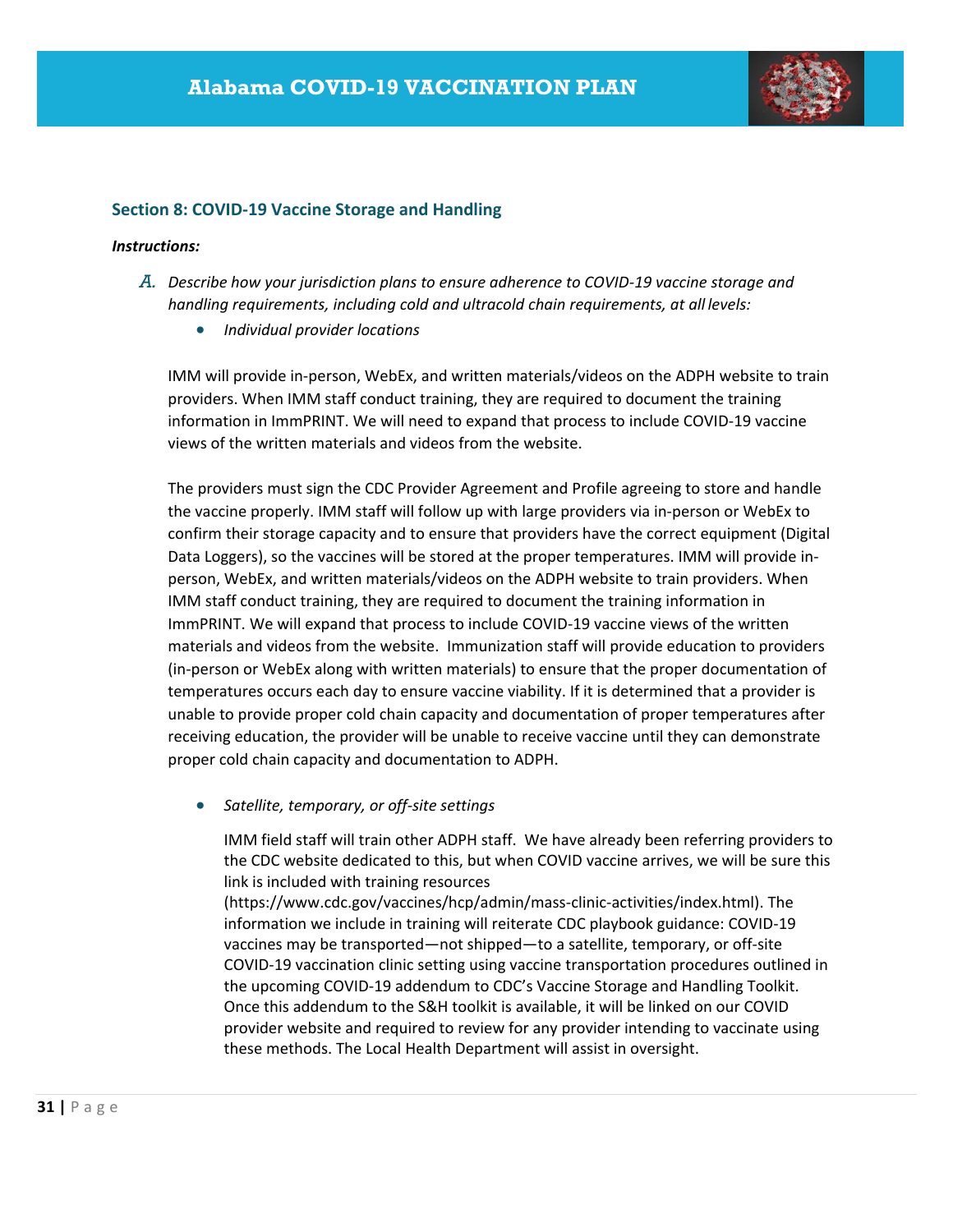## Section 8: COVID-19 Vaccine Storage and Handling

***Instructions:***

A. *Describe how your jurisdiction plans to ensure adherence to COVID-19 vaccine storage and handling requirements, including cold and ultracold chain requirements, at all levels:*

- *Individual provider locations*

IMM will provide in-person, WebEx, and written materials/videos on the ADPH website to train providers. When IMM staff conduct training, they are required to document the training information in ImmPRINT. We will need to expand that process to include COVID-19 vaccine views of the written materials and videos from the website.

The providers must sign the CDC Provider Agreement and Profile agreeing to store and handle the vaccine properly. IMM staff will follow up with large providers via in-person or WebEx to confirm their storage capacity and to ensure that providers have the correct equipment (Digital Data Loggers), so the vaccines will be stored at the proper temperatures. IMM will provide in-person, WebEx, and written materials/videos on the ADPH website to train providers. When IMM staff conduct training, they are required to document the training information in ImmPRINT. We will expand that process to include COVID-19 vaccine views of the written materials and videos from the website. Immunization staff will provide education to providers (in-person or WebEx along with written materials) to ensure that the proper documentation of temperatures occurs each day to ensure vaccine viability. If it is determined that a provider is unable to provide proper cold chain capacity and documentation of proper temperatures after receiving education, the provider will be unable to receive vaccine until they can demonstrate proper cold chain capacity and documentation to ADPH.

- *Satellite, temporary, or off-site settings*

  IMM field staff will train other ADPH staff. We have already been referring providers to the CDC website dedicated to this, but when COVID vaccine arrives, we will be sure this link is included with training resources (https://www.cdc.gov/vaccines/hcp/admin/mass-clinic-activities/index.html). The information we include in training will reiterate CDC playbook guidance: COVID-19 vaccines may be transported—not shipped—to a satellite, temporary, or off-site COVID-19 vaccination clinic setting using vaccine transportation procedures outlined in the upcoming COVID-19 addendum to CDC's Vaccine Storage and Handling Toolkit. Once this addendum to the S&H toolkit is available, it will be linked on our COVID provider website and required to review for any provider intending to vaccinate using these methods. The Local Health Department will assist in oversight.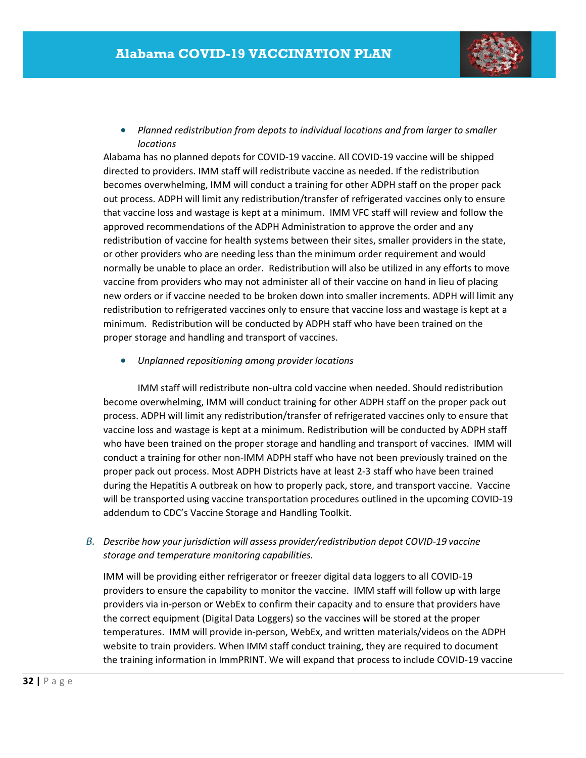- *Planned redistribution from depots to individual locations and from larger to smaller locations*

Alabama has no planned depots for COVID-19 vaccine. All COVID-19 vaccine will be shipped directed to providers. IMM staff will redistribute vaccine as needed. If the redistribution becomes overwhelming, IMM will conduct a training for other ADPH staff on the proper pack out process. ADPH will limit any redistribution/transfer of refrigerated vaccines only to ensure that vaccine loss and wastage is kept at a minimum. IMM VFC staff will review and follow the approved recommendations of the ADPH Administration to approve the order and any redistribution of vaccine for health systems between their sites, smaller providers in the state, or other providers who are needing less than the minimum order requirement and would normally be unable to place an order. Redistribution will also be utilized in any efforts to move vaccine from providers who may not administer all of their vaccine on hand in lieu of placing new orders or if vaccine needed to be broken down into smaller increments. ADPH will limit any redistribution to refrigerated vaccines only to ensure that vaccine loss and wastage is kept at a minimum. Redistribution will be conducted by ADPH staff who have been trained on the proper storage and handling and transport of vaccines.

- *Unplanned repositioning among provider locations*

IMM staff will redistribute non-ultra cold vaccine when needed. Should redistribution become overwhelming, IMM will conduct training for other ADPH staff on the proper pack out process. ADPH will limit any redistribution/transfer of refrigerated vaccines only to ensure that vaccine loss and wastage is kept at a minimum. Redistribution will be conducted by ADPH staff who have been trained on the proper storage and handling and transport of vaccines. IMM will conduct a training for other non-IMM ADPH staff who have not been previously trained on the proper pack out process. Most ADPH Districts have at least 2-3 staff who have been trained during the Hepatitis A outbreak on how to properly pack, store, and transport vaccine. Vaccine will be transported using vaccine transportation procedures outlined in the upcoming COVID-19 addendum to CDC's Vaccine Storage and Handling Toolkit.

*B. Describe how your jurisdiction will assess provider/redistribution depot COVID-19 vaccine storage and temperature monitoring capabilities.*

IMM will be providing either refrigerator or freezer digital data loggers to all COVID-19 providers to ensure the capability to monitor the vaccine. IMM staff will follow up with large providers via in-person or WebEx to confirm their capacity and to ensure that providers have the correct equipment (Digital Data Loggers) so the vaccines will be stored at the proper temperatures. IMM will provide in-person, WebEx, and written materials/videos on the ADPH website to train providers. When IMM staff conduct training, they are required to document the training information in ImmPRINT. We will expand that process to include COVID-19 vaccine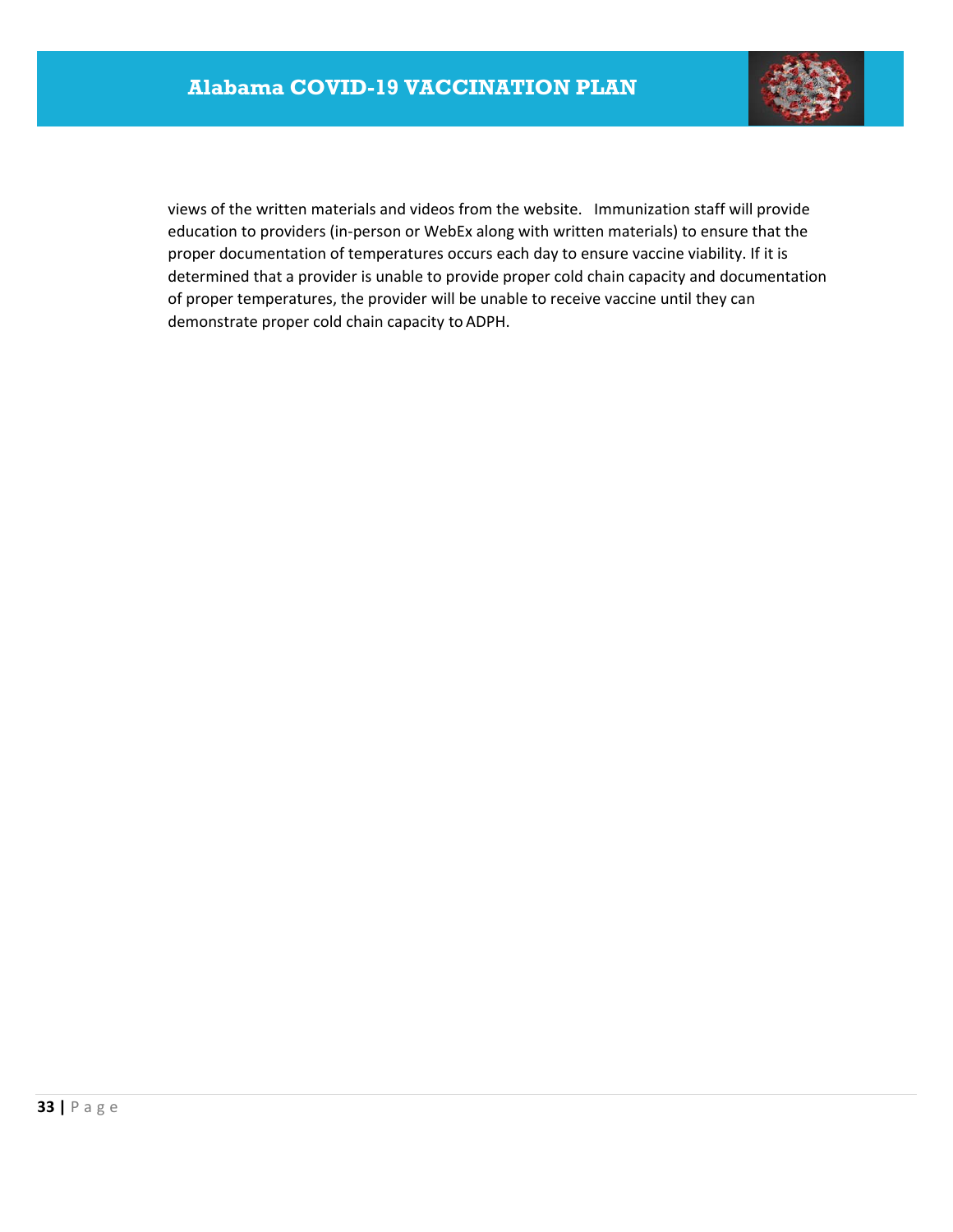views of the written materials and videos from the website. Immunization staff will provide education to providers (in-person or WebEx along with written materials) to ensure that the proper documentation of temperatures occurs each day to ensure vaccine viability. If it is determined that a provider is unable to provide proper cold chain capacity and documentation of proper temperatures, the provider will be unable to receive vaccine until they can demonstrate proper cold chain capacity to ADPH.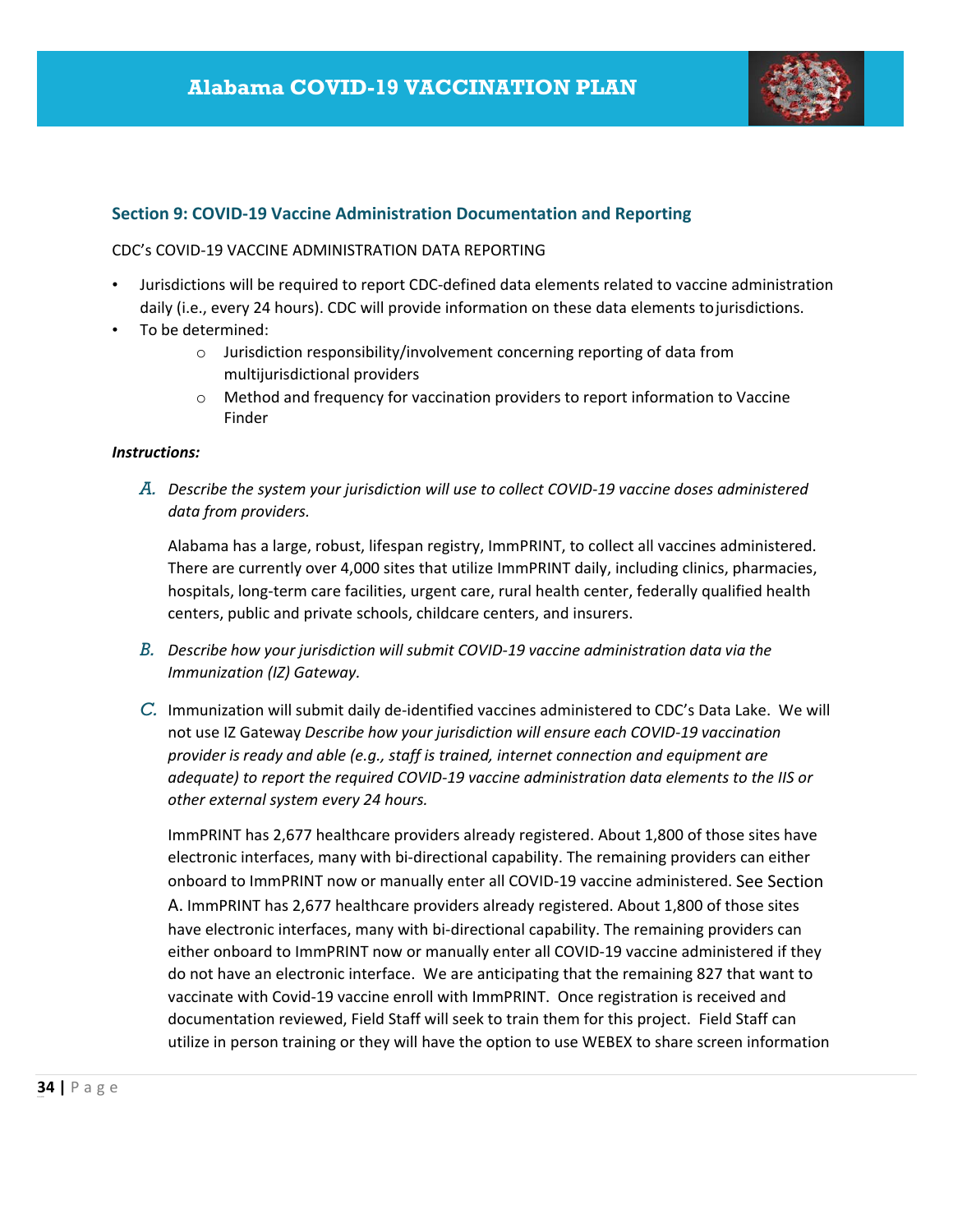## Section 9: COVID-19 Vaccine Administration Documentation and Reporting

CDC's COVID-19 VACCINE ADMINISTRATION DATA REPORTING

- Jurisdictions will be required to report CDC-defined data elements related to vaccine administration daily (i.e., every 24 hours). CDC will provide information on these data elements to jurisdictions.
- To be determined:
    - Jurisdiction responsibility/involvement concerning reporting of data from multijurisdictional providers
    - Method and frequency for vaccination providers to report information to Vaccine Finder

***Instructions:***

A. *Describe the system your jurisdiction will use to collect COVID-19 vaccine doses administered data from providers.*

Alabama has a large, robust, lifespan registry, ImmPRINT, to collect all vaccines administered. There are currently over 4,000 sites that utilize ImmPRINT daily, including clinics, pharmacies, hospitals, long-term care facilities, urgent care, rural health center, federally qualified health centers, public and private schools, childcare centers, and insurers.

B. *Describe how your jurisdiction will submit COVID-19 vaccine administration data via the Immunization (IZ) Gateway.*

C. Immunization will submit daily de-identified vaccines administered to CDC's Data Lake. We will not use IZ Gateway *Describe how your jurisdiction will ensure each COVID-19 vaccination provider is ready and able (e.g., staff is trained, internet connection and equipment are adequate) to report the required COVID-19 vaccine administration data elements to the IIS or other external system every 24 hours.*

ImmPRINT has 2,677 healthcare providers already registered. About 1,800 of those sites have electronic interfaces, many with bi-directional capability. The remaining providers can either onboard to ImmPRINT now or manually enter all COVID-19 vaccine administered. See Section A. ImmPRINT has 2,677 healthcare providers already registered. About 1,800 of those sites have electronic interfaces, many with bi-directional capability. The remaining providers can either onboard to ImmPRINT now or manually enter all COVID-19 vaccine administered if they do not have an electronic interface. We are anticipating that the remaining 827 that want to vaccinate with Covid-19 vaccine enroll with ImmPRINT. Once registration is received and documentation reviewed, Field Staff will seek to train them for this project. Field Staff can utilize in person training or they will have the option to use WEBEX to share screen information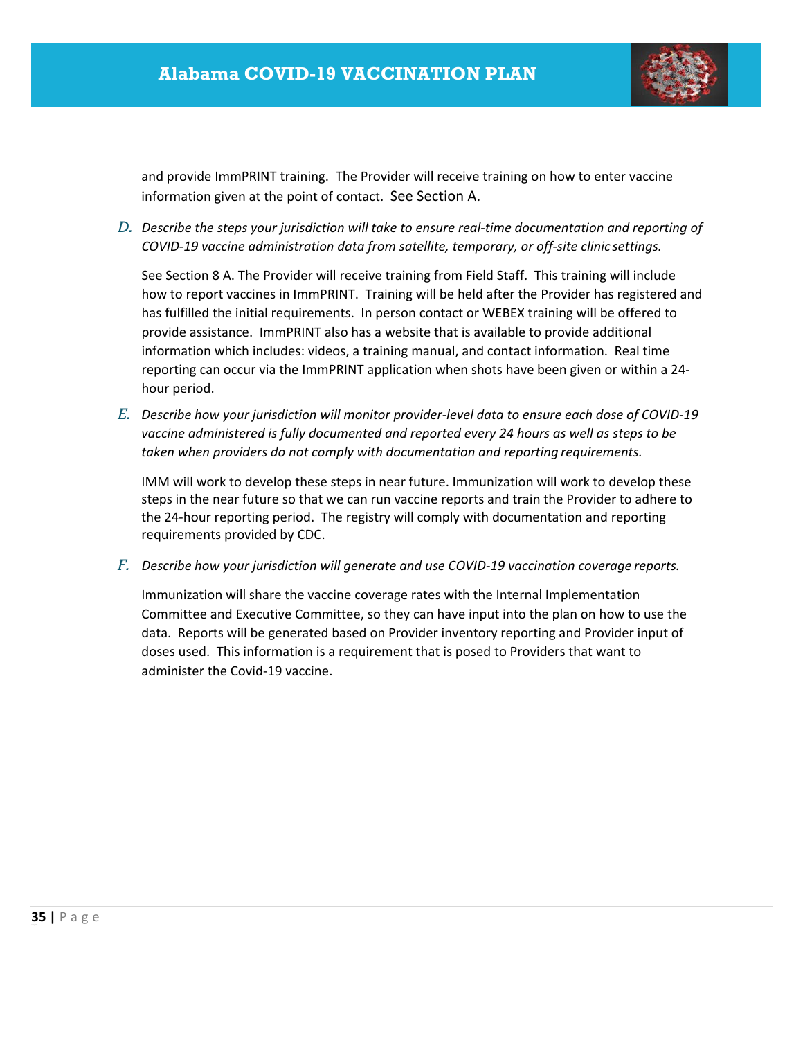and provide ImmPRINT training. The Provider will receive training on how to enter vaccine information given at the point of contact. See Section A.

*D. Describe the steps your jurisdiction will take to ensure real-time documentation and reporting of COVID-19 vaccine administration data from satellite, temporary, or off-site clinic settings.*

See Section 8 A. The Provider will receive training from Field Staff. This training will include how to report vaccines in ImmPRINT. Training will be held after the Provider has registered and has fulfilled the initial requirements. In person contact or WEBEX training will be offered to provide assistance. ImmPRINT also has a website that is available to provide additional information which includes: videos, a training manual, and contact information. Real time reporting can occur via the ImmPRINT application when shots have been given or within a 24-hour period.

*E. Describe how your jurisdiction will monitor provider-level data to ensure each dose of COVID-19 vaccine administered is fully documented and reported every 24 hours as well as steps to be taken when providers do not comply with documentation and reporting requirements.*

IMM will work to develop these steps in near future. Immunization will work to develop these steps in the near future so that we can run vaccine reports and train the Provider to adhere to the 24-hour reporting period. The registry will comply with documentation and reporting requirements provided by CDC.

*F. Describe how your jurisdiction will generate and use COVID-19 vaccination coverage reports.*

Immunization will share the vaccine coverage rates with the Internal Implementation Committee and Executive Committee, so they can have input into the plan on how to use the data. Reports will be generated based on Provider inventory reporting and Provider input of doses used. This information is a requirement that is posed to Providers that want to administer the Covid-19 vaccine.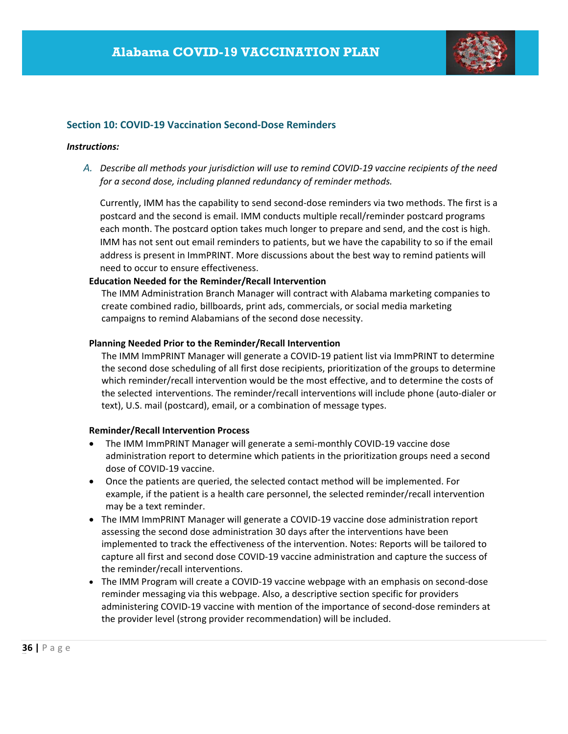## Section 10: COVID-19 Vaccination Second-Dose Reminders

***Instructions:***

A. *Describe all methods your jurisdiction will use to remind COVID-19 vaccine recipients of the need for a second dose, including planned redundancy of reminder methods.*

Currently, IMM has the capability to send second-dose reminders via two methods. The first is a postcard and the second is email. IMM conducts multiple recall/reminder postcard programs each month. The postcard option takes much longer to prepare and send, and the cost is high. IMM has not sent out email reminders to patients, but we have the capability to so if the email address is present in ImmPRINT. More discussions about the best way to remind patients will need to occur to ensure effectiveness.

**Education Needed for the Reminder/Recall Intervention**

The IMM Administration Branch Manager will contract with Alabama marketing companies to create combined radio, billboards, print ads, commercials, or social media marketing campaigns to remind Alabamians of the second dose necessity.

**Planning Needed Prior to the Reminder/Recall Intervention**

The IMM ImmPRINT Manager will generate a COVID-19 patient list via ImmPRINT to determine the second dose scheduling of all first dose recipients, prioritization of the groups to determine which reminder/recall intervention would be the most effective, and to determine the costs of the selected interventions. The reminder/recall interventions will include phone (auto-dialer or text), U.S. mail (postcard), email, or a combination of message types.

**Reminder/Recall Intervention Process**

- The IMM ImmPRINT Manager will generate a semi-monthly COVID-19 vaccine dose administration report to determine which patients in the prioritization groups need a second dose of COVID-19 vaccine.
- Once the patients are queried, the selected contact method will be implemented. For example, if the patient is a health care personnel, the selected reminder/recall intervention may be a text reminder.
- The IMM ImmPRINT Manager will generate a COVID-19 vaccine dose administration report assessing the second dose administration 30 days after the interventions have been implemented to track the effectiveness of the intervention. Notes: Reports will be tailored to capture all first and second dose COVID-19 vaccine administration and capture the success of the reminder/recall interventions.
- The IMM Program will create a COVID-19 vaccine webpage with an emphasis on second-dose reminder messaging via this webpage. Also, a descriptive section specific for providers administering COVID-19 vaccine with mention of the importance of second-dose reminders at the provider level (strong provider recommendation) will be included.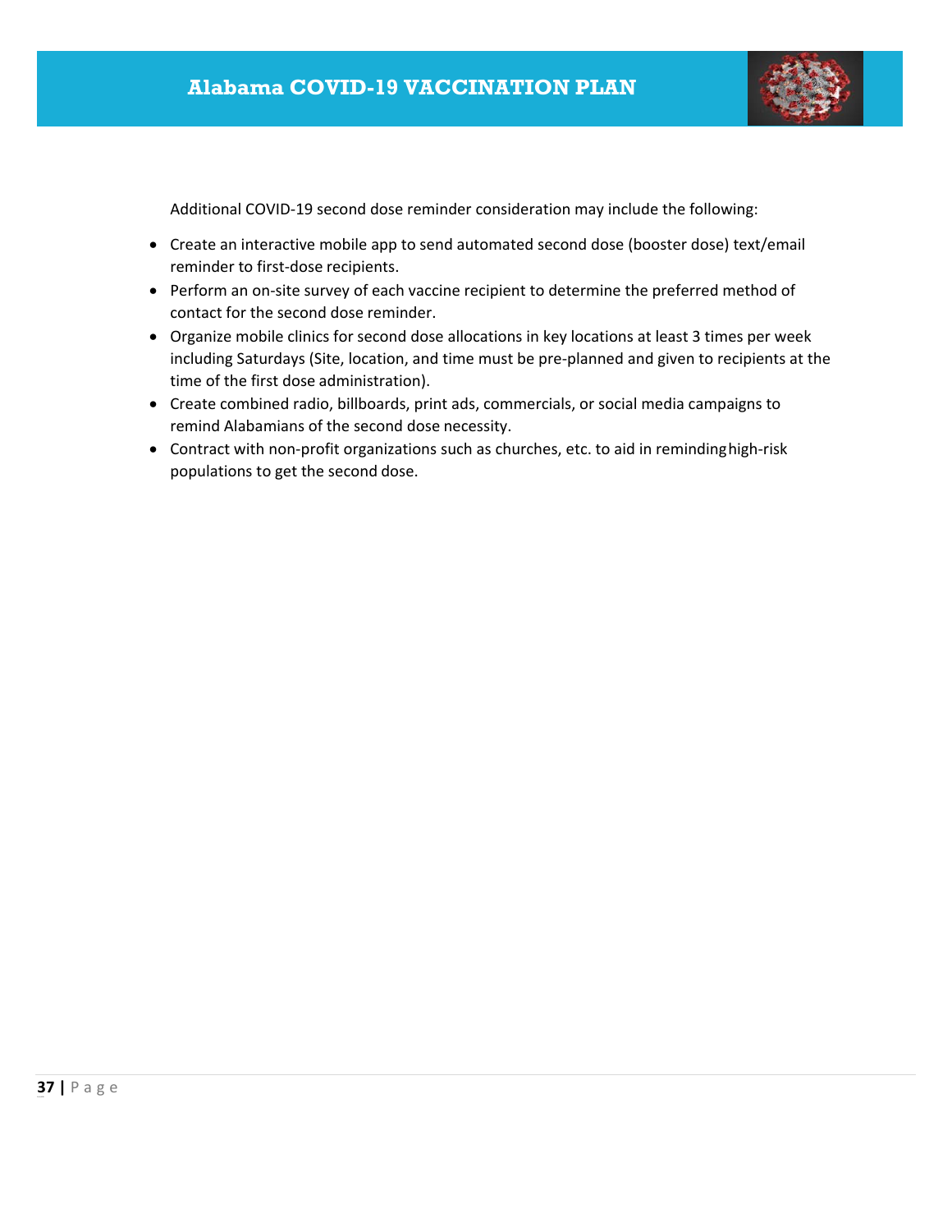Additional COVID-19 second dose reminder consideration may include the following:

- Create an interactive mobile app to send automated second dose (booster dose) text/email reminder to first-dose recipients.
- Perform an on-site survey of each vaccine recipient to determine the preferred method of contact for the second dose reminder.
- Organize mobile clinics for second dose allocations in key locations at least 3 times per week including Saturdays (Site, location, and time must be pre-planned and given to recipients at the time of the first dose administration).
- Create combined radio, billboards, print ads, commercials, or social media campaigns to remind Alabamians of the second dose necessity.
- Contract with non-profit organizations such as churches, etc. to aid in reminding high-risk populations to get the second dose.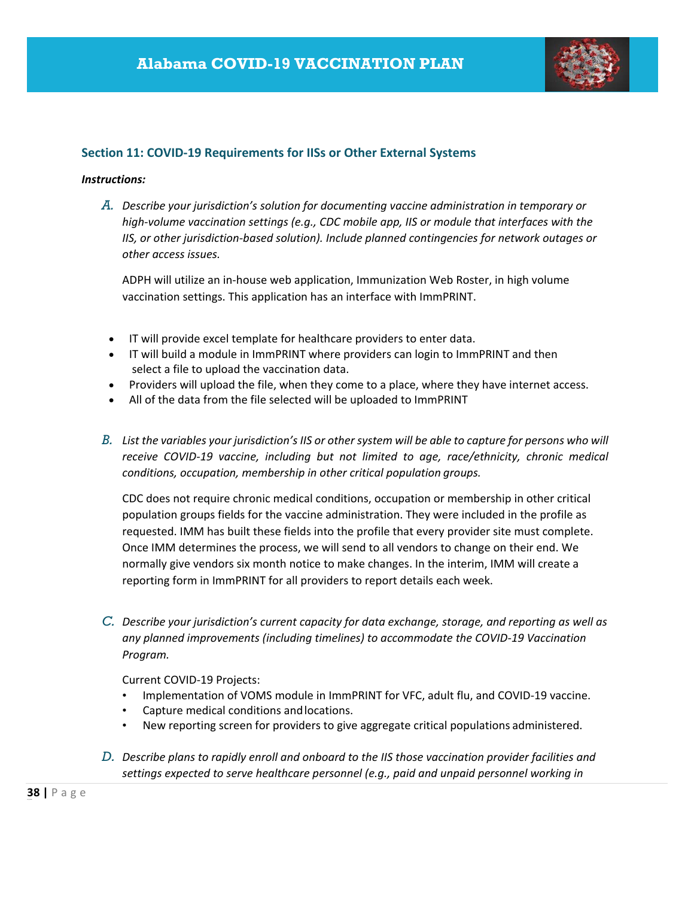## Section 11: COVID-19 Requirements for IISs or Other External Systems

***Instructions:***

A. *Describe your jurisdiction's solution for documenting vaccine administration in temporary or high-volume vaccination settings (e.g., CDC mobile app, IIS or module that interfaces with the IIS, or other jurisdiction-based solution). Include planned contingencies for network outages or other access issues.*

ADPH will utilize an in-house web application, Immunization Web Roster, in high volume vaccination settings. This application has an interface with ImmPRINT.

- IT will provide excel template for healthcare providers to enter data.
- IT will build a module in ImmPRINT where providers can login to ImmPRINT and then select a file to upload the vaccination data.
- Providers will upload the file, when they come to a place, where they have internet access.
- All of the data from the file selected will be uploaded to ImmPRINT

B. *List the variables your jurisdiction's IIS or other system will be able to capture for persons who will receive COVID-19 vaccine, including but not limited to age, race/ethnicity, chronic medical conditions, occupation, membership in other critical population groups.*

CDC does not require chronic medical conditions, occupation or membership in other critical population groups fields for the vaccine administration. They were included in the profile as requested. IMM has built these fields into the profile that every provider site must complete. Once IMM determines the process, we will send to all vendors to change on their end. We normally give vendors six month notice to make changes. In the interim, IMM will create a reporting form in ImmPRINT for all providers to report details each week.

C. *Describe your jurisdiction's current capacity for data exchange, storage, and reporting as well as any planned improvements (including timelines) to accommodate the COVID-19 Vaccination Program.*

Current COVID-19 Projects:

- Implementation of VOMS module in ImmPRINT for VFC, adult flu, and COVID-19 vaccine.
- Capture medical conditions and locations.
- New reporting screen for providers to give aggregate critical populations administered.

D. *Describe plans to rapidly enroll and onboard to the IIS those vaccination provider facilities and settings expected to serve healthcare personnel (e.g., paid and unpaid personnel working in*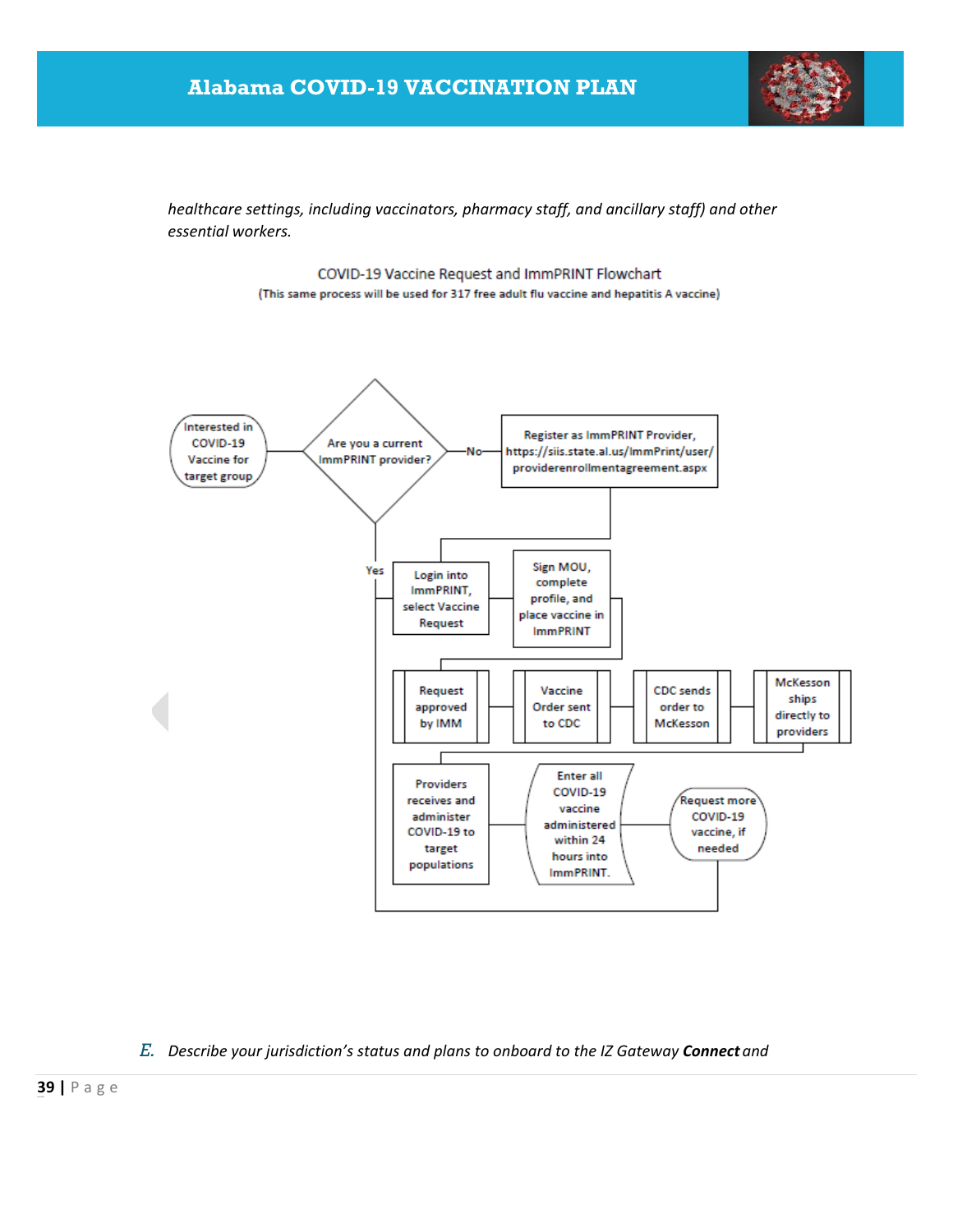*healthcare settings, including vaccinators, pharmacy staff, and ancillary staff) and other essential workers.*

COVID-19 Vaccine Request and ImmPRINT Flowchart

(This same process will be used for 317 free adult flu vaccine and hepatitis A vaccine)

Interested in COVID-19 Vaccine for target group

Are you a current ImmPRINT provider?

No

Register as ImmPRINT Provider, https://siis.state.al.us/ImmPrint/user/providerenrollmentagreement.aspx

Yes

Login into ImmPRINT, select Vaccine Request

Sign MOU, complete profile, and place vaccine in ImmPRINT

Request approved by IMM

Vaccine Order sent to CDC

CDC sends order to McKesson

McKesson ships directly to providers

Providers receives and administer COVID-19 to target populations

Enter all COVID-19 vaccine administered within 24 hours into ImmPRINT.

Request more COVID-19 vaccine, if needed

*E. Describe your jurisdiction's status and plans to onboard to the IZ Gateway* ***Connect*** *and*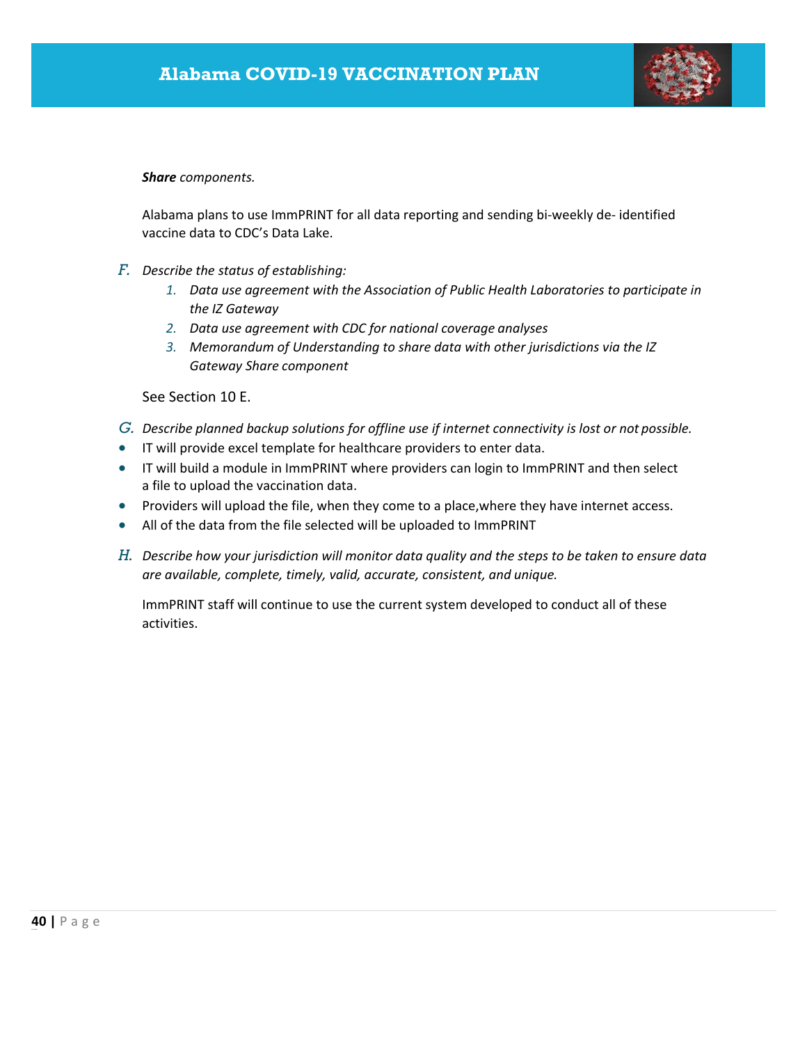***Share** components.*

Alabama plans to use ImmPRINT for all data reporting and sending bi-weekly de- identified vaccine data to CDC's Data Lake.

F. *Describe the status of establishing:*
   1. *Data use agreement with the Association of Public Health Laboratories to participate in the IZ Gateway*
   2. *Data use agreement with CDC for national coverage analyses*
   3. *Memorandum of Understanding to share data with other jurisdictions via the IZ Gateway Share component*

See Section 10 E.

G. *Describe planned backup solutions for offline use if internet connectivity is lost or not possible.*

- IT will provide excel template for healthcare providers to enter data.
- IT will build a module in ImmPRINT where providers can login to ImmPRINT and then select a file to upload the vaccination data.
- Providers will upload the file, when they come to a place,where they have internet access.
- All of the data from the file selected will be uploaded to ImmPRINT

H. *Describe how your jurisdiction will monitor data quality and the steps to be taken to ensure data are available, complete, timely, valid, accurate, consistent, and unique.*

ImmPRINT staff will continue to use the current system developed to conduct all of these activities.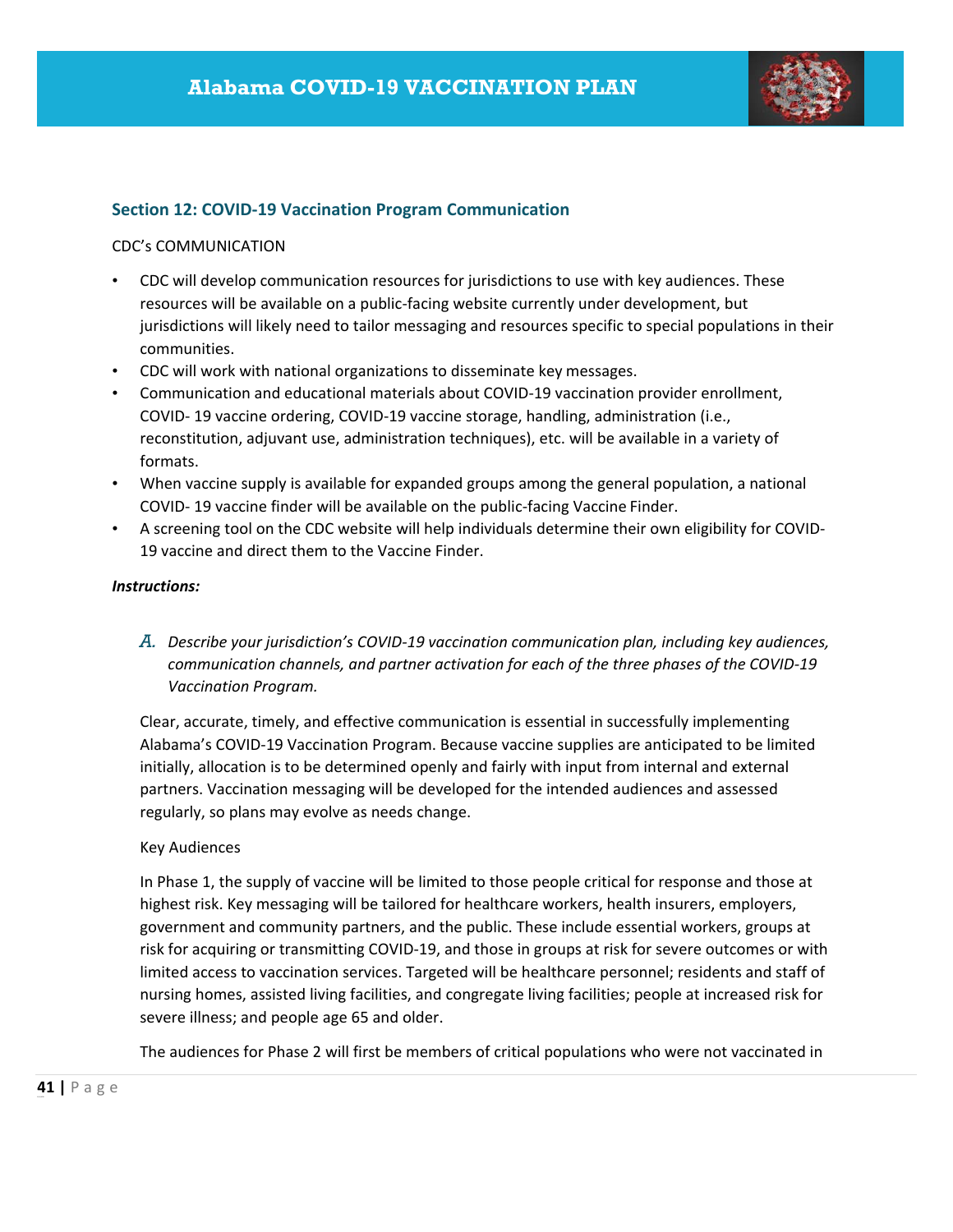## Section 12: COVID-19 Vaccination Program Communication

CDC's COMMUNICATION

- CDC will develop communication resources for jurisdictions to use with key audiences. These resources will be available on a public-facing website currently under development, but jurisdictions will likely need to tailor messaging and resources specific to special populations in their communities.
- CDC will work with national organizations to disseminate key messages.
- Communication and educational materials about COVID-19 vaccination provider enrollment, COVID- 19 vaccine ordering, COVID-19 vaccine storage, handling, administration (i.e., reconstitution, adjuvant use, administration techniques), etc. will be available in a variety of formats.
- When vaccine supply is available for expanded groups among the general population, a national COVID- 19 vaccine finder will be available on the public-facing Vaccine Finder.
- A screening tool on the CDC website will help individuals determine their own eligibility for COVID-19 vaccine and direct them to the Vaccine Finder.

***Instructions:***

*A. Describe your jurisdiction's COVID-19 vaccination communication plan, including key audiences, communication channels, and partner activation for each of the three phases of the COVID-19 Vaccination Program.*

Clear, accurate, timely, and effective communication is essential in successfully implementing Alabama's COVID-19 Vaccination Program. Because vaccine supplies are anticipated to be limited initially, allocation is to be determined openly and fairly with input from internal and external partners. Vaccination messaging will be developed for the intended audiences and assessed regularly, so plans may evolve as needs change.

Key Audiences

In Phase 1, the supply of vaccine will be limited to those people critical for response and those at highest risk. Key messaging will be tailored for healthcare workers, health insurers, employers, government and community partners, and the public. These include essential workers, groups at risk for acquiring or transmitting COVID-19, and those in groups at risk for severe outcomes or with limited access to vaccination services. Targeted will be healthcare personnel; residents and staff of nursing homes, assisted living facilities, and congregate living facilities; people at increased risk for severe illness; and people age 65 and older.

The audiences for Phase 2 will first be members of critical populations who were not vaccinated in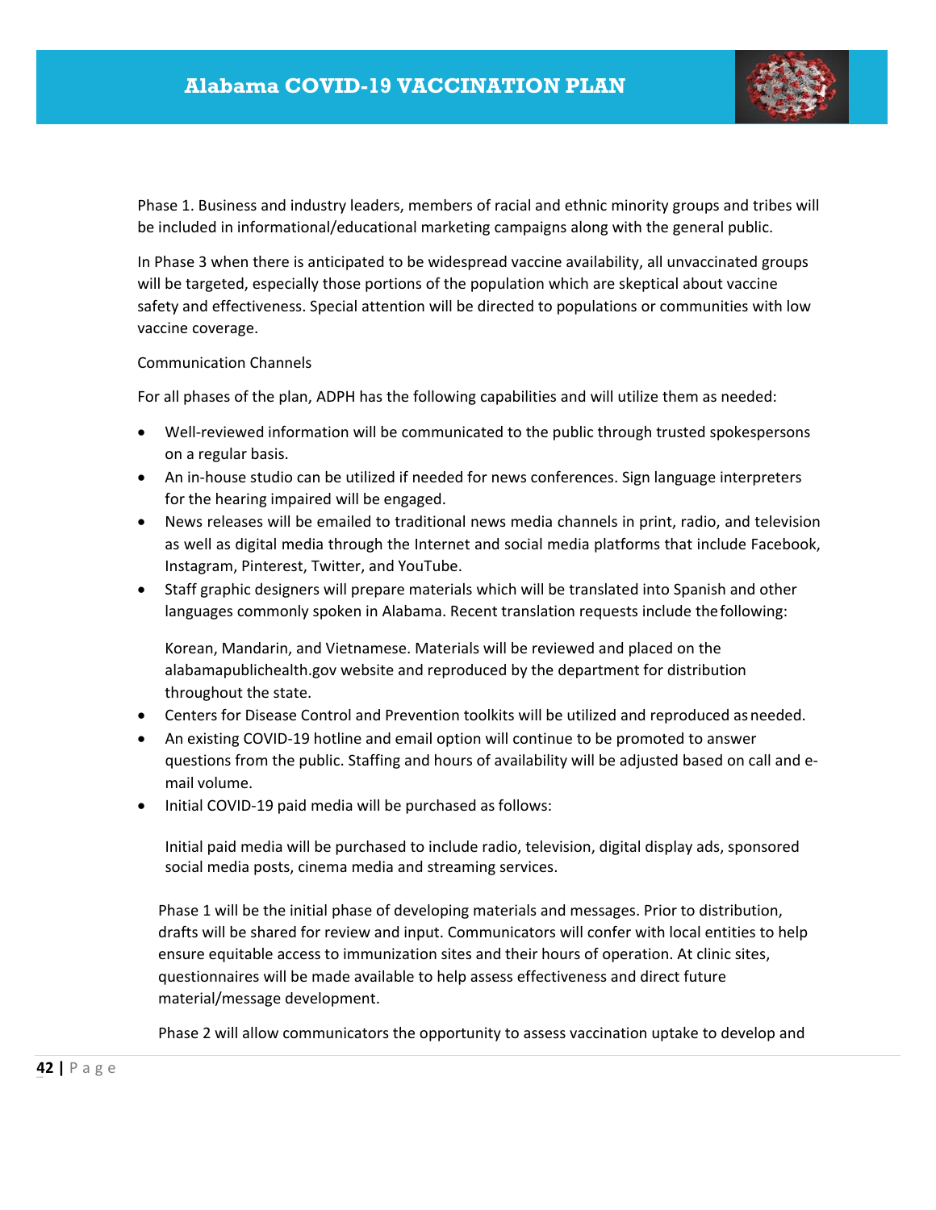Phase 1. Business and industry leaders, members of racial and ethnic minority groups and tribes will be included in informational/educational marketing campaigns along with the general public.

In Phase 3 when there is anticipated to be widespread vaccine availability, all unvaccinated groups will be targeted, especially those portions of the population which are skeptical about vaccine safety and effectiveness. Special attention will be directed to populations or communities with low vaccine coverage.

Communication Channels

For all phases of the plan, ADPH has the following capabilities and will utilize them as needed:

- Well-reviewed information will be communicated to the public through trusted spokespersons on a regular basis.
- An in-house studio can be utilized if needed for news conferences. Sign language interpreters for the hearing impaired will be engaged.
- News releases will be emailed to traditional news media channels in print, radio, and television as well as digital media through the Internet and social media platforms that include Facebook, Instagram, Pinterest, Twitter, and YouTube.
- Staff graphic designers will prepare materials which will be translated into Spanish and other languages commonly spoken in Alabama. Recent translation requests include the following:

  Korean, Mandarin, and Vietnamese. Materials will be reviewed and placed on the alabamapublichealth.gov website and reproduced by the department for distribution throughout the state.
- Centers for Disease Control and Prevention toolkits will be utilized and reproduced as needed.
- An existing COVID-19 hotline and email option will continue to be promoted to answer questions from the public. Staffing and hours of availability will be adjusted based on call and e-mail volume.
- Initial COVID-19 paid media will be purchased as follows:

  Initial paid media will be purchased to include radio, television, digital display ads, sponsored social media posts, cinema media and streaming services.

Phase 1 will be the initial phase of developing materials and messages. Prior to distribution, drafts will be shared for review and input. Communicators will confer with local entities to help ensure equitable access to immunization sites and their hours of operation. At clinic sites, questionnaires will be made available to help assess effectiveness and direct future material/message development.

Phase 2 will allow communicators the opportunity to assess vaccination uptake to develop and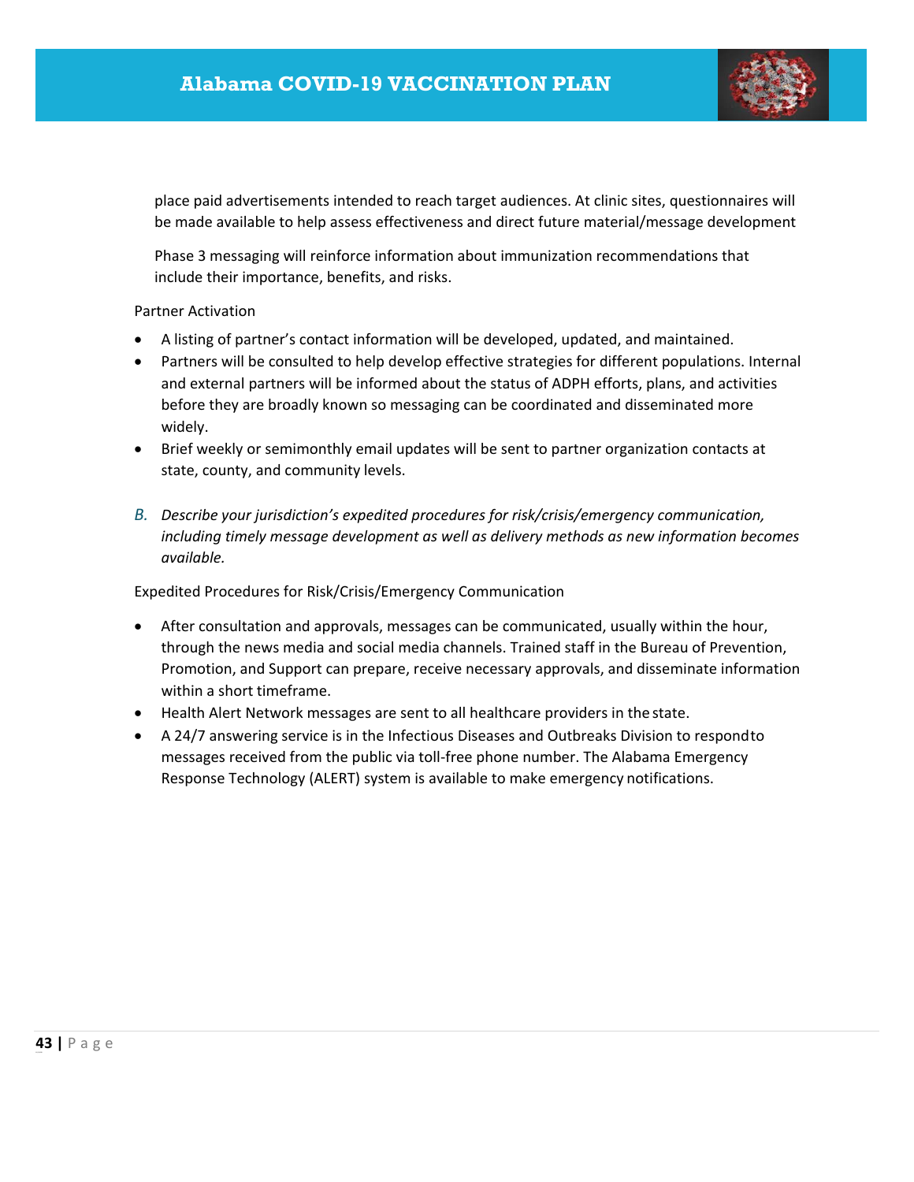place paid advertisements intended to reach target audiences. At clinic sites, questionnaires will be made available to help assess effectiveness and direct future material/message development

Phase 3 messaging will reinforce information about immunization recommendations that include their importance, benefits, and risks.

Partner Activation

- A listing of partner's contact information will be developed, updated, and maintained.
- Partners will be consulted to help develop effective strategies for different populations. Internal and external partners will be informed about the status of ADPH efforts, plans, and activities before they are broadly known so messaging can be coordinated and disseminated more widely.
- Brief weekly or semimonthly email updates will be sent to partner organization contacts at state, county, and community levels.

*B. Describe your jurisdiction's expedited procedures for risk/crisis/emergency communication, including timely message development as well as delivery methods as new information becomes available.*

Expedited Procedures for Risk/Crisis/Emergency Communication

- After consultation and approvals, messages can be communicated, usually within the hour, through the news media and social media channels. Trained staff in the Bureau of Prevention, Promotion, and Support can prepare, receive necessary approvals, and disseminate information within a short timeframe.
- Health Alert Network messages are sent to all healthcare providers in the state.
- A 24/7 answering service is in the Infectious Diseases and Outbreaks Division to respond to messages received from the public via toll-free phone number. The Alabama Emergency Response Technology (ALERT) system is available to make emergency notifications.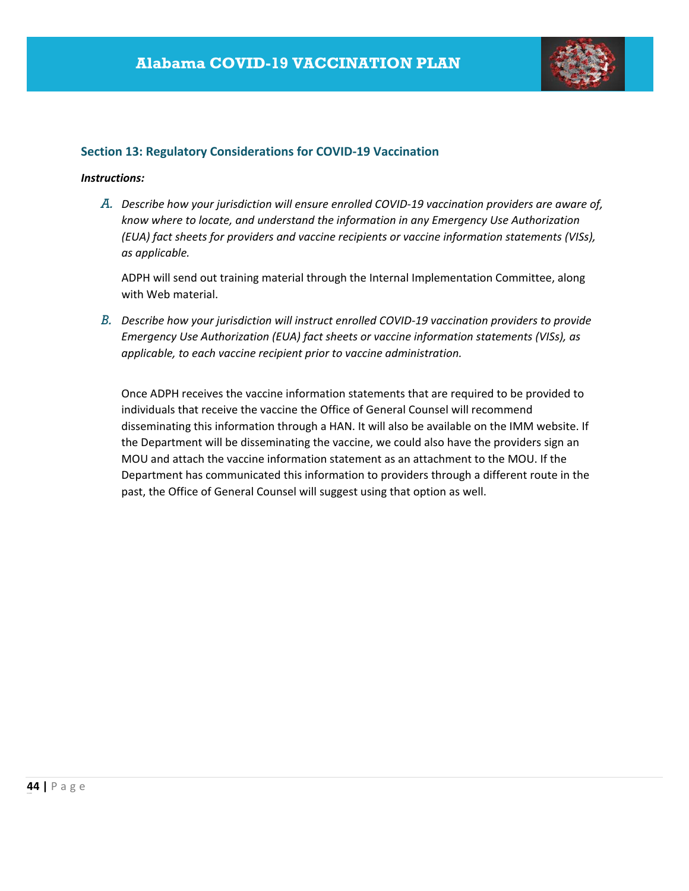## Section 13: Regulatory Considerations for COVID-19 Vaccination

***Instructions:***

*A. Describe how your jurisdiction will ensure enrolled COVID-19 vaccination providers are aware of, know where to locate, and understand the information in any Emergency Use Authorization (EUA) fact sheets for providers and vaccine recipients or vaccine information statements (VISs), as applicable.*

ADPH will send out training material through the Internal Implementation Committee, along with Web material.

*B. Describe how your jurisdiction will instruct enrolled COVID-19 vaccination providers to provide Emergency Use Authorization (EUA) fact sheets or vaccine information statements (VISs), as applicable, to each vaccine recipient prior to vaccine administration.*

Once ADPH receives the vaccine information statements that are required to be provided to individuals that receive the vaccine the Office of General Counsel will recommend disseminating this information through a HAN. It will also be available on the IMM website. If the Department will be disseminating the vaccine, we could also have the providers sign an MOU and attach the vaccine information statement as an attachment to the MOU. If the Department has communicated this information to providers through a different route in the past, the Office of General Counsel will suggest using that option as well.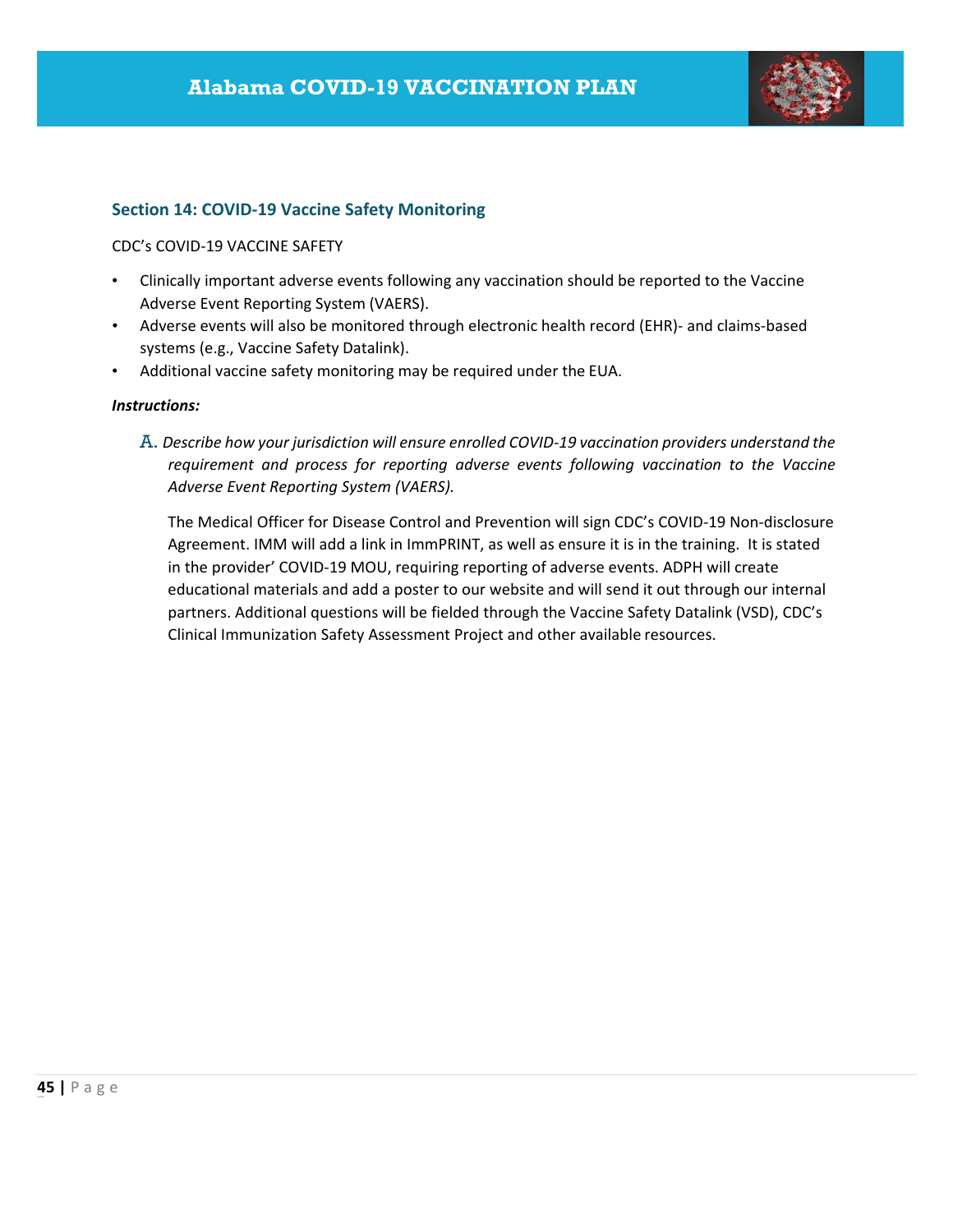## Section 14: COVID-19 Vaccine Safety Monitoring

CDC's COVID-19 VACCINE SAFETY

- Clinically important adverse events following any vaccination should be reported to the Vaccine Adverse Event Reporting System (VAERS).
- Adverse events will also be monitored through electronic health record (EHR)- and claims-based systems (e.g., Vaccine Safety Datalink).
- Additional vaccine safety monitoring may be required under the EUA.

***Instructions:***

A. *Describe how your jurisdiction will ensure enrolled COVID-19 vaccination providers understand the requirement and process for reporting adverse events following vaccination to the Vaccine Adverse Event Reporting System (VAERS).*

The Medical Officer for Disease Control and Prevention will sign CDC's COVID-19 Non-disclosure Agreement. IMM will add a link in ImmPRINT, as well as ensure it is in the training. It is stated in the provider' COVID-19 MOU, requiring reporting of adverse events. ADPH will create educational materials and add a poster to our website and will send it out through our internal partners. Additional questions will be fielded through the Vaccine Safety Datalink (VSD), CDC's Clinical Immunization Safety Assessment Project and other available resources.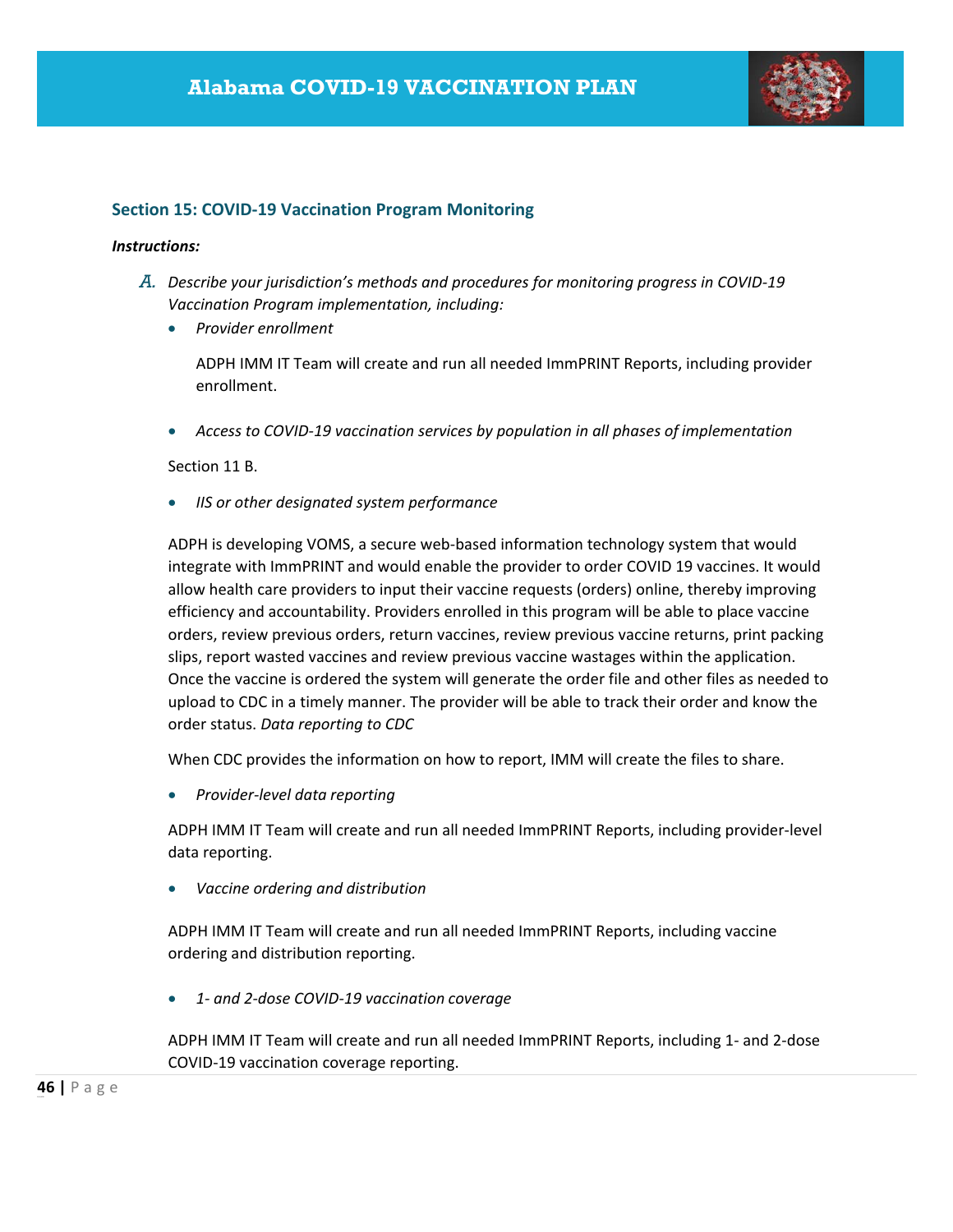### Section 15: COVID-19 Vaccination Program Monitoring

***Instructions:***

A. *Describe your jurisdiction's methods and procedures for monitoring progress in COVID-19 Vaccination Program implementation, including:*

- *Provider enrollment*

  ADPH IMM IT Team will create and run all needed ImmPRINT Reports, including provider enrollment.

- *Access to COVID-19 vaccination services by population in all phases of implementation*

Section 11 B.

- *IIS or other designated system performance*

ADPH is developing VOMS, a secure web-based information technology system that would integrate with ImmPRINT and would enable the provider to order COVID 19 vaccines. It would allow health care providers to input their vaccine requests (orders) online, thereby improving efficiency and accountability. Providers enrolled in this program will be able to place vaccine orders, review previous orders, return vaccines, review previous vaccine returns, print packing slips, report wasted vaccines and review previous vaccine wastages within the application. Once the vaccine is ordered the system will generate the order file and other files as needed to upload to CDC in a timely manner. The provider will be able to track their order and know the order status. *Data reporting to CDC*

When CDC provides the information on how to report, IMM will create the files to share.

- *Provider-level data reporting*

ADPH IMM IT Team will create and run all needed ImmPRINT Reports, including provider-level data reporting.

- *Vaccine ordering and distribution*

ADPH IMM IT Team will create and run all needed ImmPRINT Reports, including vaccine ordering and distribution reporting.

- *1- and 2-dose COVID-19 vaccination coverage*

ADPH IMM IT Team will create and run all needed ImmPRINT Reports, including 1- and 2-dose COVID-19 vaccination coverage reporting.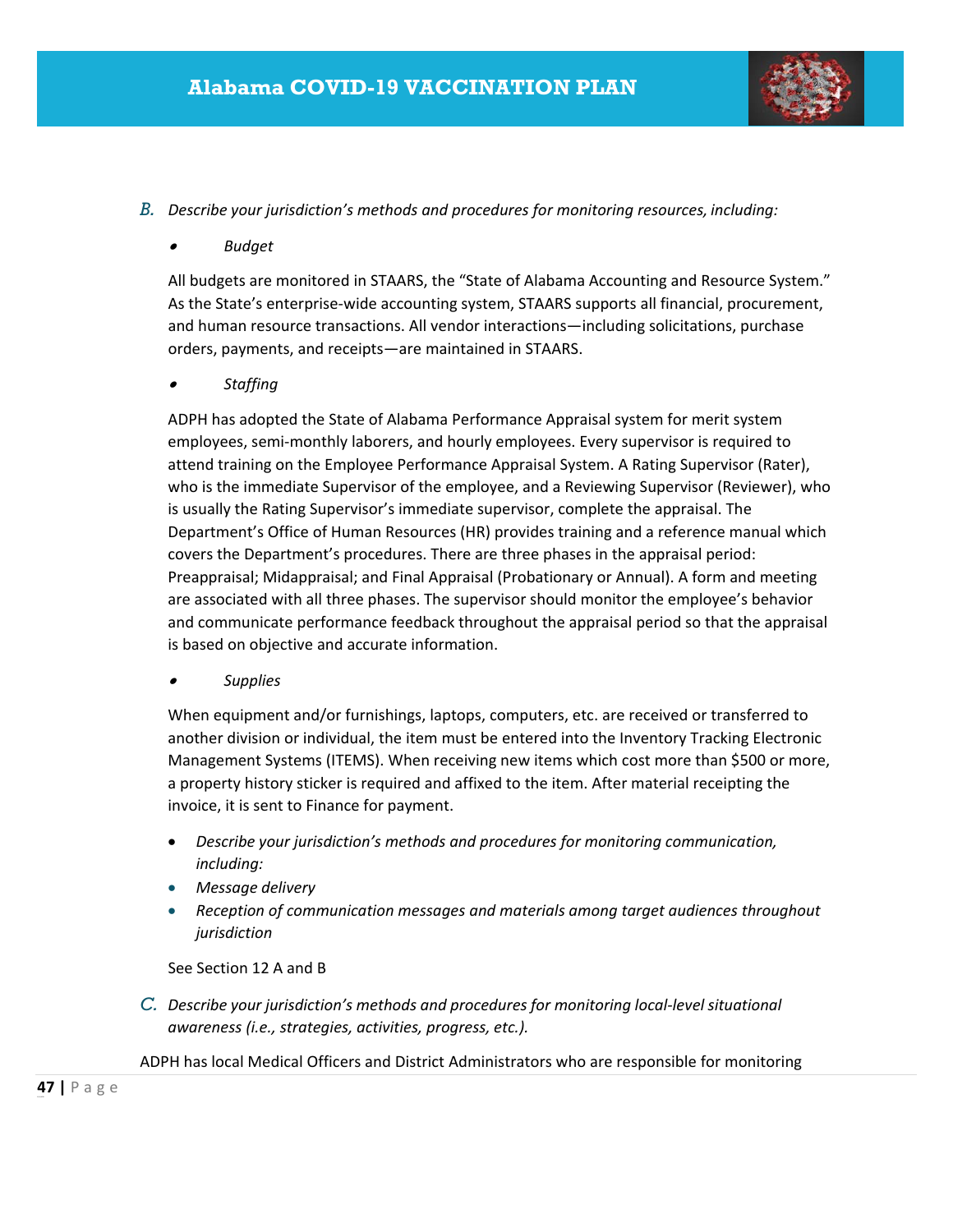*B. Describe your jurisdiction's methods and procedures for monitoring resources, including:*

- *Budget*

All budgets are monitored in STAARS, the "State of Alabama Accounting and Resource System." As the State's enterprise-wide accounting system, STAARS supports all financial, procurement, and human resource transactions. All vendor interactions—including solicitations, purchase orders, payments, and receipts—are maintained in STAARS.

- *Staffing*

ADPH has adopted the State of Alabama Performance Appraisal system for merit system employees, semi-monthly laborers, and hourly employees. Every supervisor is required to attend training on the Employee Performance Appraisal System. A Rating Supervisor (Rater), who is the immediate Supervisor of the employee, and a Reviewing Supervisor (Reviewer), who is usually the Rating Supervisor's immediate supervisor, complete the appraisal. The Department's Office of Human Resources (HR) provides training and a reference manual which covers the Department's procedures. There are three phases in the appraisal period: Preappraisal; Midappraisal; and Final Appraisal (Probationary or Annual). A form and meeting are associated with all three phases. The supervisor should monitor the employee's behavior and communicate performance feedback throughout the appraisal period so that the appraisal is based on objective and accurate information.

- *Supplies*

When equipment and/or furnishings, laptops, computers, etc. are received or transferred to another division or individual, the item must be entered into the Inventory Tracking Electronic Management Systems (ITEMS). When receiving new items which cost more than $500 or more, a property history sticker is required and affixed to the item. After material receipting the invoice, it is sent to Finance for payment.

- *Describe your jurisdiction's methods and procedures for monitoring communication, including:*
- *Message delivery*
- *Reception of communication messages and materials among target audiences throughout jurisdiction*

See Section 12 A and B

*C. Describe your jurisdiction's methods and procedures for monitoring local-level situational awareness (i.e., strategies, activities, progress, etc.).*

ADPH has local Medical Officers and District Administrators who are responsible for monitoring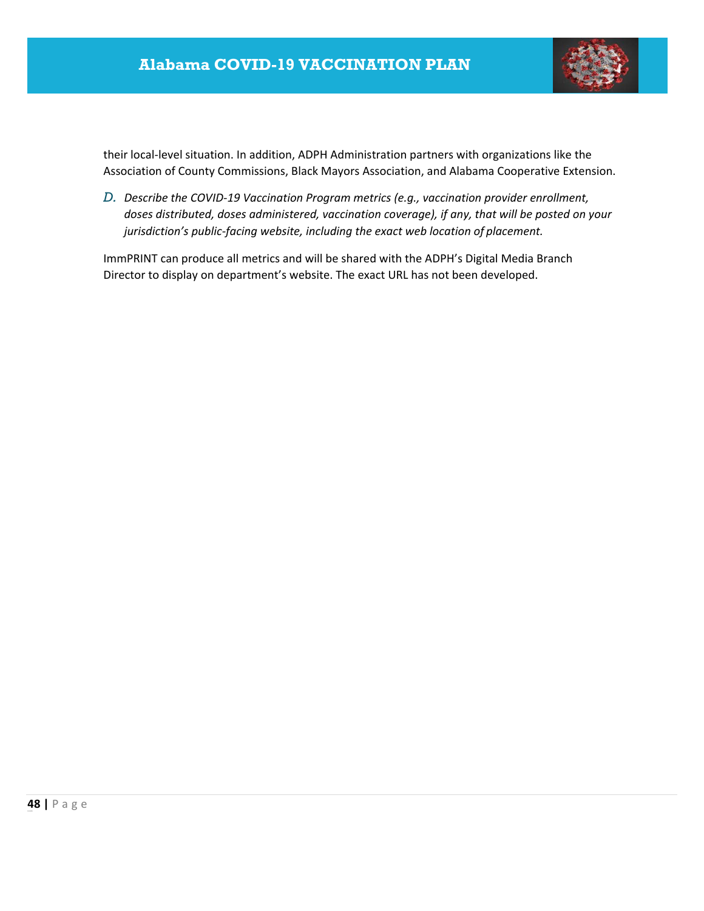their local-level situation. In addition, ADPH Administration partners with organizations like the Association of County Commissions, Black Mayors Association, and Alabama Cooperative Extension.

*D. Describe the COVID-19 Vaccination Program metrics (e.g., vaccination provider enrollment, doses distributed, doses administered, vaccination coverage), if any, that will be posted on your jurisdiction's public-facing website, including the exact web location of placement.*

ImmPRINT can produce all metrics and will be shared with the ADPH's Digital Media Branch Director to display on department's website. The exact URL has not been developed.